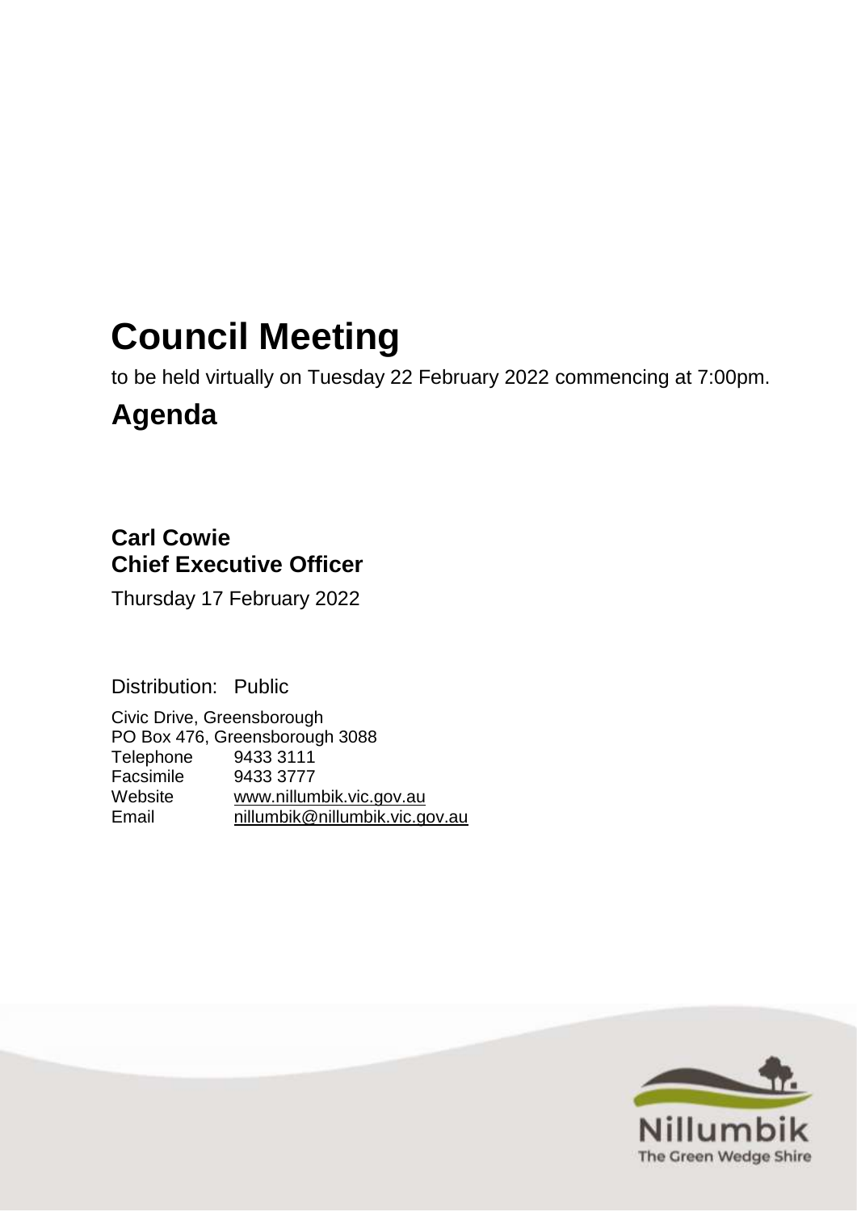# Council Meeting

to be held virtually on Tuesday 22 February 2022 commencing at 7:00pm.

## Agenda

**Carl Cowie**
**Chief Executive Officer**

Thursday 17 February 2022

Distribution: Public

Civic Drive, Greensborough
PO Box 476, Greensborough 3088

| | |
|---|---|
| Telephone | 9433 3111 |
| Facsimile | 9433 3777 |
| Website | www.nillumbik.vic.gov.au |
| Email | nillumbik@nillumbik.vic.gov.au |

Nillumbik
The Green Wedge Shire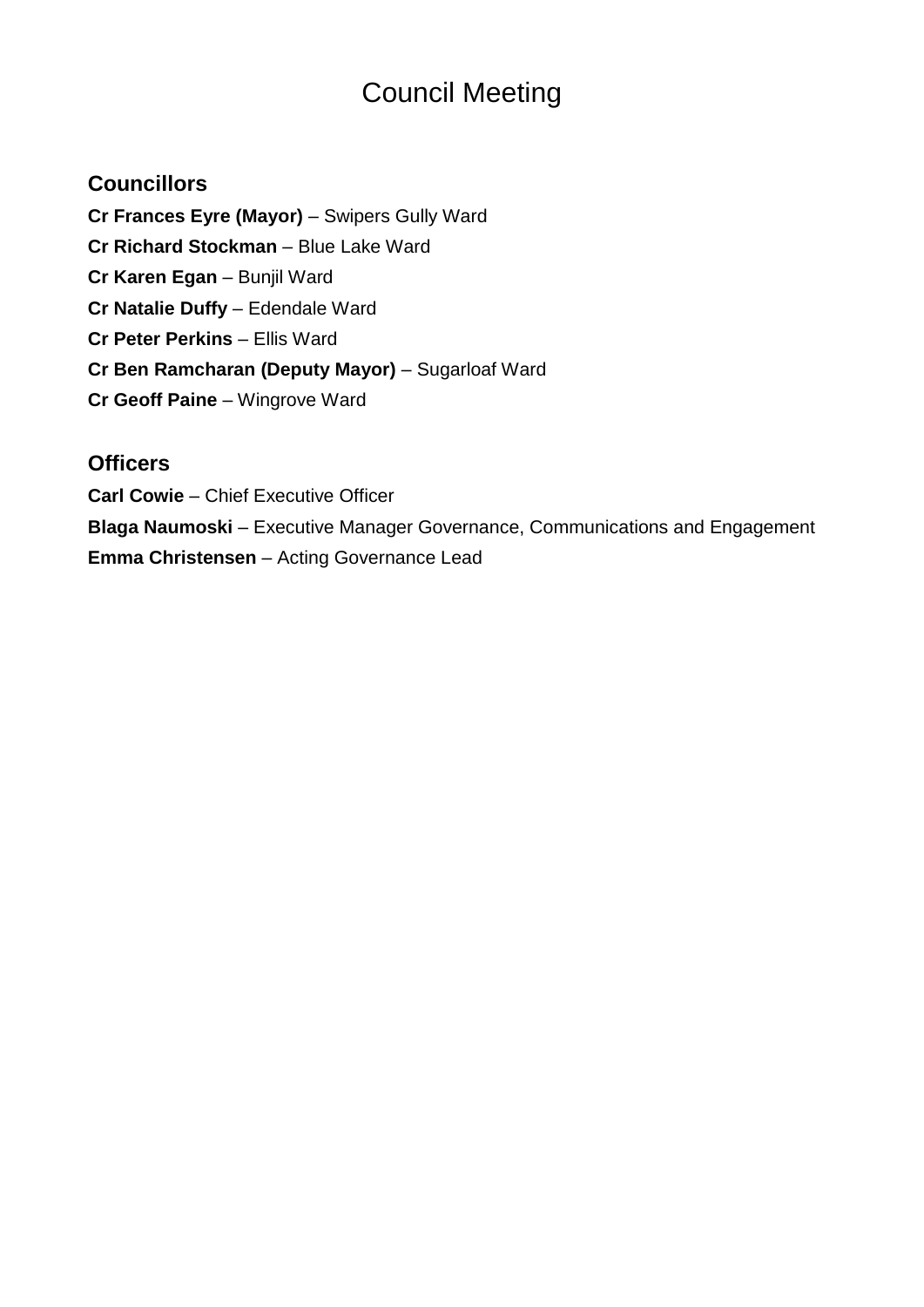# Council Meeting

## Councillors

**Cr Frances Eyre (Mayor)** – Swipers Gully Ward

**Cr Richard Stockman** – Blue Lake Ward

**Cr Karen Egan** – Bunjil Ward

**Cr Natalie Duffy** – Edendale Ward

**Cr Peter Perkins** – Ellis Ward

**Cr Ben Ramcharan (Deputy Mayor)** – Sugarloaf Ward

**Cr Geoff Paine** – Wingrove Ward

## Officers

**Carl Cowie** – Chief Executive Officer

**Blaga Naumoski** – Executive Manager Governance, Communications and Engagement

**Emma Christensen** – Acting Governance Lead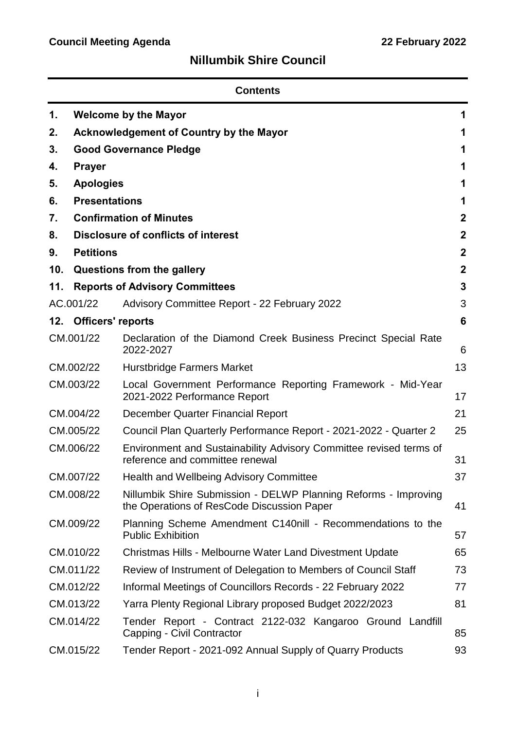# Nillumbik Shire Council

## Contents

| | | |
|---|---|---|
| **1.** | **Welcome by the Mayor** | **1** |
| **2.** | **Acknowledgement of Country by the Mayor** | **1** |
| **3.** | **Good Governance Pledge** | **1** |
| **4.** | **Prayer** | **1** |
| **5.** | **Apologies** | **1** |
| **6.** | **Presentations** | **1** |
| **7.** | **Confirmation of Minutes** | **2** |
| **8.** | **Disclosure of conflicts of interest** | **2** |
| **9.** | **Petitions** | **2** |
| **10.** | **Questions from the gallery** | **2** |
| **11.** | **Reports of Advisory Committees** | **3** |
| AC.001/22 | Advisory Committee Report - 22 February 2022 | 3 |
| **12.** | **Officers' reports** | **6** |
| CM.001/22 | Declaration of the Diamond Creek Business Precinct Special Rate 2022-2027 | 6 |
| CM.002/22 | Hurstbridge Farmers Market | 13 |
| CM.003/22 | Local Government Performance Reporting Framework - Mid-Year 2021-2022 Performance Report | 17 |
| CM.004/22 | December Quarter Financial Report | 21 |
| CM.005/22 | Council Plan Quarterly Performance Report - 2021-2022 - Quarter 2 | 25 |
| CM.006/22 | Environment and Sustainability Advisory Committee revised terms of reference and committee renewal | 31 |
| CM.007/22 | Health and Wellbeing Advisory Committee | 37 |
| CM.008/22 | Nillumbik Shire Submission - DELWP Planning Reforms - Improving the Operations of ResCode Discussion Paper | 41 |
| CM.009/22 | Planning Scheme Amendment C140nill - Recommendations to the Public Exhibition | 57 |
| CM.010/22 | Christmas Hills - Melbourne Water Land Divestment Update | 65 |
| CM.011/22 | Review of Instrument of Delegation to Members of Council Staff | 73 |
| CM.012/22 | Informal Meetings of Councillors Records - 22 February 2022 | 77 |
| CM.013/22 | Yarra Plenty Regional Library proposed Budget 2022/2023 | 81 |
| CM.014/22 | Tender Report - Contract 2122-032 Kangaroo Ground Landfill Capping - Civil Contractor | 85 |
| CM.015/22 | Tender Report - 2021-092 Annual Supply of Quarry Products | 93 |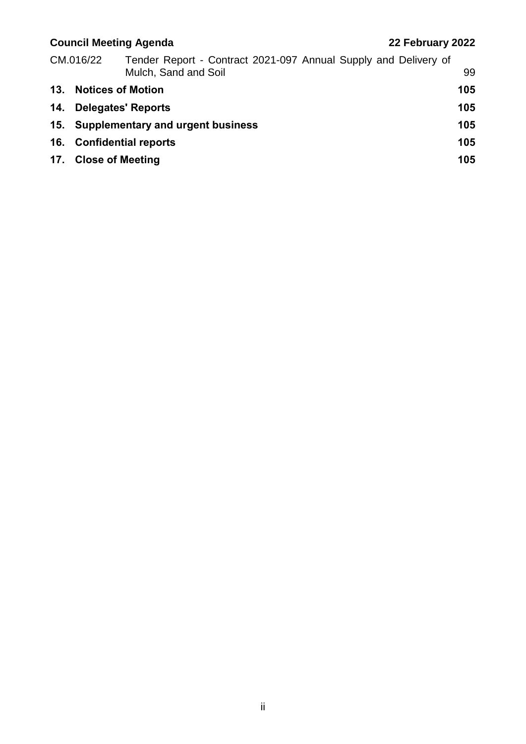| | | |
|---|---|---|
| CM.016/22 | Tender Report - Contract 2021-097 Annual Supply and Delivery of Mulch, Sand and Soil | 99 |
| **13.** | **Notices of Motion** | **105** |
| **14.** | **Delegates' Reports** | **105** |
| **15.** | **Supplementary and urgent business** | **105** |
| **16.** | **Confidential reports** | **105** |
| **17.** | **Close of Meeting** | **105** |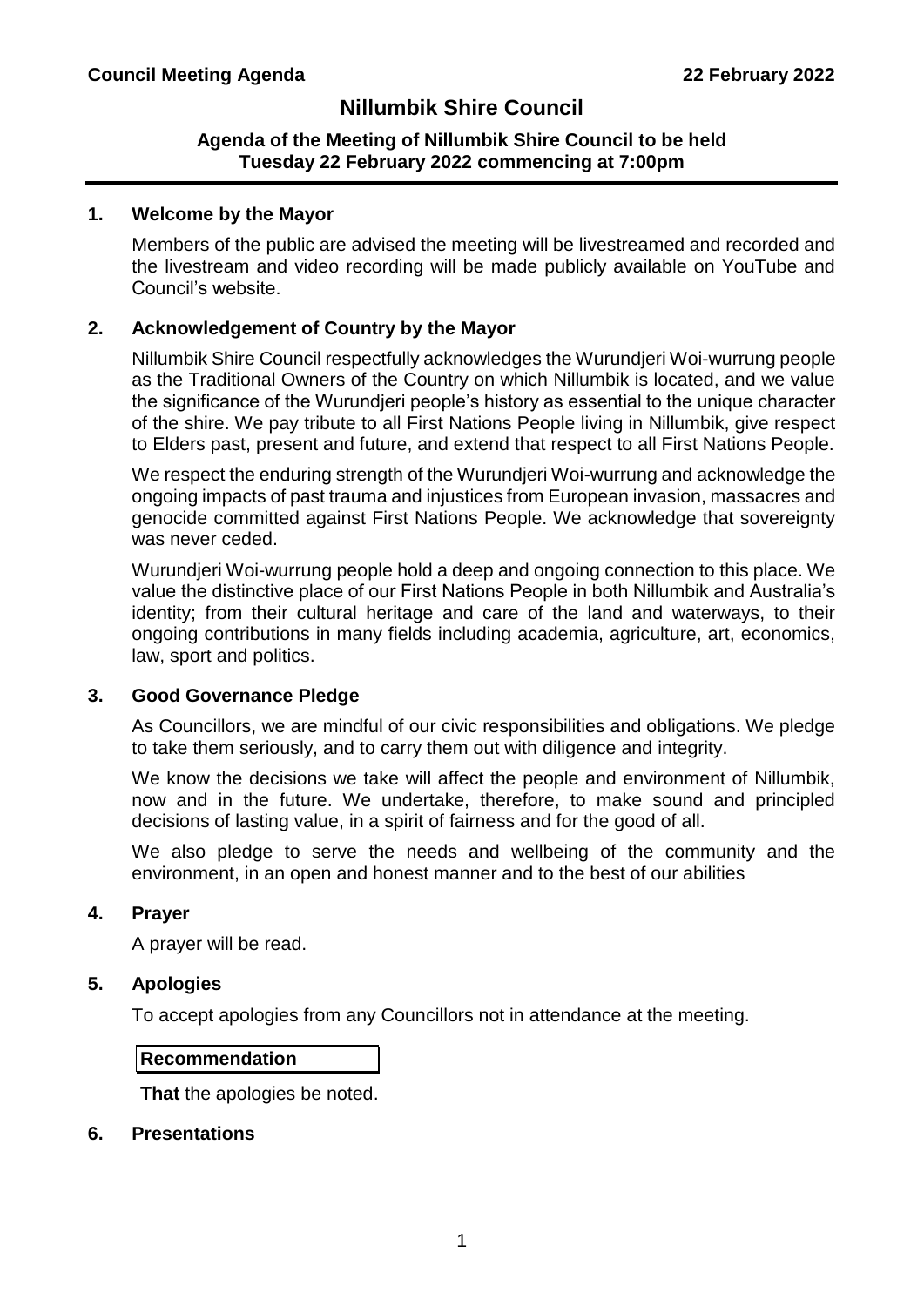# Nillumbik Shire Council

**Agenda of the Meeting of Nillumbik Shire Council to be held Tuesday 22 February 2022 commencing at 7:00pm**

## 1. Welcome by the Mayor

Members of the public are advised the meeting will be livestreamed and recorded and the livestream and video recording will be made publicly available on YouTube and Council's website.

## 2. Acknowledgement of Country by the Mayor

Nillumbik Shire Council respectfully acknowledges the Wurundjeri Woi-wurrung people as the Traditional Owners of the Country on which Nillumbik is located, and we value the significance of the Wurundjeri people's history as essential to the unique character of the shire. We pay tribute to all First Nations People living in Nillumbik, give respect to Elders past, present and future, and extend that respect to all First Nations People.

We respect the enduring strength of the Wurundjeri Woi-wurrung and acknowledge the ongoing impacts of past trauma and injustices from European invasion, massacres and genocide committed against First Nations People. We acknowledge that sovereignty was never ceded.

Wurundjeri Woi-wurrung people hold a deep and ongoing connection to this place. We value the distinctive place of our First Nations People in both Nillumbik and Australia's identity; from their cultural heritage and care of the land and waterways, to their ongoing contributions in many fields including academia, agriculture, art, economics, law, sport and politics.

## 3. Good Governance Pledge

As Councillors, we are mindful of our civic responsibilities and obligations. We pledge to take them seriously, and to carry them out with diligence and integrity.

We know the decisions we take will affect the people and environment of Nillumbik, now and in the future. We undertake, therefore, to make sound and principled decisions of lasting value, in a spirit of fairness and for the good of all.

We also pledge to serve the needs and wellbeing of the community and the environment, in an open and honest manner and to the best of our abilities

## 4. Prayer

A prayer will be read.

## 5. Apologies

To accept apologies from any Councillors not in attendance at the meeting.

**Recommendation**

**That** the apologies be noted.

## 6. Presentations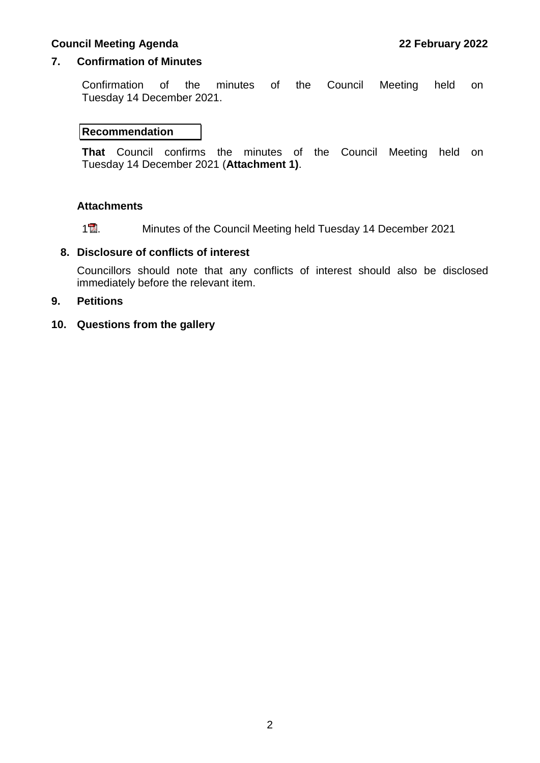## 7. Confirmation of Minutes

Confirmation of the minutes of the Council Meeting held on Tuesday 14 December 2021.

**Recommendation**

**That** Council confirms the minutes of the Council Meeting held on Tuesday 14 December 2021 (**Attachment 1)**.

### Attachments

1. Minutes of the Council Meeting held Tuesday 14 December 2021

## 8. Disclosure of conflicts of interest

Councillors should note that any conflicts of interest should also be disclosed immediately before the relevant item.

## 9. Petitions

## 10. Questions from the gallery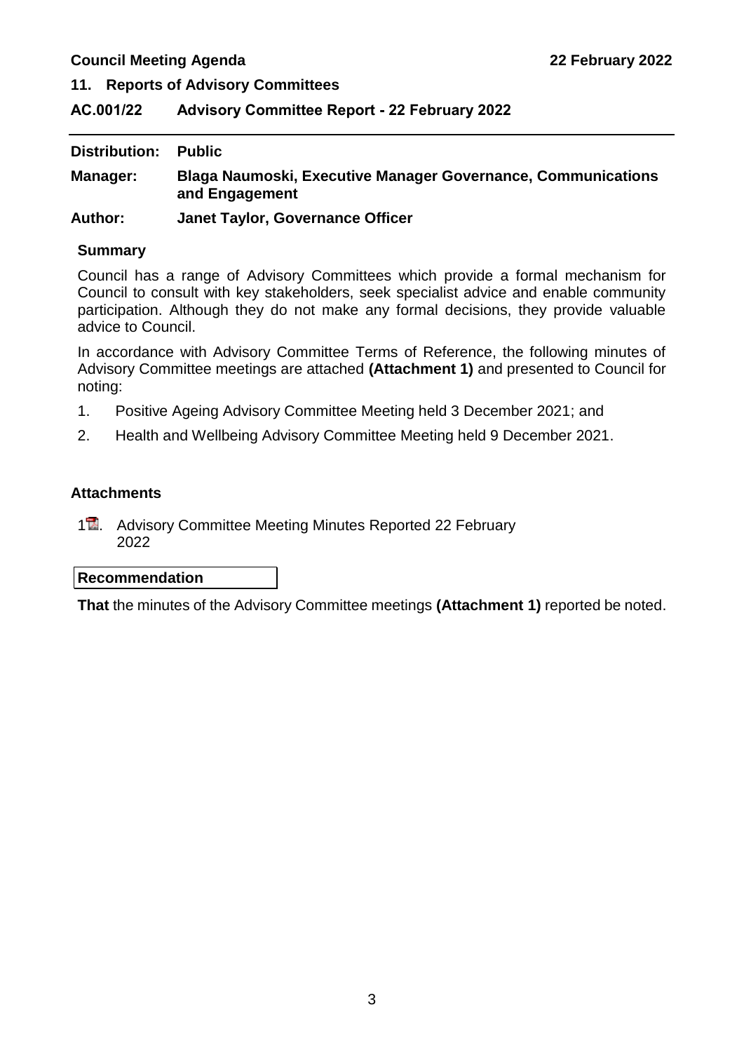## 11. Reports of Advisory Committees

## AC.001/22 Advisory Committee Report - 22 February 2022

**Distribution:** **Public**

**Manager:** **Blaga Naumoski, Executive Manager Governance, Communications and Engagement**

**Author:** **Janet Taylor, Governance Officer**

### Summary

Council has a range of Advisory Committees which provide a formal mechanism for Council to consult with key stakeholders, seek specialist advice and enable community participation. Although they do not make any formal decisions, they provide valuable advice to Council.

In accordance with Advisory Committee Terms of Reference, the following minutes of Advisory Committee meetings are attached **(Attachment 1)** and presented to Council for noting:

1. Positive Ageing Advisory Committee Meeting held 3 December 2021; and
2. Health and Wellbeing Advisory Committee Meeting held 9 December 2021.

### Attachments

1. Advisory Committee Meeting Minutes Reported 22 February 2022

### Recommendation

**That** the minutes of the Advisory Committee meetings **(Attachment 1)** reported be noted.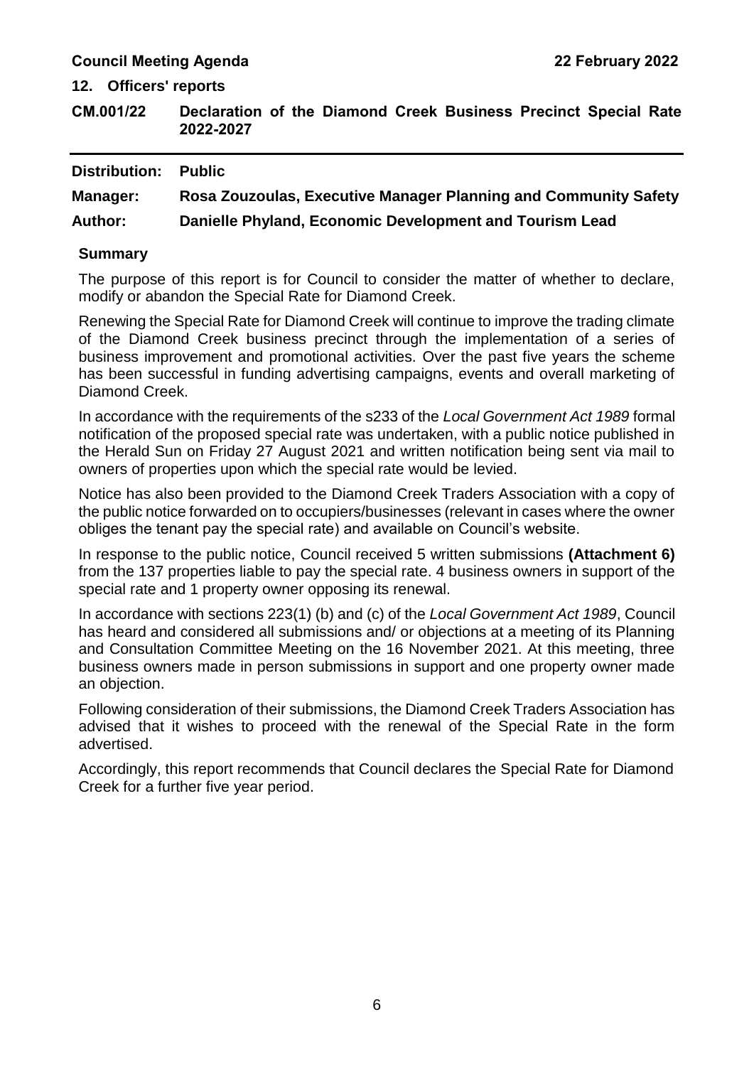## 12. Officers' reports

### CM.001/22 Declaration of the Diamond Creek Business Precinct Special Rate 2022-2027

**Distribution:** Public

**Manager:** Rosa Zouzoulas, Executive Manager Planning and Community Safety

**Author:** Danielle Phyland, Economic Development and Tourism Lead

**Summary**

The purpose of this report is for Council to consider the matter of whether to declare, modify or abandon the Special Rate for Diamond Creek.

Renewing the Special Rate for Diamond Creek will continue to improve the trading climate of the Diamond Creek business precinct through the implementation of a series of business improvement and promotional activities. Over the past five years the scheme has been successful in funding advertising campaigns, events and overall marketing of Diamond Creek.

In accordance with the requirements of the s233 of the *Local Government Act 1989* formal notification of the proposed special rate was undertaken, with a public notice published in the Herald Sun on Friday 27 August 2021 and written notification being sent via mail to owners of properties upon which the special rate would be levied.

Notice has also been provided to the Diamond Creek Traders Association with a copy of the public notice forwarded on to occupiers/businesses (relevant in cases where the owner obliges the tenant pay the special rate) and available on Council's website.

In response to the public notice, Council received 5 written submissions **(Attachment 6)** from the 137 properties liable to pay the special rate. 4 business owners in support of the special rate and 1 property owner opposing its renewal.

In accordance with sections 223(1) (b) and (c) of the *Local Government Act 1989*, Council has heard and considered all submissions and/ or objections at a meeting of its Planning and Consultation Committee Meeting on the 16 November 2021. At this meeting, three business owners made in person submissions in support and one property owner made an objection.

Following consideration of their submissions, the Diamond Creek Traders Association has advised that it wishes to proceed with the renewal of the Special Rate in the form advertised.

Accordingly, this report recommends that Council declares the Special Rate for Diamond Creek for a further five year period.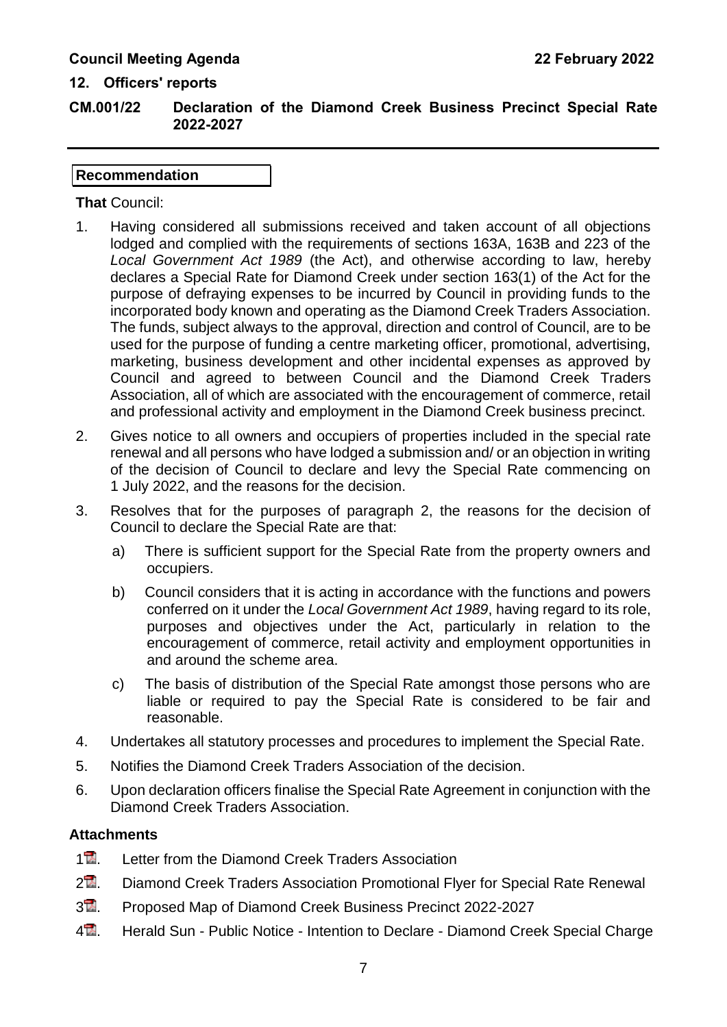## 12. Officers' reports

## CM.001/22 Declaration of the Diamond Creek Business Precinct Special Rate 2022-2027

**Recommendation**

**That** Council:

1. Having considered all submissions received and taken account of all objections lodged and complied with the requirements of sections 163A, 163B and 223 of the *Local Government Act 1989* (the Act), and otherwise according to law, hereby declares a Special Rate for Diamond Creek under section 163(1) of the Act for the purpose of defraying expenses to be incurred by Council in providing funds to the incorporated body known and operating as the Diamond Creek Traders Association. The funds, subject always to the approval, direction and control of Council, are to be used for the purpose of funding a centre marketing officer, promotional, advertising, marketing, business development and other incidental expenses as approved by Council and agreed to between Council and the Diamond Creek Traders Association, all of which are associated with the encouragement of commerce, retail and professional activity and employment in the Diamond Creek business precinct.
2. Gives notice to all owners and occupiers of properties included in the special rate renewal and all persons who have lodged a submission and/ or an objection in writing of the decision of Council to declare and levy the Special Rate commencing on 1 July 2022, and the reasons for the decision.
3. Resolves that for the purposes of paragraph 2, the reasons for the decision of Council to declare the Special Rate are that:
   a) There is sufficient support for the Special Rate from the property owners and occupiers.
   b) Council considers that it is acting in accordance with the functions and powers conferred on it under the *Local Government Act 1989*, having regard to its role, purposes and objectives under the Act, particularly in relation to the encouragement of commerce, retail activity and employment opportunities in and around the scheme area.
   c) The basis of distribution of the Special Rate amongst those persons who are liable or required to pay the Special Rate is considered to be fair and reasonable.
4. Undertakes all statutory processes and procedures to implement the Special Rate.
5. Notifies the Diamond Creek Traders Association of the decision.
6. Upon declaration officers finalise the Special Rate Agreement in conjunction with the Diamond Creek Traders Association.

**Attachments**

1. Letter from the Diamond Creek Traders Association
2. Diamond Creek Traders Association Promotional Flyer for Special Rate Renewal
3. Proposed Map of Diamond Creek Business Precinct 2022-2027
4. Herald Sun - Public Notice - Intention to Declare - Diamond Creek Special Charge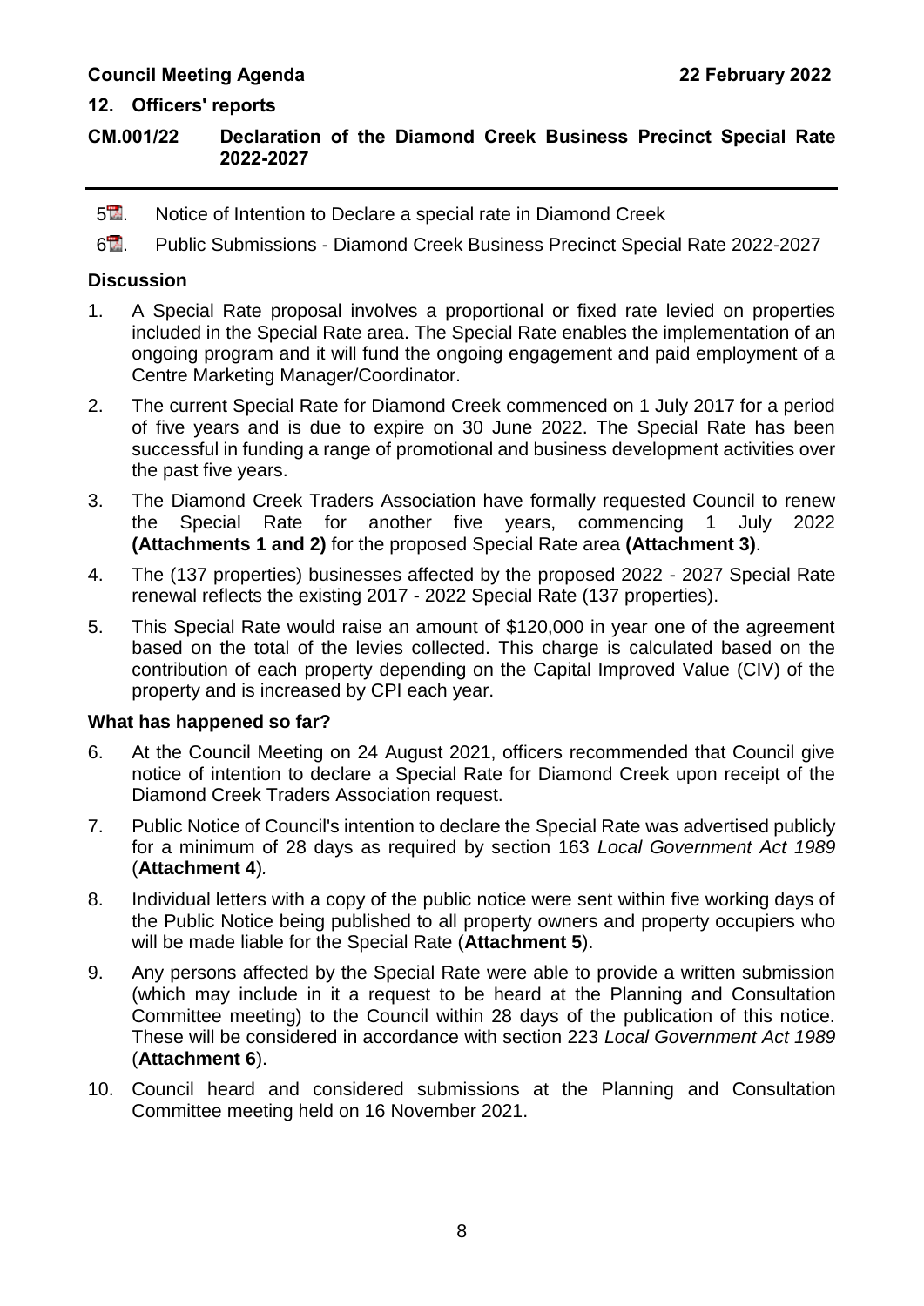## 12. Officers' reports

## CM.001/22 Declaration of the Diamond Creek Business Precinct Special Rate 2022-2027

5. Notice of Intention to Declare a special rate in Diamond Creek
6. Public Submissions - Diamond Creek Business Precinct Special Rate 2022-2027

### Discussion

1. A Special Rate proposal involves a proportional or fixed rate levied on properties included in the Special Rate area. The Special Rate enables the implementation of an ongoing program and it will fund the ongoing engagement and paid employment of a Centre Marketing Manager/Coordinator.
2. The current Special Rate for Diamond Creek commenced on 1 July 2017 for a period of five years and is due to expire on 30 June 2022. The Special Rate has been successful in funding a range of promotional and business development activities over the past five years.
3. The Diamond Creek Traders Association have formally requested Council to renew the Special Rate for another five years, commencing 1 July 2022 **(Attachments 1 and 2)** for the proposed Special Rate area **(Attachment 3)**.
4. The (137 properties) businesses affected by the proposed 2022 - 2027 Special Rate renewal reflects the existing 2017 - 2022 Special Rate (137 properties).
5. This Special Rate would raise an amount of $120,000 in year one of the agreement based on the total of the levies collected. This charge is calculated based on the contribution of each property depending on the Capital Improved Value (CIV) of the property and is increased by CPI each year.

### What has happened so far?

6. At the Council Meeting on 24 August 2021, officers recommended that Council give notice of intention to declare a Special Rate for Diamond Creek upon receipt of the Diamond Creek Traders Association request.
7. Public Notice of Council's intention to declare the Special Rate was advertised publicly for a minimum of 28 days as required by section 163 *Local Government Act 1989* (**Attachment 4**).
8. Individual letters with a copy of the public notice were sent within five working days of the Public Notice being published to all property owners and property occupiers who will be made liable for the Special Rate (**Attachment 5**).
9. Any persons affected by the Special Rate were able to provide a written submission (which may include in it a request to be heard at the Planning and Consultation Committee meeting) to the Council within 28 days of the publication of this notice. These will be considered in accordance with section 223 *Local Government Act 1989* (**Attachment 6**).
10. Council heard and considered submissions at the Planning and Consultation Committee meeting held on 16 November 2021.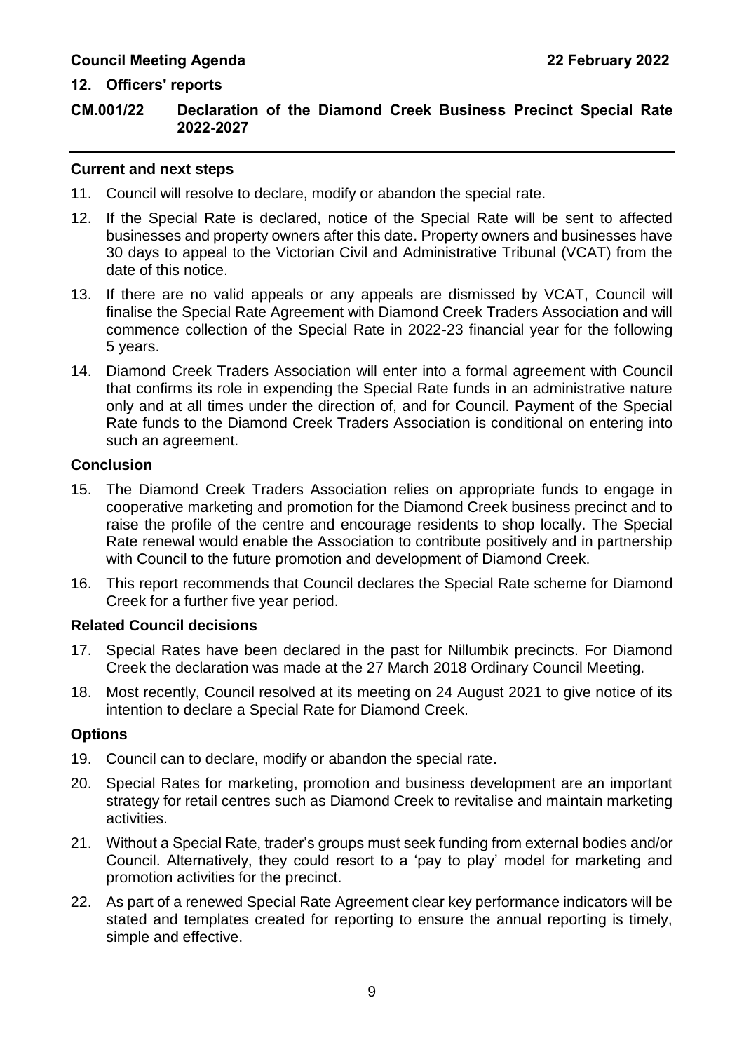## CM.001/22 Declaration of the Diamond Creek Business Precinct Special Rate 2022-2027

### Current and next steps

11. Council will resolve to declare, modify or abandon the special rate.
12. If the Special Rate is declared, notice of the Special Rate will be sent to affected businesses and property owners after this date. Property owners and businesses have 30 days to appeal to the Victorian Civil and Administrative Tribunal (VCAT) from the date of this notice.
13. If there are no valid appeals or any appeals are dismissed by VCAT, Council will finalise the Special Rate Agreement with Diamond Creek Traders Association and will commence collection of the Special Rate in 2022-23 financial year for the following 5 years.
14. Diamond Creek Traders Association will enter into a formal agreement with Council that confirms its role in expending the Special Rate funds in an administrative nature only and at all times under the direction of, and for Council. Payment of the Special Rate funds to the Diamond Creek Traders Association is conditional on entering into such an agreement.

### Conclusion

15. The Diamond Creek Traders Association relies on appropriate funds to engage in cooperative marketing and promotion for the Diamond Creek business precinct and to raise the profile of the centre and encourage residents to shop locally. The Special Rate renewal would enable the Association to contribute positively and in partnership with Council to the future promotion and development of Diamond Creek.
16. This report recommends that Council declares the Special Rate scheme for Diamond Creek for a further five year period.

### Related Council decisions

17. Special Rates have been declared in the past for Nillumbik precincts. For Diamond Creek the declaration was made at the 27 March 2018 Ordinary Council Meeting.
18. Most recently, Council resolved at its meeting on 24 August 2021 to give notice of its intention to declare a Special Rate for Diamond Creek.

### Options

19. Council can to declare, modify or abandon the special rate.
20. Special Rates for marketing, promotion and business development are an important strategy for retail centres such as Diamond Creek to revitalise and maintain marketing activities.
21. Without a Special Rate, trader's groups must seek funding from external bodies and/or Council. Alternatively, they could resort to a 'pay to play' model for marketing and promotion activities for the precinct.
22. As part of a renewed Special Rate Agreement clear key performance indicators will be stated and templates created for reporting to ensure the annual reporting is timely, simple and effective.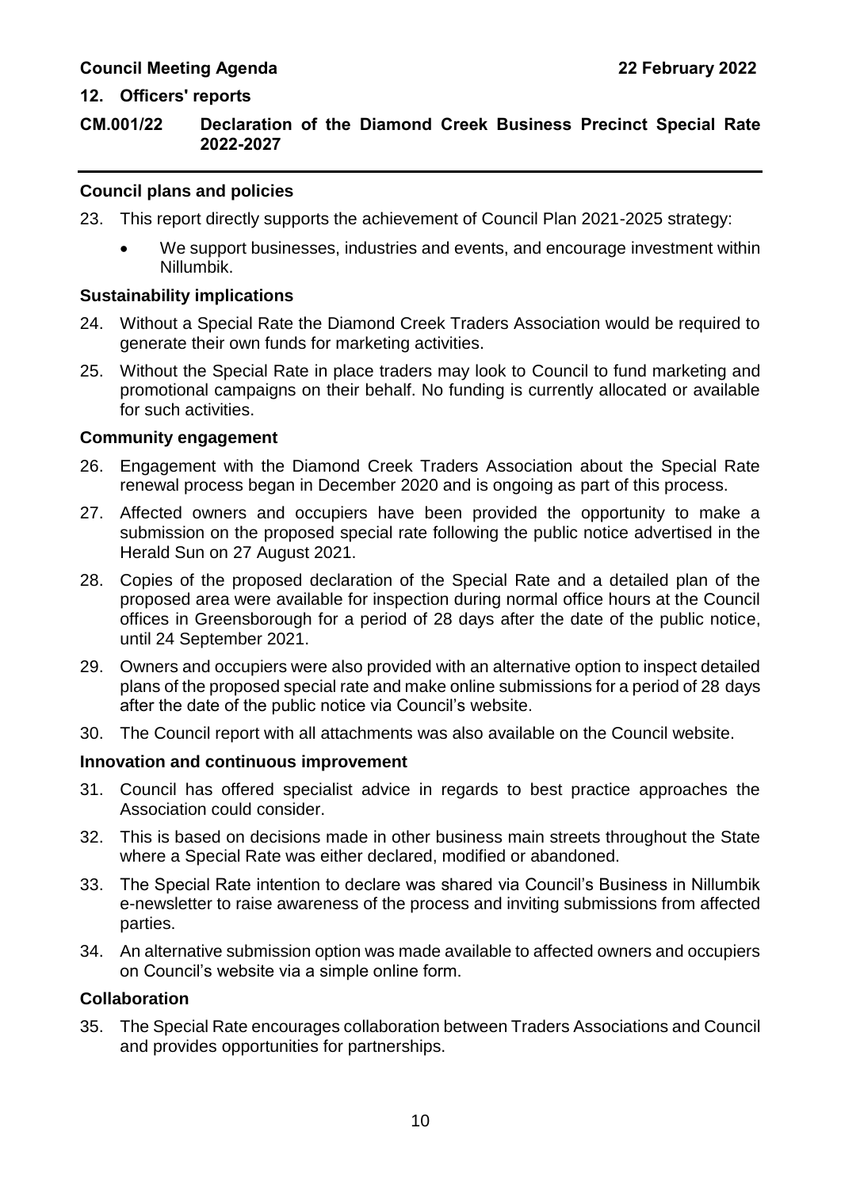## 12. Officers' reports

## CM.001/22 Declaration of the Diamond Creek Business Precinct Special Rate 2022-2027

### Council plans and policies

23. This report directly supports the achievement of Council Plan 2021-2025 strategy:
    - We support businesses, industries and events, and encourage investment within Nillumbik.

### Sustainability implications

24. Without a Special Rate the Diamond Creek Traders Association would be required to generate their own funds for marketing activities.
25. Without the Special Rate in place traders may look to Council to fund marketing and promotional campaigns on their behalf. No funding is currently allocated or available for such activities.

### Community engagement

26. Engagement with the Diamond Creek Traders Association about the Special Rate renewal process began in December 2020 and is ongoing as part of this process.
27. Affected owners and occupiers have been provided the opportunity to make a submission on the proposed special rate following the public notice advertised in the Herald Sun on 27 August 2021.
28. Copies of the proposed declaration of the Special Rate and a detailed plan of the proposed area were available for inspection during normal office hours at the Council offices in Greensborough for a period of 28 days after the date of the public notice, until 24 September 2021.
29. Owners and occupiers were also provided with an alternative option to inspect detailed plans of the proposed special rate and make online submissions for a period of 28 days after the date of the public notice via Council's website.
30. The Council report with all attachments was also available on the Council website.

### Innovation and continuous improvement

31. Council has offered specialist advice in regards to best practice approaches the Association could consider.
32. This is based on decisions made in other business main streets throughout the State where a Special Rate was either declared, modified or abandoned.
33. The Special Rate intention to declare was shared via Council's Business in Nillumbik e-newsletter to raise awareness of the process and inviting submissions from affected parties.
34. An alternative submission option was made available to affected owners and occupiers on Council's website via a simple online form.

### Collaboration

35. The Special Rate encourages collaboration between Traders Associations and Council and provides opportunities for partnerships.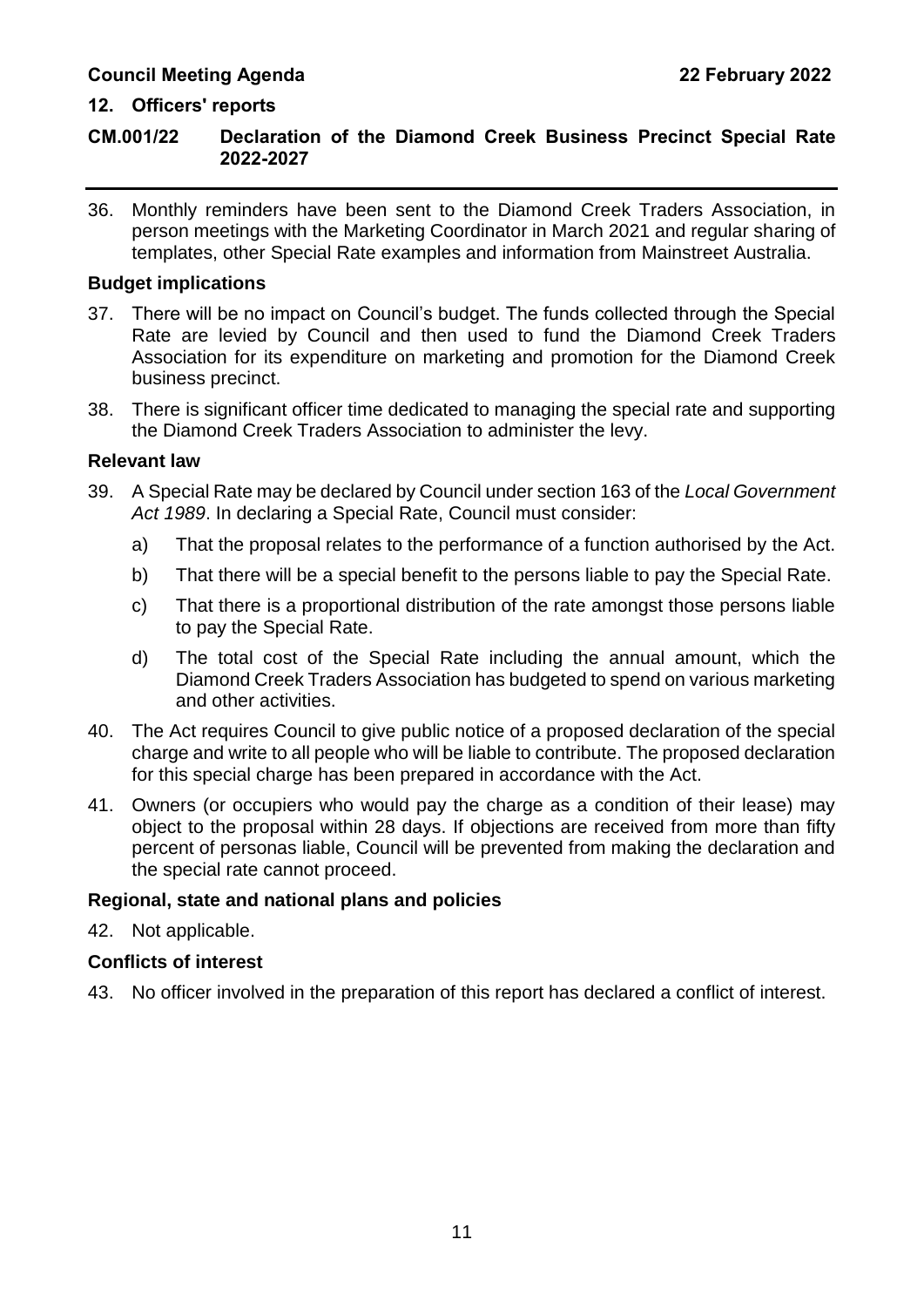36. Monthly reminders have been sent to the Diamond Creek Traders Association, in person meetings with the Marketing Coordinator in March 2021 and regular sharing of templates, other Special Rate examples and information from Mainstreet Australia.

### Budget implications

37. There will be no impact on Council's budget. The funds collected through the Special Rate are levied by Council and then used to fund the Diamond Creek Traders Association for its expenditure on marketing and promotion for the Diamond Creek business precinct.

38. There is significant officer time dedicated to managing the special rate and supporting the Diamond Creek Traders Association to administer the levy.

### Relevant law

39. A Special Rate may be declared by Council under section 163 of the *Local Government Act 1989*. In declaring a Special Rate, Council must consider:

    a) That the proposal relates to the performance of a function authorised by the Act.

    b) That there will be a special benefit to the persons liable to pay the Special Rate.

    c) That there is a proportional distribution of the rate amongst those persons liable to pay the Special Rate.

    d) The total cost of the Special Rate including the annual amount, which the Diamond Creek Traders Association has budgeted to spend on various marketing and other activities.

40. The Act requires Council to give public notice of a proposed declaration of the special charge and write to all people who will be liable to contribute. The proposed declaration for this special charge has been prepared in accordance with the Act.

41. Owners (or occupiers who would pay the charge as a condition of their lease) may object to the proposal within 28 days. If objections are received from more than fifty percent of personas liable, Council will be prevented from making the declaration and the special rate cannot proceed.

### Regional, state and national plans and policies

42. Not applicable.

### Conflicts of interest

43. No officer involved in the preparation of this report has declared a conflict of interest.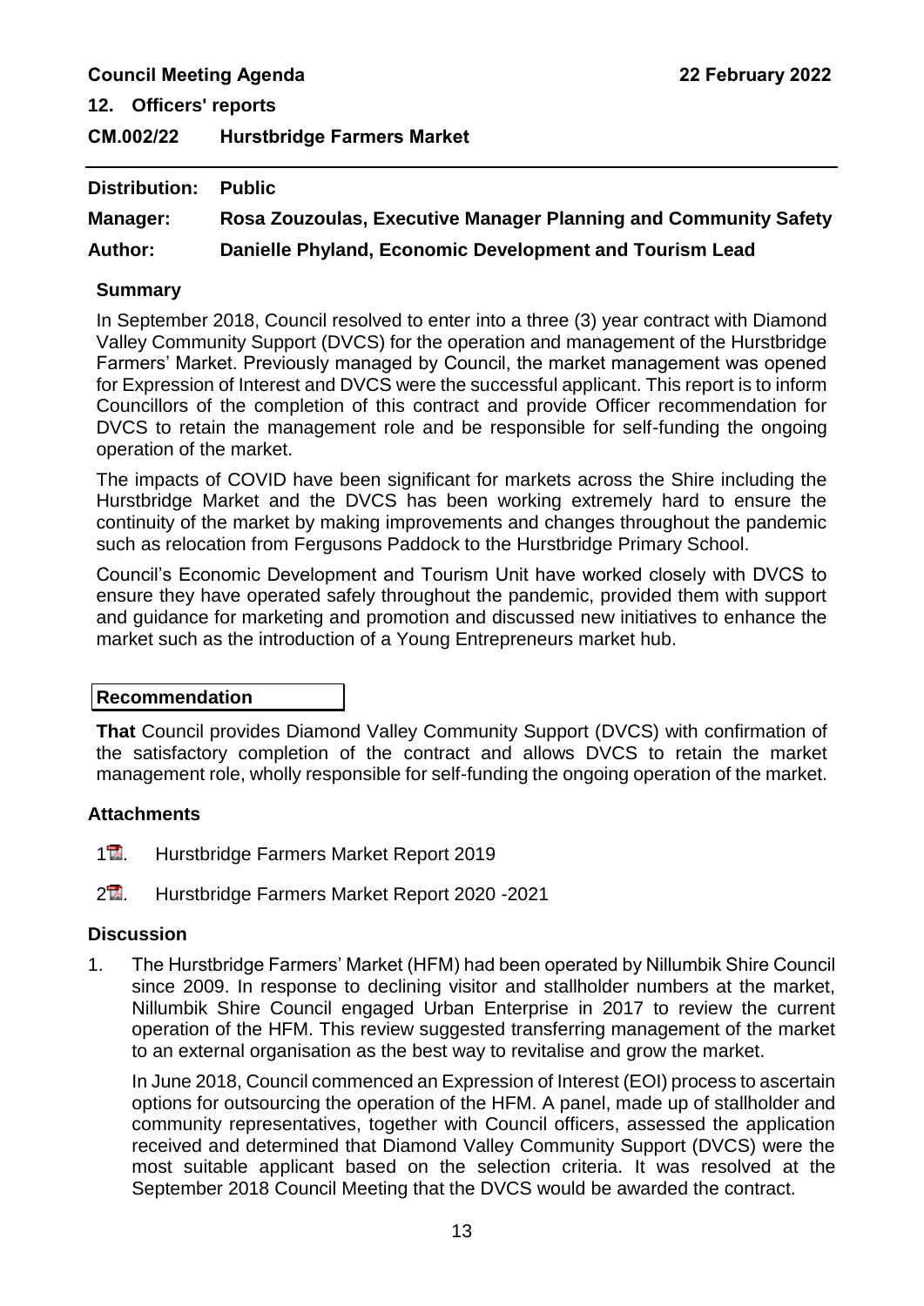**Council Meeting Agenda** **22 February 2022**

**12. Officers' reports**

## CM.002/22 Hurstbridge Farmers Market

**Distribution:** **Public**

**Manager:** **Rosa Zouzoulas, Executive Manager Planning and Community Safety**

**Author:** **Danielle Phyland, Economic Development and Tourism Lead**

### Summary

In September 2018, Council resolved to enter into a three (3) year contract with Diamond Valley Community Support (DVCS) for the operation and management of the Hurstbridge Farmers' Market. Previously managed by Council, the market management was opened for Expression of Interest and DVCS were the successful applicant. This report is to inform Councillors of the completion of this contract and provide Officer recommendation for DVCS to retain the management role and be responsible for self-funding the ongoing operation of the market.

The impacts of COVID have been significant for markets across the Shire including the Hurstbridge Market and the DVCS has been working extremely hard to ensure the continuity of the market by making improvements and changes throughout the pandemic such as relocation from Fergusons Paddock to the Hurstbridge Primary School.

Council's Economic Development and Tourism Unit have worked closely with DVCS to ensure they have operated safely throughout the pandemic, provided them with support and guidance for marketing and promotion and discussed new initiatives to enhance the market such as the introduction of a Young Entrepreneurs market hub.

### Recommendation

**That** Council provides Diamond Valley Community Support (DVCS) with confirmation of the satisfactory completion of the contract and allows DVCS to retain the market management role, wholly responsible for self-funding the ongoing operation of the market.

### Attachments

1. Hurstbridge Farmers Market Report 2019
2. Hurstbridge Farmers Market Report 2020 -2021

### Discussion

1. The Hurstbridge Farmers' Market (HFM) had been operated by Nillumbik Shire Council since 2009. In response to declining visitor and stallholder numbers at the market, Nillumbik Shire Council engaged Urban Enterprise in 2017 to review the current operation of the HFM. This review suggested transferring management of the market to an external organisation as the best way to revitalise and grow the market.

   In June 2018, Council commenced an Expression of Interest (EOI) process to ascertain options for outsourcing the operation of the HFM. A panel, made up of stallholder and community representatives, together with Council officers, assessed the application received and determined that Diamond Valley Community Support (DVCS) were the most suitable applicant based on the selection criteria. It was resolved at the September 2018 Council Meeting that the DVCS would be awarded the contract.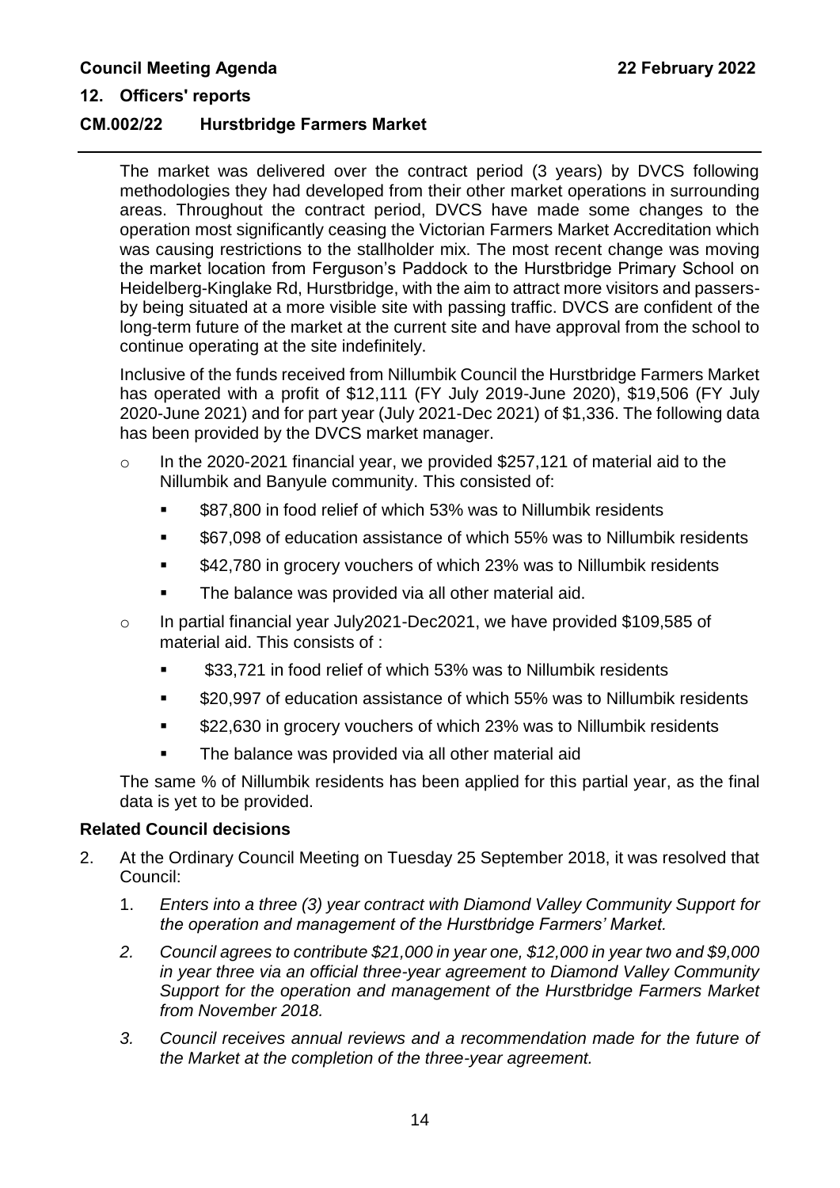The market was delivered over the contract period (3 years) by DVCS following methodologies they had developed from their other market operations in surrounding areas. Throughout the contract period, DVCS have made some changes to the operation most significantly ceasing the Victorian Farmers Market Accreditation which was causing restrictions to the stallholder mix. The most recent change was moving the market location from Ferguson's Paddock to the Hurstbridge Primary School on Heidelberg-Kinglake Rd, Hurstbridge, with the aim to attract more visitors and passers-by being situated at a more visible site with passing traffic. DVCS are confident of the long-term future of the market at the current site and have approval from the school to continue operating at the site indefinitely.

Inclusive of the funds received from Nillumbik Council the Hurstbridge Farmers Market has operated with a profit of $12,111 (FY July 2019-June 2020), $19,506 (FY July 2020-June 2021) and for part year (July 2021-Dec 2021) of $1,336. The following data has been provided by the DVCS market manager.

- In the 2020-2021 financial year, we provided $257,121 of material aid to the Nillumbik and Banyule community. This consisted of:
  - $87,800 in food relief of which 53% was to Nillumbik residents
  - $67,098 of education assistance of which 55% was to Nillumbik residents
  - $42,780 in grocery vouchers of which 23% was to Nillumbik residents
  - The balance was provided via all other material aid.
- In partial financial year July2021-Dec2021, we have provided $109,585 of material aid. This consists of :
  - $33,721 in food relief of which 53% was to Nillumbik residents
  - $20,997 of education assistance of which 55% was to Nillumbik residents
  - $22,630 in grocery vouchers of which 23% was to Nillumbik residents
  - The balance was provided via all other material aid

The same % of Nillumbik residents has been applied for this partial year, as the final data is yet to be provided.

**Related Council decisions**

2. At the Ordinary Council Meeting on Tuesday 25 September 2018, it was resolved that Council:
   1. *Enters into a three (3) year contract with Diamond Valley Community Support for the operation and management of the Hurstbridge Farmers' Market.*
   2. *Council agrees to contribute $21,000 in year one, $12,000 in year two and $9,000 in year three via an official three-year agreement to Diamond Valley Community Support for the operation and management of the Hurstbridge Farmers Market from November 2018.*
   3. *Council receives annual reviews and a recommendation made for the future of the Market at the completion of the three-year agreement.*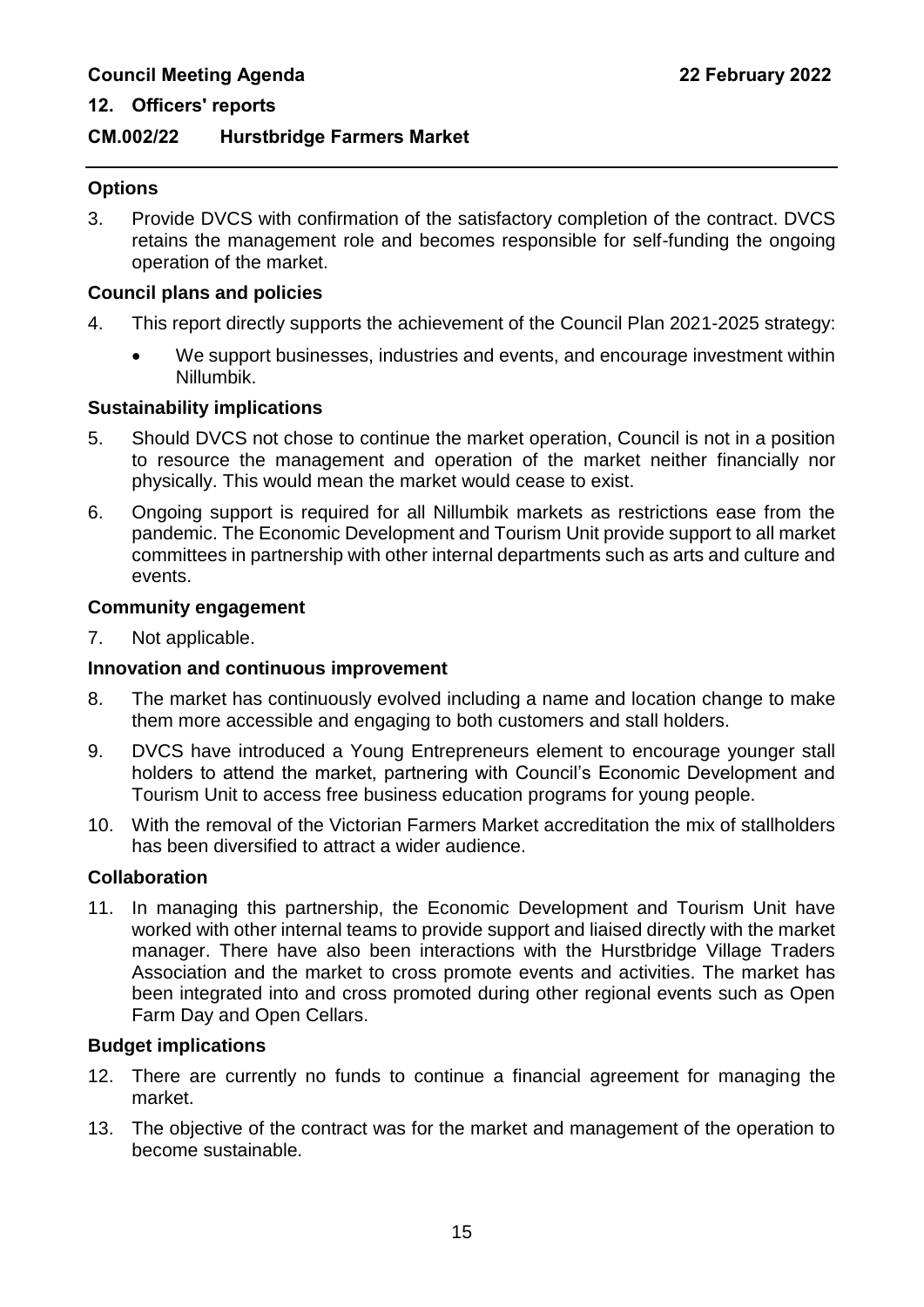### CM.002/22 Hurstbridge Farmers Market

**Options**

3. Provide DVCS with confirmation of the satisfactory completion of the contract. DVCS retains the management role and becomes responsible for self-funding the ongoing operation of the market.

**Council plans and policies**

4. This report directly supports the achievement of the Council Plan 2021-2025 strategy:
   - We support businesses, industries and events, and encourage investment within Nillumbik.

**Sustainability implications**

5. Should DVCS not chose to continue the market operation, Council is not in a position to resource the management and operation of the market neither financially nor physically. This would mean the market would cease to exist.
6. Ongoing support is required for all Nillumbik markets as restrictions ease from the pandemic. The Economic Development and Tourism Unit provide support to all market committees in partnership with other internal departments such as arts and culture and events.

**Community engagement**

7. Not applicable.

**Innovation and continuous improvement**

8. The market has continuously evolved including a name and location change to make them more accessible and engaging to both customers and stall holders.
9. DVCS have introduced a Young Entrepreneurs element to encourage younger stall holders to attend the market, partnering with Council's Economic Development and Tourism Unit to access free business education programs for young people.
10. With the removal of the Victorian Farmers Market accreditation the mix of stallholders has been diversified to attract a wider audience.

**Collaboration**

11. In managing this partnership, the Economic Development and Tourism Unit have worked with other internal teams to provide support and liaised directly with the market manager. There have also been interactions with the Hurstbridge Village Traders Association and the market to cross promote events and activities. The market has been integrated into and cross promoted during other regional events such as Open Farm Day and Open Cellars.

**Budget implications**

12. There are currently no funds to continue a financial agreement for managing the market.
13. The objective of the contract was for the market and management of the operation to become sustainable.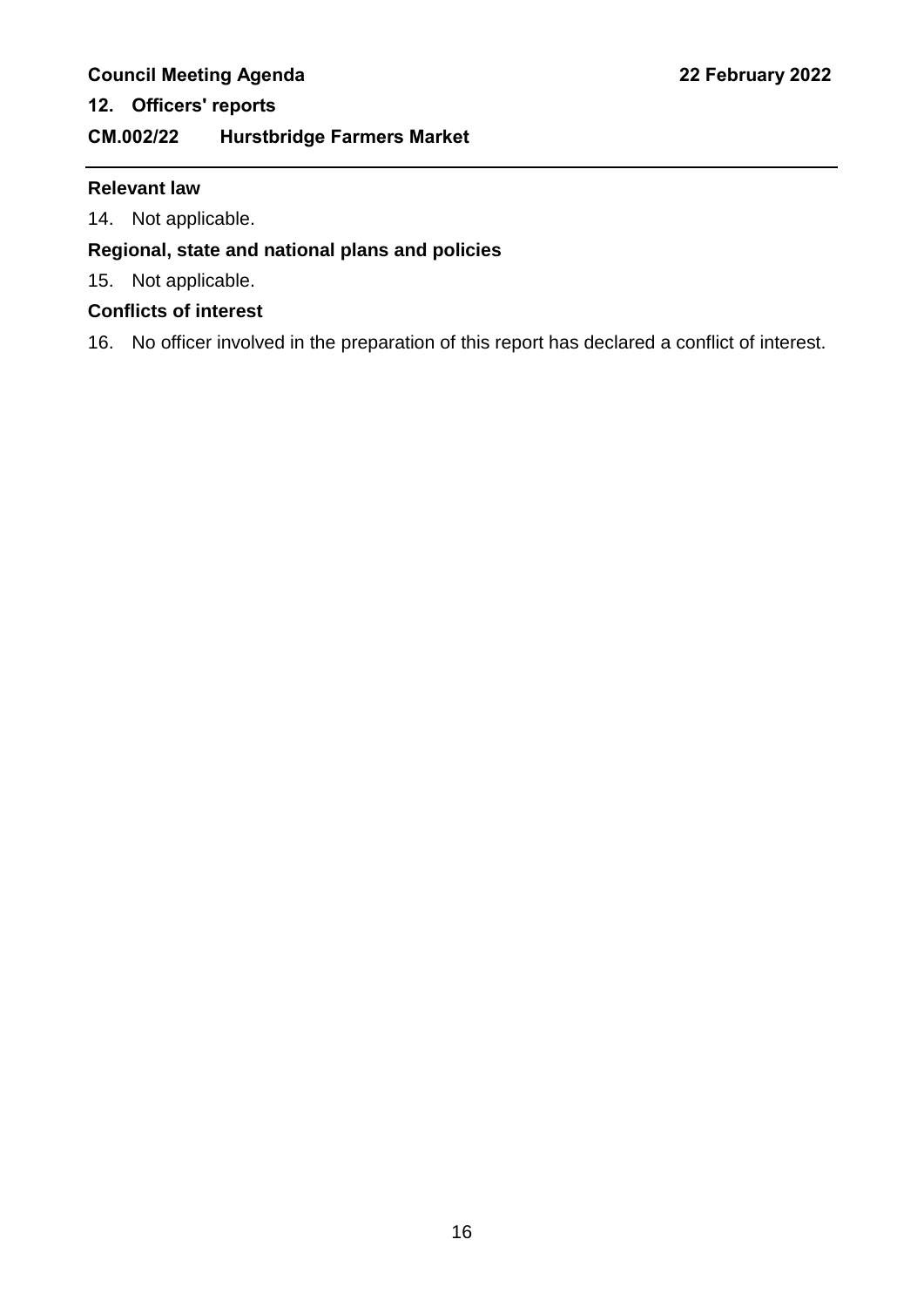### Relevant law

14. Not applicable.

### Regional, state and national plans and policies

15. Not applicable.

### Conflicts of interest

16. No officer involved in the preparation of this report has declared a conflict of interest.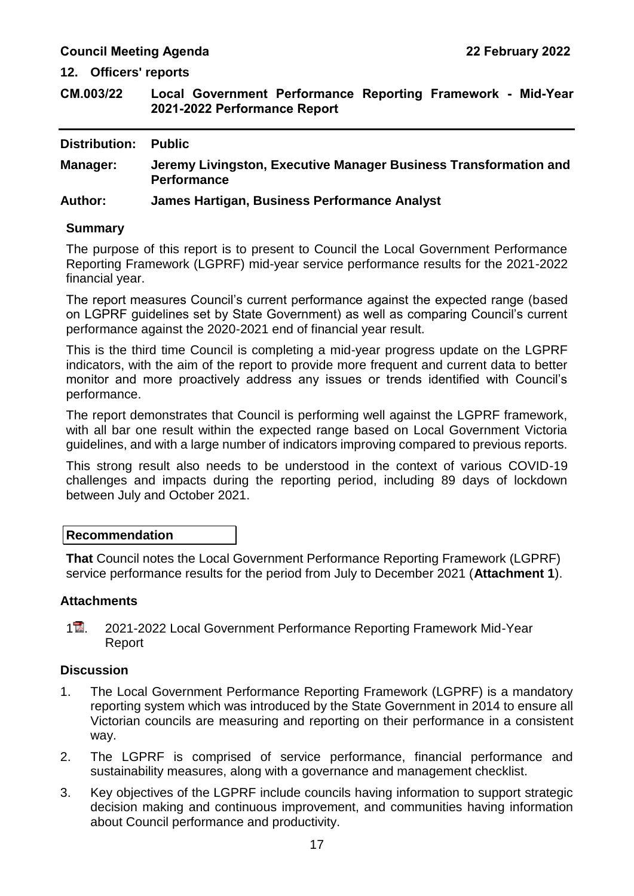## 12. Officers' reports

## CM.003/22 Local Government Performance Reporting Framework - Mid-Year 2021-2022 Performance Report

**Distribution:** Public

**Manager:** Jeremy Livingston, Executive Manager Business Transformation and Performance

**Author:** James Hartigan, Business Performance Analyst

### Summary

The purpose of this report is to present to Council the Local Government Performance Reporting Framework (LGPRF) mid-year service performance results for the 2021-2022 financial year.

The report measures Council's current performance against the expected range (based on LGPRF guidelines set by State Government) as well as comparing Council's current performance against the 2020-2021 end of financial year result.

This is the third time Council is completing a mid-year progress update on the LGPRF indicators, with the aim of the report to provide more frequent and current data to better monitor and more proactively address any issues or trends identified with Council's performance.

The report demonstrates that Council is performing well against the LGPRF framework, with all bar one result within the expected range based on Local Government Victoria guidelines, and with a large number of indicators improving compared to previous reports.

This strong result also needs to be understood in the context of various COVID-19 challenges and impacts during the reporting period, including 89 days of lockdown between July and October 2021.

### Recommendation

**That** Council notes the Local Government Performance Reporting Framework (LGPRF) service performance results for the period from July to December 2021 (**Attachment 1**).

### Attachments

1. 2021-2022 Local Government Performance Reporting Framework Mid-Year Report

### Discussion

1. The Local Government Performance Reporting Framework (LGPRF) is a mandatory reporting system which was introduced by the State Government in 2014 to ensure all Victorian councils are measuring and reporting on their performance in a consistent way.
2. The LGPRF is comprised of service performance, financial performance and sustainability measures, along with a governance and management checklist.
3. Key objectives of the LGPRF include councils having information to support strategic decision making and continuous improvement, and communities having information about Council performance and productivity.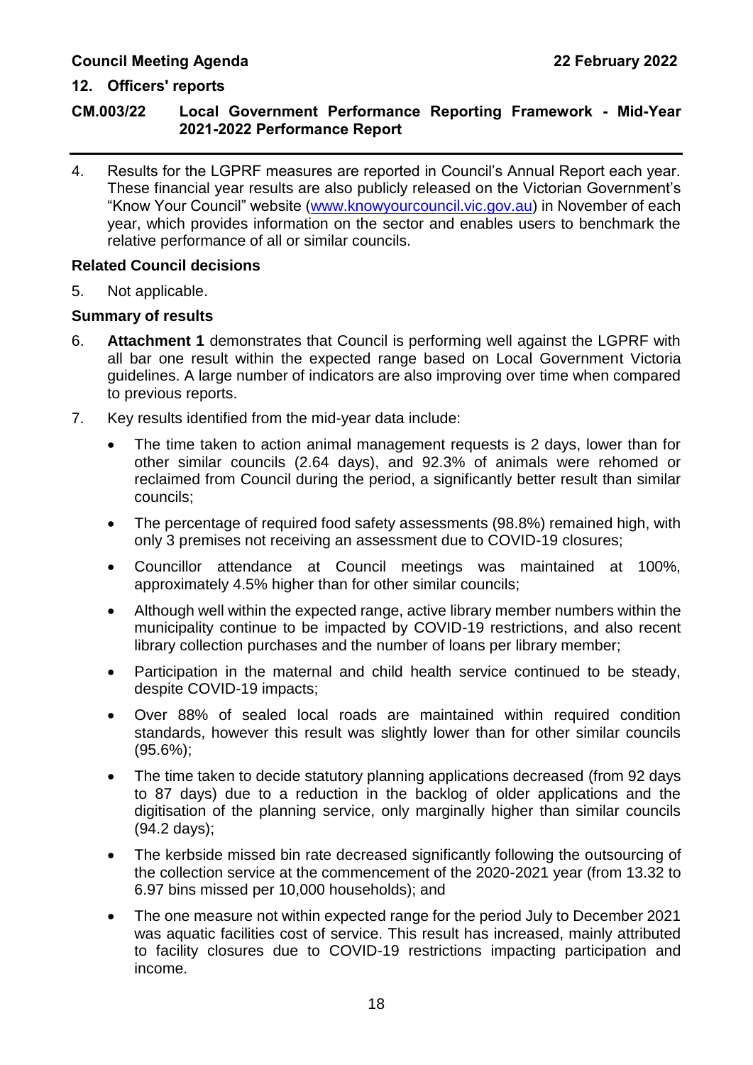4. Results for the LGPRF measures are reported in Council's Annual Report each year. These financial year results are also publicly released on the Victorian Government's "Know Your Council" website (www.knowyourcouncil.vic.gov.au) in November of each year, which provides information on the sector and enables users to benchmark the relative performance of all or similar councils.

**Related Council decisions**

5. Not applicable.

**Summary of results**

6. **Attachment 1** demonstrates that Council is performing well against the LGPRF with all bar one result within the expected range based on Local Government Victoria guidelines. A large number of indicators are also improving over time when compared to previous reports.

7. Key results identified from the mid-year data include:

   - The time taken to action animal management requests is 2 days, lower than for other similar councils (2.64 days), and 92.3% of animals were rehomed or reclaimed from Council during the period, a significantly better result than similar councils;
   - The percentage of required food safety assessments (98.8%) remained high, with only 3 premises not receiving an assessment due to COVID-19 closures;
   - Councillor attendance at Council meetings was maintained at 100%, approximately 4.5% higher than for other similar councils;
   - Although well within the expected range, active library member numbers within the municipality continue to be impacted by COVID-19 restrictions, and also recent library collection purchases and the number of loans per library member;
   - Participation in the maternal and child health service continued to be steady, despite COVID-19 impacts;
   - Over 88% of sealed local roads are maintained within required condition standards, however this result was slightly lower than for other similar councils (95.6%);
   - The time taken to decide statutory planning applications decreased (from 92 days to 87 days) due to a reduction in the backlog of older applications and the digitisation of the planning service, only marginally higher than similar councils (94.2 days);
   - The kerbside missed bin rate decreased significantly following the outsourcing of the collection service at the commencement of the 2020-2021 year (from 13.32 to 6.97 bins missed per 10,000 households); and
   - The one measure not within expected range for the period July to December 2021 was aquatic facilities cost of service. This result has increased, mainly attributed to facility closures due to COVID-19 restrictions impacting participation and income.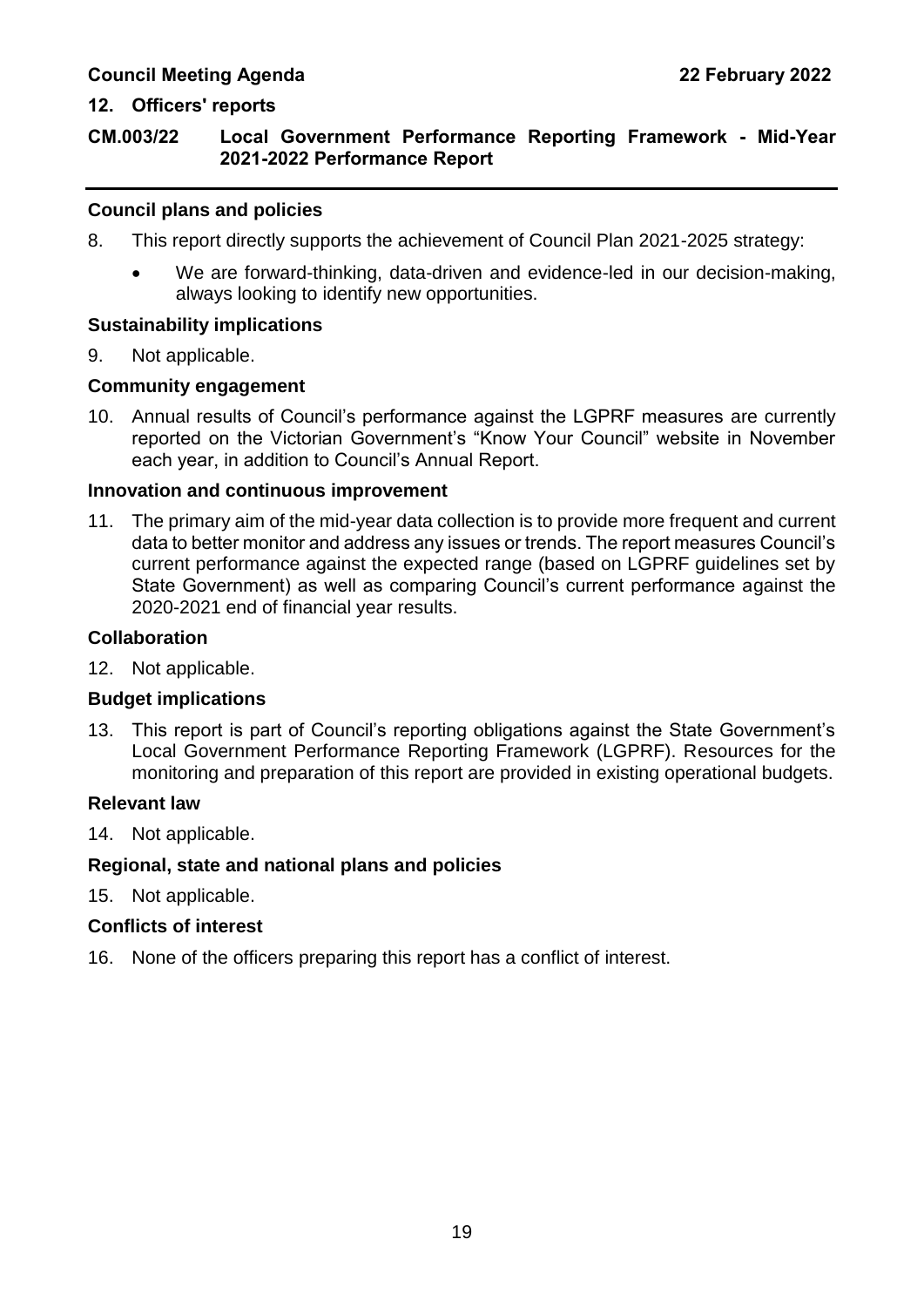**12. Officers' reports**

**CM.003/22 Local Government Performance Reporting Framework - Mid-Year 2021-2022 Performance Report**

---

**Council plans and policies**

8. This report directly supports the achievement of Council Plan 2021-2025 strategy:

   - We are forward-thinking, data-driven and evidence-led in our decision-making, always looking to identify new opportunities.

**Sustainability implications**

9. Not applicable.

**Community engagement**

10. Annual results of Council's performance against the LGPRF measures are currently reported on the Victorian Government's "Know Your Council" website in November each year, in addition to Council's Annual Report.

**Innovation and continuous improvement**

11. The primary aim of the mid-year data collection is to provide more frequent and current data to better monitor and address any issues or trends. The report measures Council's current performance against the expected range (based on LGPRF guidelines set by State Government) as well as comparing Council's current performance against the 2020-2021 end of financial year results.

**Collaboration**

12. Not applicable.

**Budget implications**

13. This report is part of Council's reporting obligations against the State Government's Local Government Performance Reporting Framework (LGPRF). Resources for the monitoring and preparation of this report are provided in existing operational budgets.

**Relevant law**

14. Not applicable.

**Regional, state and national plans and policies**

15. Not applicable.

**Conflicts of interest**

16. None of the officers preparing this report has a conflict of interest.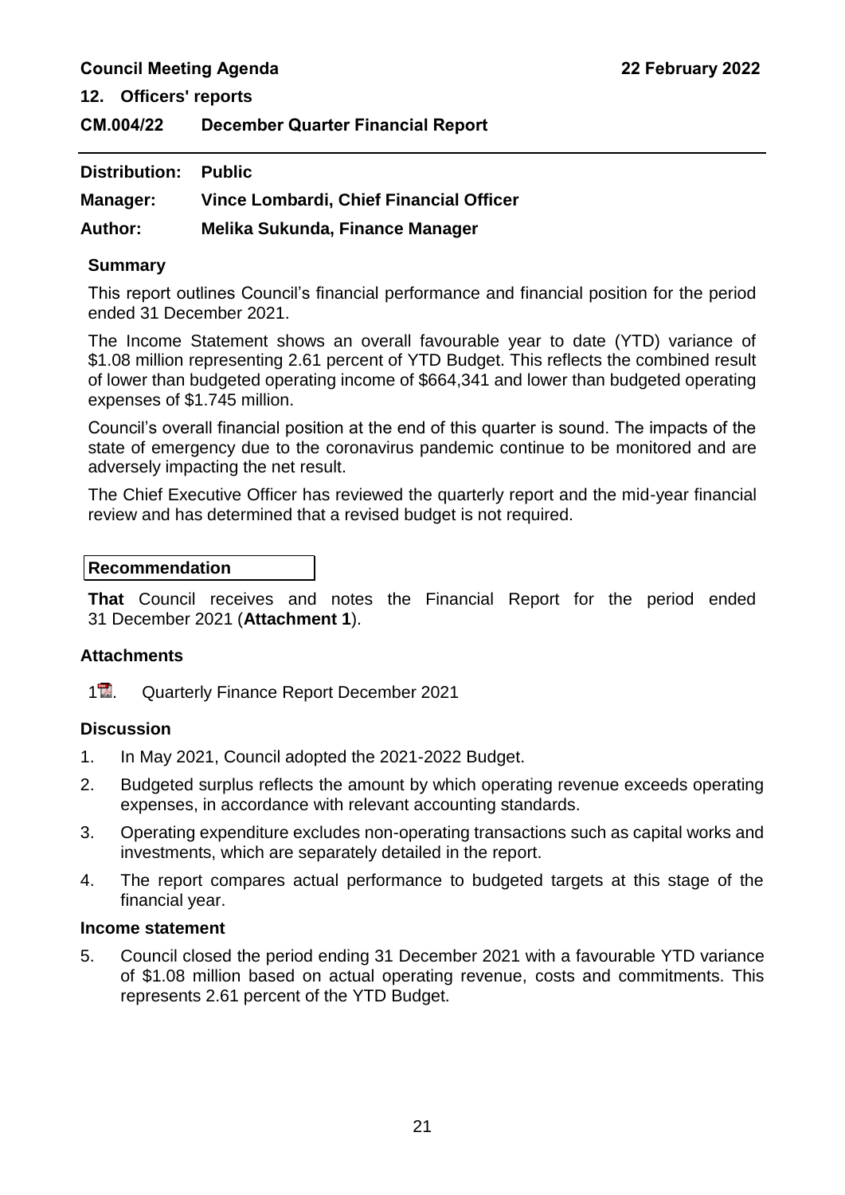## 12. Officers' reports

### CM.004/22 December Quarter Financial Report

**Distribution:** Public

**Manager:** Vince Lombardi, Chief Financial Officer

**Author:** Melika Sukunda, Finance Manager

#### Summary

This report outlines Council's financial performance and financial position for the period ended 31 December 2021.

The Income Statement shows an overall favourable year to date (YTD) variance of $1.08 million representing 2.61 percent of YTD Budget. This reflects the combined result of lower than budgeted operating income of $664,341 and lower than budgeted operating expenses of $1.745 million.

Council's overall financial position at the end of this quarter is sound. The impacts of the state of emergency due to the coronavirus pandemic continue to be monitored and are adversely impacting the net result.

The Chief Executive Officer has reviewed the quarterly report and the mid-year financial review and has determined that a revised budget is not required.

#### Recommendation

**That** Council receives and notes the Financial Report for the period ended 31 December 2021 (**Attachment 1**).

#### Attachments

1. Quarterly Finance Report December 2021

#### Discussion

1. In May 2021, Council adopted the 2021-2022 Budget.
2. Budgeted surplus reflects the amount by which operating revenue exceeds operating expenses, in accordance with relevant accounting standards.
3. Operating expenditure excludes non-operating transactions such as capital works and investments, which are separately detailed in the report.
4. The report compares actual performance to budgeted targets at this stage of the financial year.

#### Income statement

5. Council closed the period ending 31 December 2021 with a favourable YTD variance of $1.08 million based on actual operating revenue, costs and commitments. This represents 2.61 percent of the YTD Budget.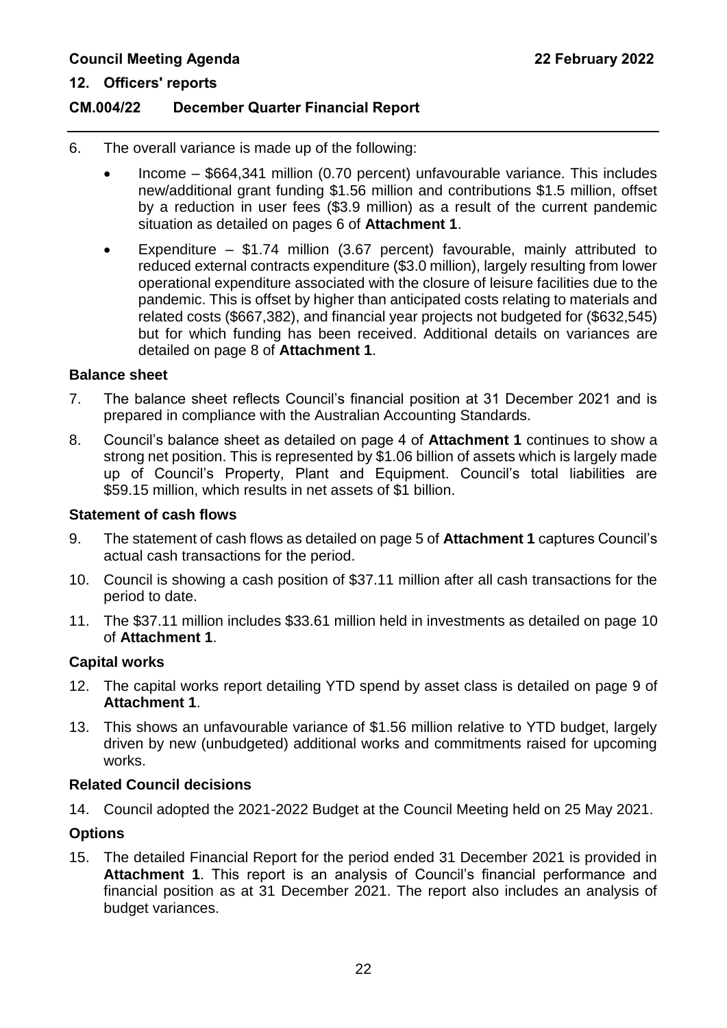6. The overall variance is made up of the following:
   - Income – $664,341 million (0.70 percent) unfavourable variance. This includes new/additional grant funding $1.56 million and contributions $1.5 million, offset by a reduction in user fees ($3.9 million) as a result of the current pandemic situation as detailed on pages 6 of **Attachment 1**.
   - Expenditure – $1.74 million (3.67 percent) favourable, mainly attributed to reduced external contracts expenditure ($3.0 million), largely resulting from lower operational expenditure associated with the closure of leisure facilities due to the pandemic. This is offset by higher than anticipated costs relating to materials and related costs ($667,382), and financial year projects not budgeted for ($632,545) but for which funding has been received. Additional details on variances are detailed on page 8 of **Attachment 1**.

**Balance sheet**

7. The balance sheet reflects Council's financial position at 31 December 2021 and is prepared in compliance with the Australian Accounting Standards.
8. Council's balance sheet as detailed on page 4 of **Attachment 1** continues to show a strong net position. This is represented by $1.06 billion of assets which is largely made up of Council's Property, Plant and Equipment. Council's total liabilities are $59.15 million, which results in net assets of $1 billion.

**Statement of cash flows**

9. The statement of cash flows as detailed on page 5 of **Attachment 1** captures Council's actual cash transactions for the period.
10. Council is showing a cash position of $37.11 million after all cash transactions for the period to date.
11. The $37.11 million includes $33.61 million held in investments as detailed on page 10 of **Attachment 1**.

**Capital works**

12. The capital works report detailing YTD spend by asset class is detailed on page 9 of **Attachment 1**.
13. This shows an unfavourable variance of $1.56 million relative to YTD budget, largely driven by new (unbudgeted) additional works and commitments raised for upcoming works.

**Related Council decisions**

14. Council adopted the 2021-2022 Budget at the Council Meeting held on 25 May 2021.

**Options**

15. The detailed Financial Report for the period ended 31 December 2021 is provided in **Attachment 1**. This report is an analysis of Council's financial performance and financial position as at 31 December 2021. The report also includes an analysis of budget variances.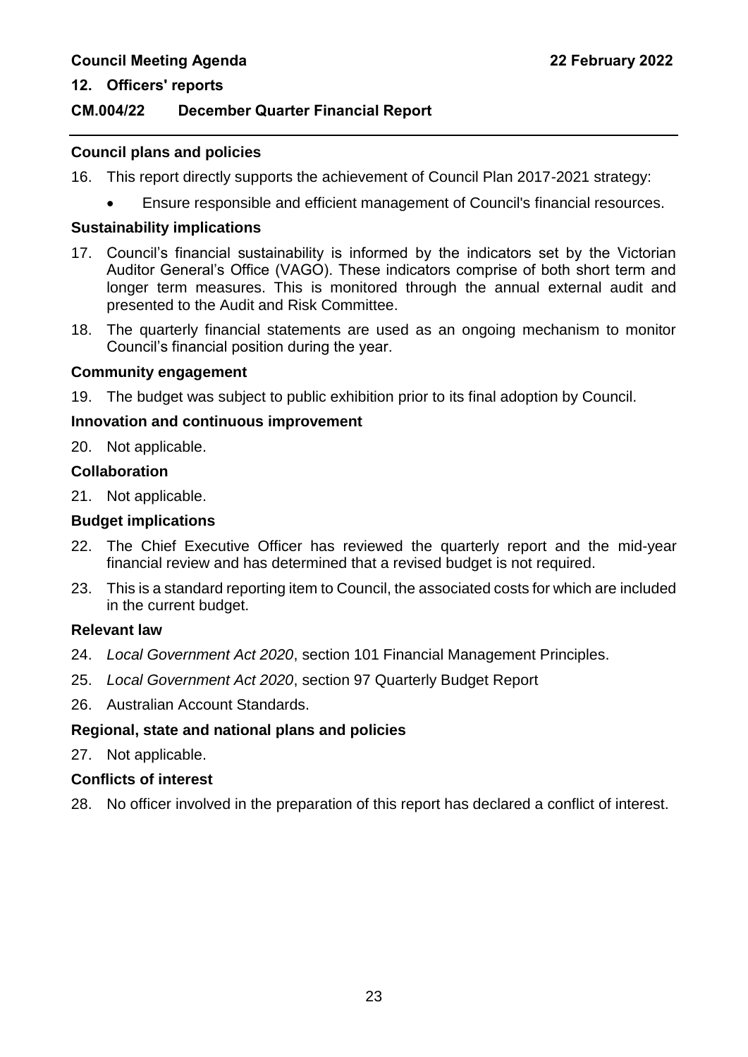### Council plans and policies

16. This report directly supports the achievement of Council Plan 2017-2021 strategy:
    - Ensure responsible and efficient management of Council's financial resources.

### Sustainability implications

17. Council's financial sustainability is informed by the indicators set by the Victorian Auditor General's Office (VAGO). These indicators comprise of both short term and longer term measures. This is monitored through the annual external audit and presented to the Audit and Risk Committee.
18. The quarterly financial statements are used as an ongoing mechanism to monitor Council's financial position during the year.

### Community engagement

19. The budget was subject to public exhibition prior to its final adoption by Council.

### Innovation and continuous improvement

20. Not applicable.

### Collaboration

21. Not applicable.

### Budget implications

22. The Chief Executive Officer has reviewed the quarterly report and the mid-year financial review and has determined that a revised budget is not required.
23. This is a standard reporting item to Council, the associated costs for which are included in the current budget.

### Relevant law

24. *Local Government Act 2020*, section 101 Financial Management Principles.
25. *Local Government Act 2020*, section 97 Quarterly Budget Report
26. Australian Account Standards.

### Regional, state and national plans and policies

27. Not applicable.

### Conflicts of interest

28. No officer involved in the preparation of this report has declared a conflict of interest.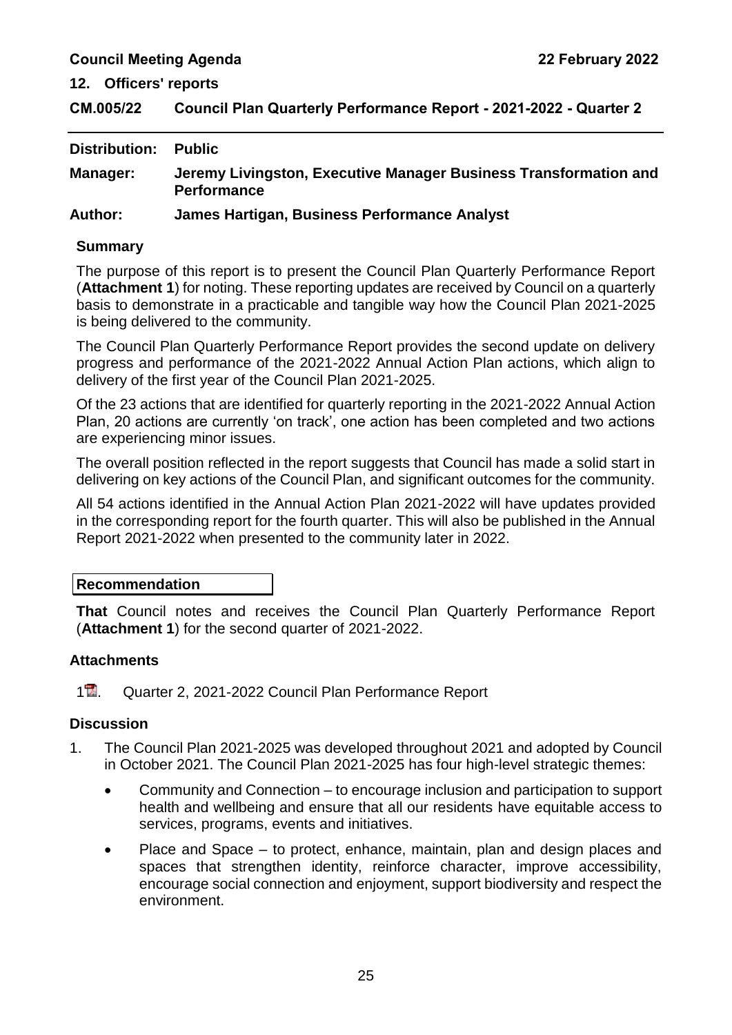**Council Meeting Agenda** **22 February 2022**

## 12. Officers' reports

## CM.005/22 Council Plan Quarterly Performance Report - 2021-2022 - Quarter 2

**Distribution:** **Public**

**Manager:** **Jeremy Livingston, Executive Manager Business Transformation and Performance**

**Author:** **James Hartigan, Business Performance Analyst**

### Summary

The purpose of this report is to present the Council Plan Quarterly Performance Report (**Attachment 1**) for noting. These reporting updates are received by Council on a quarterly basis to demonstrate in a practicable and tangible way how the Council Plan 2021-2025 is being delivered to the community.

The Council Plan Quarterly Performance Report provides the second update on delivery progress and performance of the 2021-2022 Annual Action Plan actions, which align to delivery of the first year of the Council Plan 2021-2025.

Of the 23 actions that are identified for quarterly reporting in the 2021-2022 Annual Action Plan, 20 actions are currently 'on track', one action has been completed and two actions are experiencing minor issues.

The overall position reflected in the report suggests that Council has made a solid start in delivering on key actions of the Council Plan, and significant outcomes for the community.

All 54 actions identified in the Annual Action Plan 2021-2022 will have updates provided in the corresponding report for the fourth quarter. This will also be published in the Annual Report 2021-2022 when presented to the community later in 2022.

### Recommendation

**That** Council notes and receives the Council Plan Quarterly Performance Report (**Attachment 1**) for the second quarter of 2021-2022.

### Attachments

1. Quarter 2, 2021-2022 Council Plan Performance Report

### Discussion

1. The Council Plan 2021-2025 was developed throughout 2021 and adopted by Council in October 2021. The Council Plan 2021-2025 has four high-level strategic themes:
   - Community and Connection – to encourage inclusion and participation to support health and wellbeing and ensure that all our residents have equitable access to services, programs, events and initiatives.
   - Place and Space – to protect, enhance, maintain, plan and design places and spaces that strengthen identity, reinforce character, improve accessibility, encourage social connection and enjoyment, support biodiversity and respect the environment.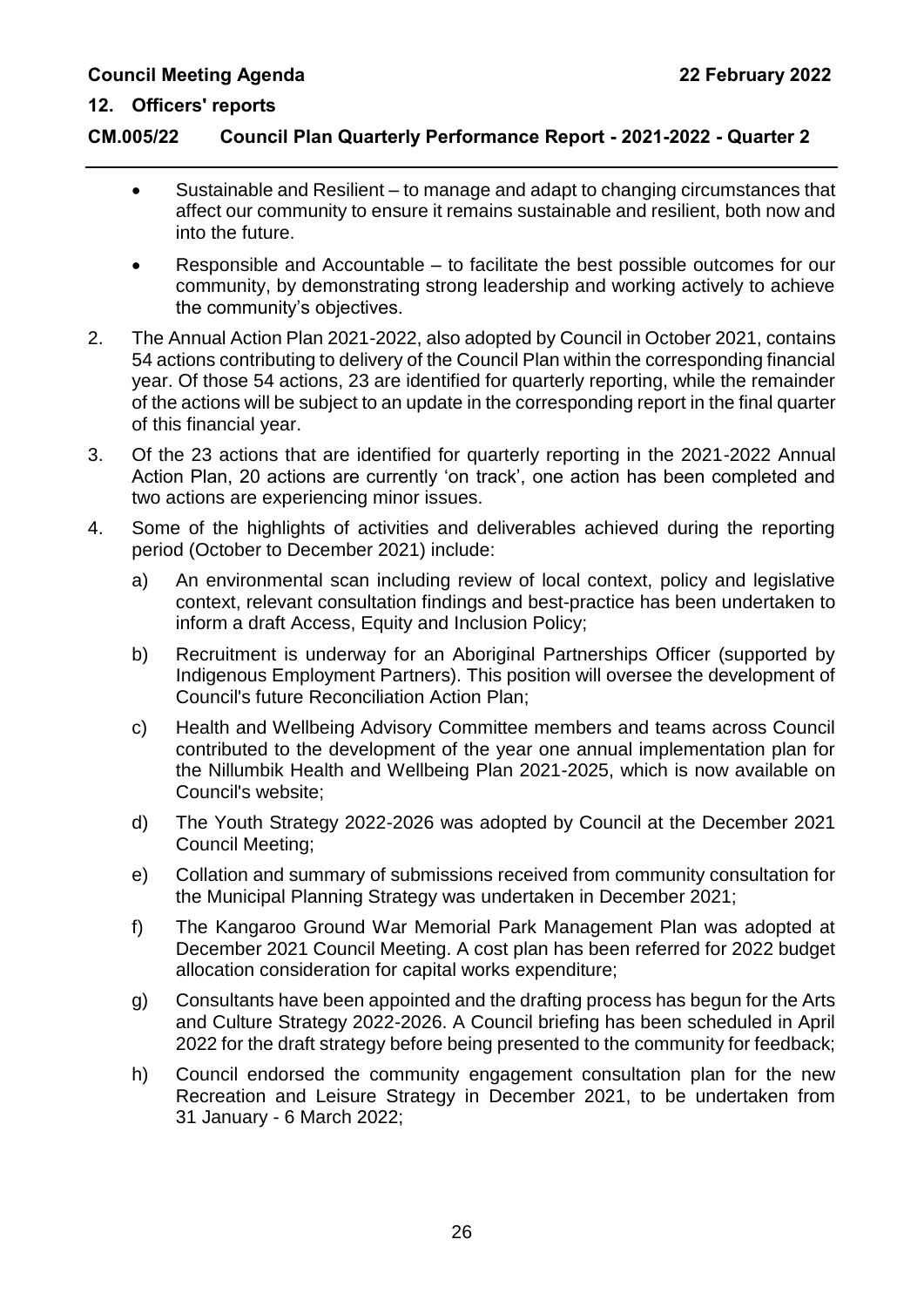- Sustainable and Resilient – to manage and adapt to changing circumstances that affect our community to ensure it remains sustainable and resilient, both now and into the future.
- Responsible and Accountable – to facilitate the best possible outcomes for our community, by demonstrating strong leadership and working actively to achieve the community's objectives.

2. The Annual Action Plan 2021-2022, also adopted by Council in October 2021, contains 54 actions contributing to delivery of the Council Plan within the corresponding financial year. Of those 54 actions, 23 are identified for quarterly reporting, while the remainder of the actions will be subject to an update in the corresponding report in the final quarter of this financial year.

3. Of the 23 actions that are identified for quarterly reporting in the 2021-2022 Annual Action Plan, 20 actions are currently 'on track', one action has been completed and two actions are experiencing minor issues.

4. Some of the highlights of activities and deliverables achieved during the reporting period (October to December 2021) include:

   a) An environmental scan including review of local context, policy and legislative context, relevant consultation findings and best-practice has been undertaken to inform a draft Access, Equity and Inclusion Policy;

   b) Recruitment is underway for an Aboriginal Partnerships Officer (supported by Indigenous Employment Partners). This position will oversee the development of Council's future Reconciliation Action Plan;

   c) Health and Wellbeing Advisory Committee members and teams across Council contributed to the development of the year one annual implementation plan for the Nillumbik Health and Wellbeing Plan 2021-2025, which is now available on Council's website;

   d) The Youth Strategy 2022-2026 was adopted by Council at the December 2021 Council Meeting;

   e) Collation and summary of submissions received from community consultation for the Municipal Planning Strategy was undertaken in December 2021;

   f) The Kangaroo Ground War Memorial Park Management Plan was adopted at December 2021 Council Meeting. A cost plan has been referred for 2022 budget allocation consideration for capital works expenditure;

   g) Consultants have been appointed and the drafting process has begun for the Arts and Culture Strategy 2022-2026. A Council briefing has been scheduled in April 2022 for the draft strategy before being presented to the community for feedback;

   h) Council endorsed the community engagement consultation plan for the new Recreation and Leisure Strategy in December 2021, to be undertaken from 31 January - 6 March 2022;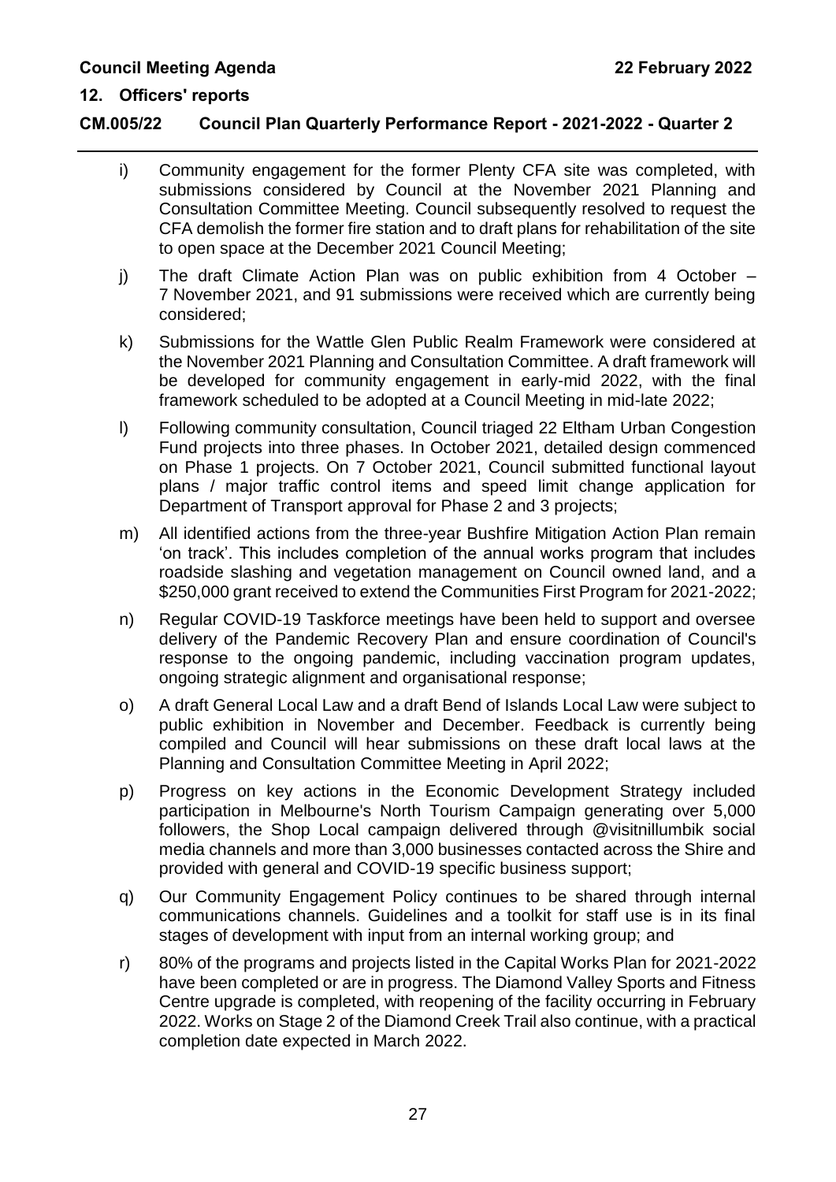i) Community engagement for the former Plenty CFA site was completed, with submissions considered by Council at the November 2021 Planning and Consultation Committee Meeting. Council subsequently resolved to request the CFA demolish the former fire station and to draft plans for rehabilitation of the site to open space at the December 2021 Council Meeting;

j) The draft Climate Action Plan was on public exhibition from 4 October – 7 November 2021, and 91 submissions were received which are currently being considered;

k) Submissions for the Wattle Glen Public Realm Framework were considered at the November 2021 Planning and Consultation Committee. A draft framework will be developed for community engagement in early-mid 2022, with the final framework scheduled to be adopted at a Council Meeting in mid-late 2022;

l) Following community consultation, Council triaged 22 Eltham Urban Congestion Fund projects into three phases. In October 2021, detailed design commenced on Phase 1 projects. On 7 October 2021, Council submitted functional layout plans / major traffic control items and speed limit change application for Department of Transport approval for Phase 2 and 3 projects;

m) All identified actions from the three-year Bushfire Mitigation Action Plan remain 'on track'. This includes completion of the annual works program that includes roadside slashing and vegetation management on Council owned land, and a $250,000 grant received to extend the Communities First Program for 2021-2022;

n) Regular COVID-19 Taskforce meetings have been held to support and oversee delivery of the Pandemic Recovery Plan and ensure coordination of Council's response to the ongoing pandemic, including vaccination program updates, ongoing strategic alignment and organisational response;

o) A draft General Local Law and a draft Bend of Islands Local Law were subject to public exhibition in November and December. Feedback is currently being compiled and Council will hear submissions on these draft local laws at the Planning and Consultation Committee Meeting in April 2022;

p) Progress on key actions in the Economic Development Strategy included participation in Melbourne's North Tourism Campaign generating over 5,000 followers, the Shop Local campaign delivered through @visitnillumbik social media channels and more than 3,000 businesses contacted across the Shire and provided with general and COVID-19 specific business support;

q) Our Community Engagement Policy continues to be shared through internal communications channels. Guidelines and a toolkit for staff use is in its final stages of development with input from an internal working group; and

r) 80% of the programs and projects listed in the Capital Works Plan for 2021-2022 have been completed or are in progress. The Diamond Valley Sports and Fitness Centre upgrade is completed, with reopening of the facility occurring in February 2022. Works on Stage 2 of the Diamond Creek Trail also continue, with a practical completion date expected in March 2022.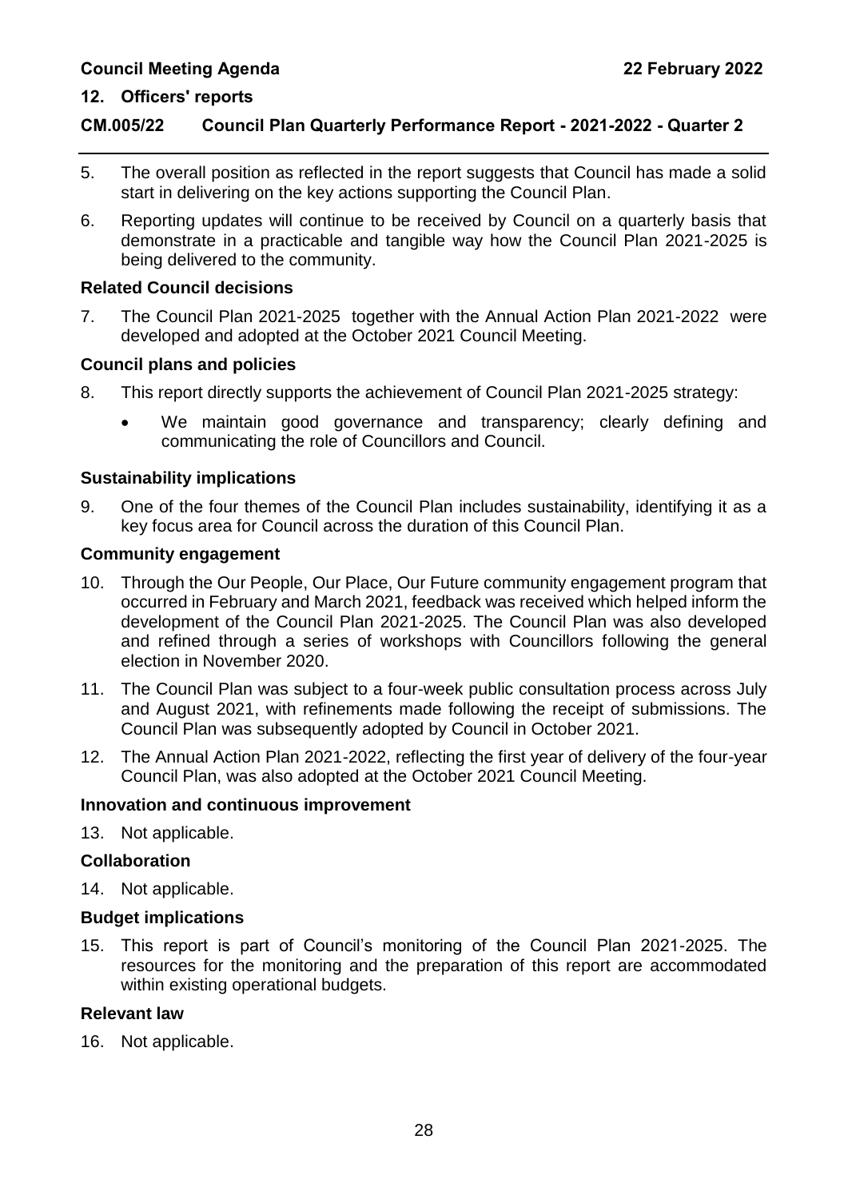5. The overall position as reflected in the report suggests that Council has made a solid start in delivering on the key actions supporting the Council Plan.

6. Reporting updates will continue to be received by Council on a quarterly basis that demonstrate in a practicable and tangible way how the Council Plan 2021-2025 is being delivered to the community.

**Related Council decisions**

7. The Council Plan 2021-2025 together with the Annual Action Plan 2021-2022 were developed and adopted at the October 2021 Council Meeting.

**Council plans and policies**

8. This report directly supports the achievement of Council Plan 2021-2025 strategy:

   - We maintain good governance and transparency; clearly defining and communicating the role of Councillors and Council.

**Sustainability implications**

9. One of the four themes of the Council Plan includes sustainability, identifying it as a key focus area for Council across the duration of this Council Plan.

**Community engagement**

10. Through the Our People, Our Place, Our Future community engagement program that occurred in February and March 2021, feedback was received which helped inform the development of the Council Plan 2021-2025. The Council Plan was also developed and refined through a series of workshops with Councillors following the general election in November 2020.

11. The Council Plan was subject to a four-week public consultation process across July and August 2021, with refinements made following the receipt of submissions. The Council Plan was subsequently adopted by Council in October 2021.

12. The Annual Action Plan 2021-2022, reflecting the first year of delivery of the four-year Council Plan, was also adopted at the October 2021 Council Meeting.

**Innovation and continuous improvement**

13. Not applicable.

**Collaboration**

14. Not applicable.

**Budget implications**

15. This report is part of Council's monitoring of the Council Plan 2021-2025. The resources for the monitoring and the preparation of this report are accommodated within existing operational budgets.

**Relevant law**

16. Not applicable.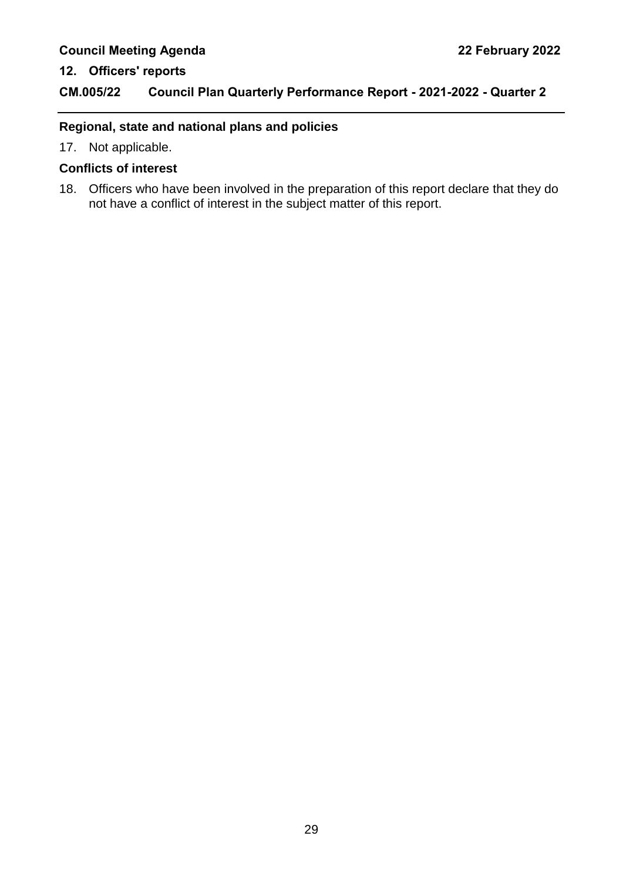### Regional, state and national plans and policies

17. Not applicable.

### Conflicts of interest

18. Officers who have been involved in the preparation of this report declare that they do not have a conflict of interest in the subject matter of this report.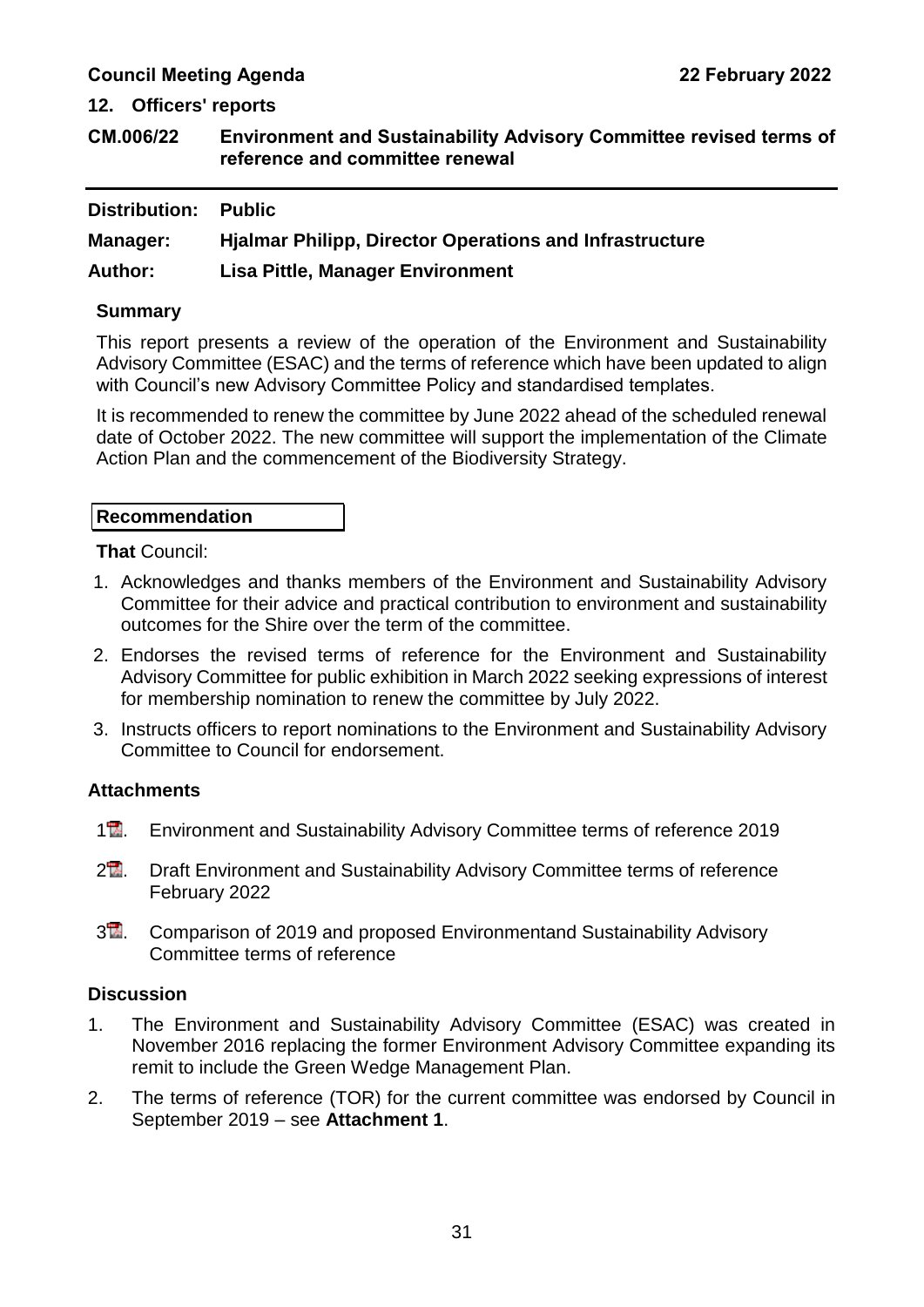**Council Meeting Agenda** **22 February 2022**

## 12. Officers' reports

## CM.006/22 Environment and Sustainability Advisory Committee revised terms of reference and committee renewal

**Distribution:** **Public**

**Manager:** **Hjalmar Philipp, Director Operations and Infrastructure**

**Author:** **Lisa Pittle, Manager Environment**

### Summary

This report presents a review of the operation of the Environment and Sustainability Advisory Committee (ESAC) and the terms of reference which have been updated to align with Council's new Advisory Committee Policy and standardised templates.

It is recommended to renew the committee by June 2022 ahead of the scheduled renewal date of October 2022. The new committee will support the implementation of the Climate Action Plan and the commencement of the Biodiversity Strategy.

### Recommendation

**That** Council:

1. Acknowledges and thanks members of the Environment and Sustainability Advisory Committee for their advice and practical contribution to environment and sustainability outcomes for the Shire over the term of the committee.
2. Endorses the revised terms of reference for the Environment and Sustainability Advisory Committee for public exhibition in March 2022 seeking expressions of interest for membership nomination to renew the committee by July 2022.
3. Instructs officers to report nominations to the Environment and Sustainability Advisory Committee to Council for endorsement.

### Attachments

1. Environment and Sustainability Advisory Committee terms of reference 2019
2. Draft Environment and Sustainability Advisory Committee terms of reference February 2022
3. Comparison of 2019 and proposed Environmentand Sustainability Advisory Committee terms of reference

### Discussion

1. The Environment and Sustainability Advisory Committee (ESAC) was created in November 2016 replacing the former Environment Advisory Committee expanding its remit to include the Green Wedge Management Plan.
2. The terms of reference (TOR) for the current committee was endorsed by Council in September 2019 – see **Attachment 1**.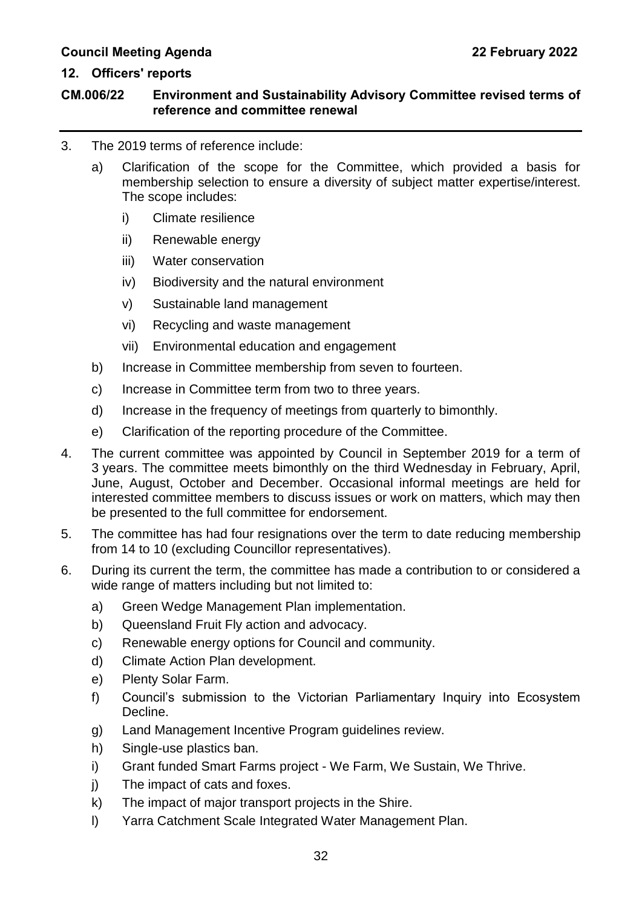3. The 2019 terms of reference include:

   a) Clarification of the scope for the Committee, which provided a basis for membership selection to ensure a diversity of subject matter expertise/interest. The scope includes:

      i) Climate resilience

      ii) Renewable energy

      iii) Water conservation

      iv) Biodiversity and the natural environment

      v) Sustainable land management

      vi) Recycling and waste management

      vii) Environmental education and engagement

   b) Increase in Committee membership from seven to fourteen.

   c) Increase in Committee term from two to three years.

   d) Increase in the frequency of meetings from quarterly to bimonthly.

   e) Clarification of the reporting procedure of the Committee.

4. The current committee was appointed by Council in September 2019 for a term of 3 years. The committee meets bimonthly on the third Wednesday in February, April, June, August, October and December. Occasional informal meetings are held for interested committee members to discuss issues or work on matters, which may then be presented to the full committee for endorsement.

5. The committee has had four resignations over the term to date reducing membership from 14 to 10 (excluding Councillor representatives).

6. During its current the term, the committee has made a contribution to or considered a wide range of matters including but not limited to:

   a) Green Wedge Management Plan implementation.

   b) Queensland Fruit Fly action and advocacy.

   c) Renewable energy options for Council and community.

   d) Climate Action Plan development.

   e) Plenty Solar Farm.

   f) Council's submission to the Victorian Parliamentary Inquiry into Ecosystem Decline.

   g) Land Management Incentive Program guidelines review.

   h) Single-use plastics ban.

   i) Grant funded Smart Farms project - We Farm, We Sustain, We Thrive.

   j) The impact of cats and foxes.

   k) The impact of major transport projects in the Shire.

   l) Yarra Catchment Scale Integrated Water Management Plan.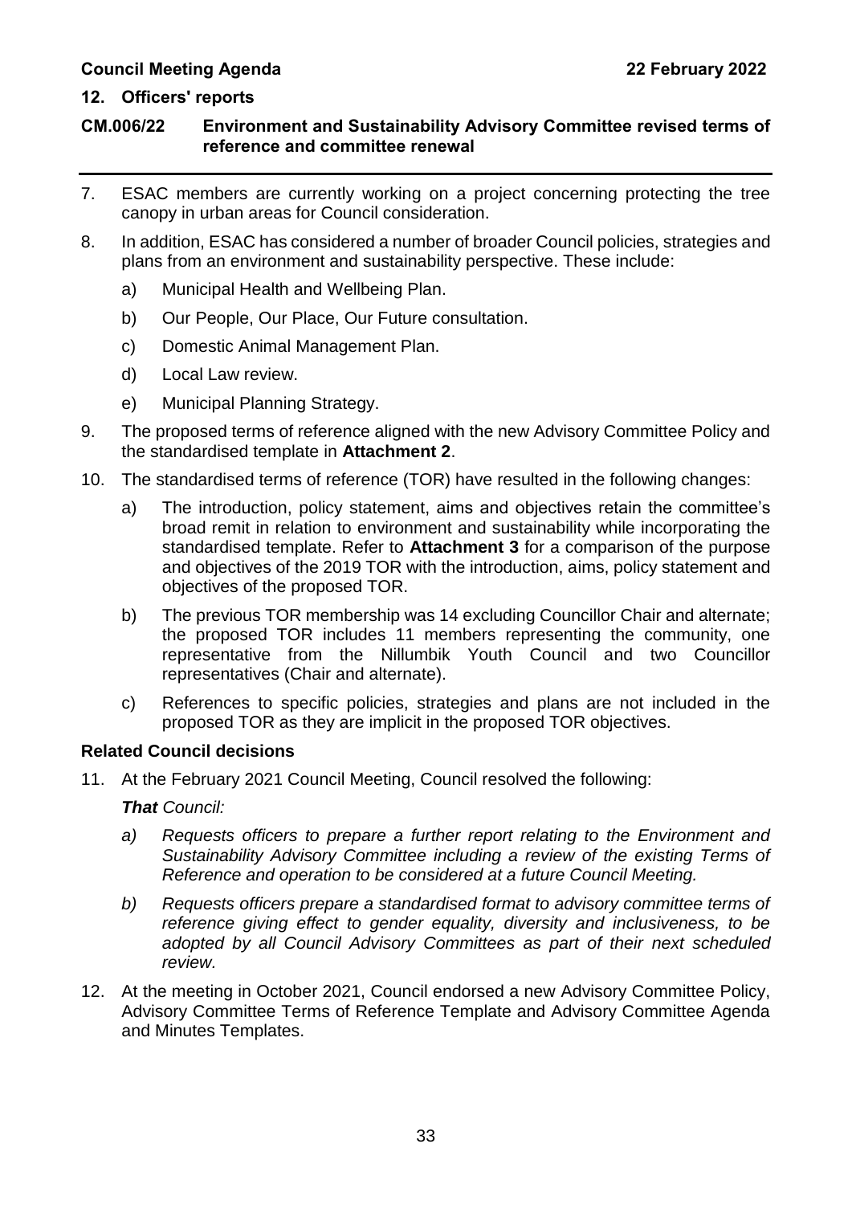7. ESAC members are currently working on a project concerning protecting the tree canopy in urban areas for Council consideration.

8. In addition, ESAC has considered a number of broader Council policies, strategies and plans from an environment and sustainability perspective. These include:

   a) Municipal Health and Wellbeing Plan.

   b) Our People, Our Place, Our Future consultation.

   c) Domestic Animal Management Plan.

   d) Local Law review.

   e) Municipal Planning Strategy.

9. The proposed terms of reference aligned with the new Advisory Committee Policy and the standardised template in **Attachment 2**.

10. The standardised terms of reference (TOR) have resulted in the following changes:

    a) The introduction, policy statement, aims and objectives retain the committee's broad remit in relation to environment and sustainability while incorporating the standardised template. Refer to **Attachment 3** for a comparison of the purpose and objectives of the 2019 TOR with the introduction, aims, policy statement and objectives of the proposed TOR.

    b) The previous TOR membership was 14 excluding Councillor Chair and alternate; the proposed TOR includes 11 members representing the community, one representative from the Nillumbik Youth Council and two Councillor representatives (Chair and alternate).

    c) References to specific policies, strategies and plans are not included in the proposed TOR as they are implicit in the proposed TOR objectives.

**Related Council decisions**

11. At the February 2021 Council Meeting, Council resolved the following:

    ***That** Council:*

    *a) Requests officers to prepare a further report relating to the Environment and Sustainability Advisory Committee including a review of the existing Terms of Reference and operation to be considered at a future Council Meeting.*

    *b) Requests officers prepare a standardised format to advisory committee terms of reference giving effect to gender equality, diversity and inclusiveness, to be adopted by all Council Advisory Committees as part of their next scheduled review.*

12. At the meeting in October 2021, Council endorsed a new Advisory Committee Policy, Advisory Committee Terms of Reference Template and Advisory Committee Agenda and Minutes Templates.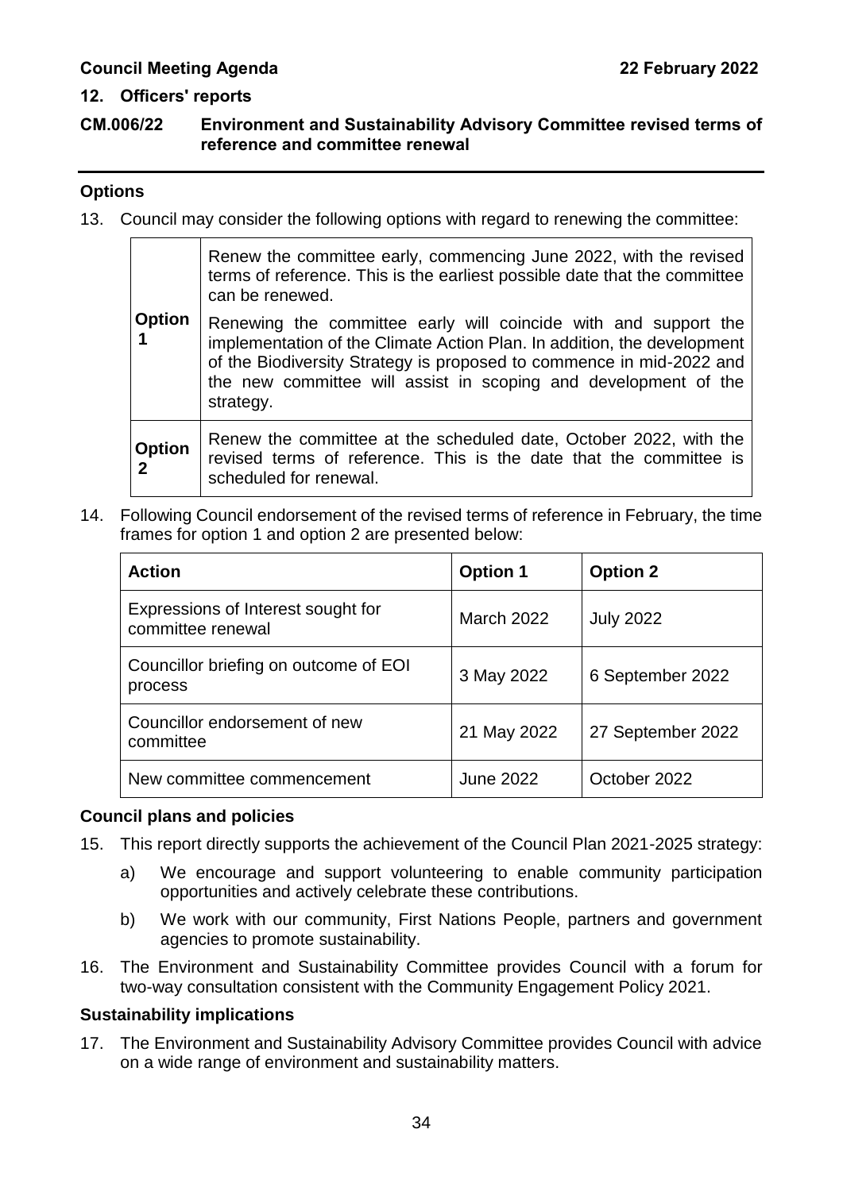## 12. Officers' reports

### CM.006/22 Environment and Sustainability Advisory Committee revised terms of reference and committee renewal

**Options**

13. Council may consider the following options with regard to renewing the committee:

| | |
|---|---|
| **Option 1** | Renew the committee early, commencing June 2022, with the revised terms of reference. This is the earliest possible date that the committee can be renewed. Renewing the committee early will coincide with and support the implementation of the Climate Action Plan. In addition, the development of the Biodiversity Strategy is proposed to commence in mid-2022 and the new committee will assist in scoping and development of the strategy. |
| **Option 2** | Renew the committee at the scheduled date, October 2022, with the revised terms of reference. This is the date that the committee is scheduled for renewal. |

14. Following Council endorsement of the revised terms of reference in February, the time frames for option 1 and option 2 are presented below:

| Action | Option 1 | Option 2 |
|---|---|---|
| Expressions of Interest sought for committee renewal | March 2022 | July 2022 |
| Councillor briefing on outcome of EOI process | 3 May 2022 | 6 September 2022 |
| Councillor endorsement of new committee | 21 May 2022 | 27 September 2022 |
| New committee commencement | June 2022 | October 2022 |

**Council plans and policies**

15. This report directly supports the achievement of the Council Plan 2021-2025 strategy:

    a) We encourage and support volunteering to enable community participation opportunities and actively celebrate these contributions.

    b) We work with our community, First Nations People, partners and government agencies to promote sustainability.

16. The Environment and Sustainability Committee provides Council with a forum for two-way consultation consistent with the Community Engagement Policy 2021.

**Sustainability implications**

17. The Environment and Sustainability Advisory Committee provides Council with advice on a wide range of environment and sustainability matters.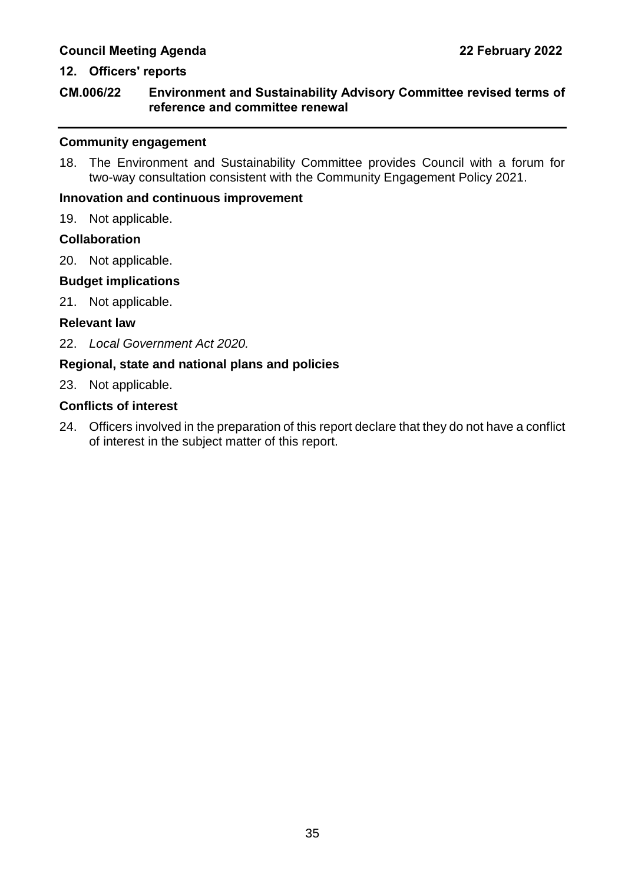## 12. Officers' reports

### CM.006/22 Environment and Sustainability Advisory Committee revised terms of reference and committee renewal

---

**Community engagement**

18. The Environment and Sustainability Committee provides Council with a forum for two-way consultation consistent with the Community Engagement Policy 2021.

**Innovation and continuous improvement**

19. Not applicable.

**Collaboration**

20. Not applicable.

**Budget implications**

21. Not applicable.

**Relevant law**

22. *Local Government Act 2020.*

**Regional, state and national plans and policies**

23. Not applicable.

**Conflicts of interest**

24. Officers involved in the preparation of this report declare that they do not have a conflict of interest in the subject matter of this report.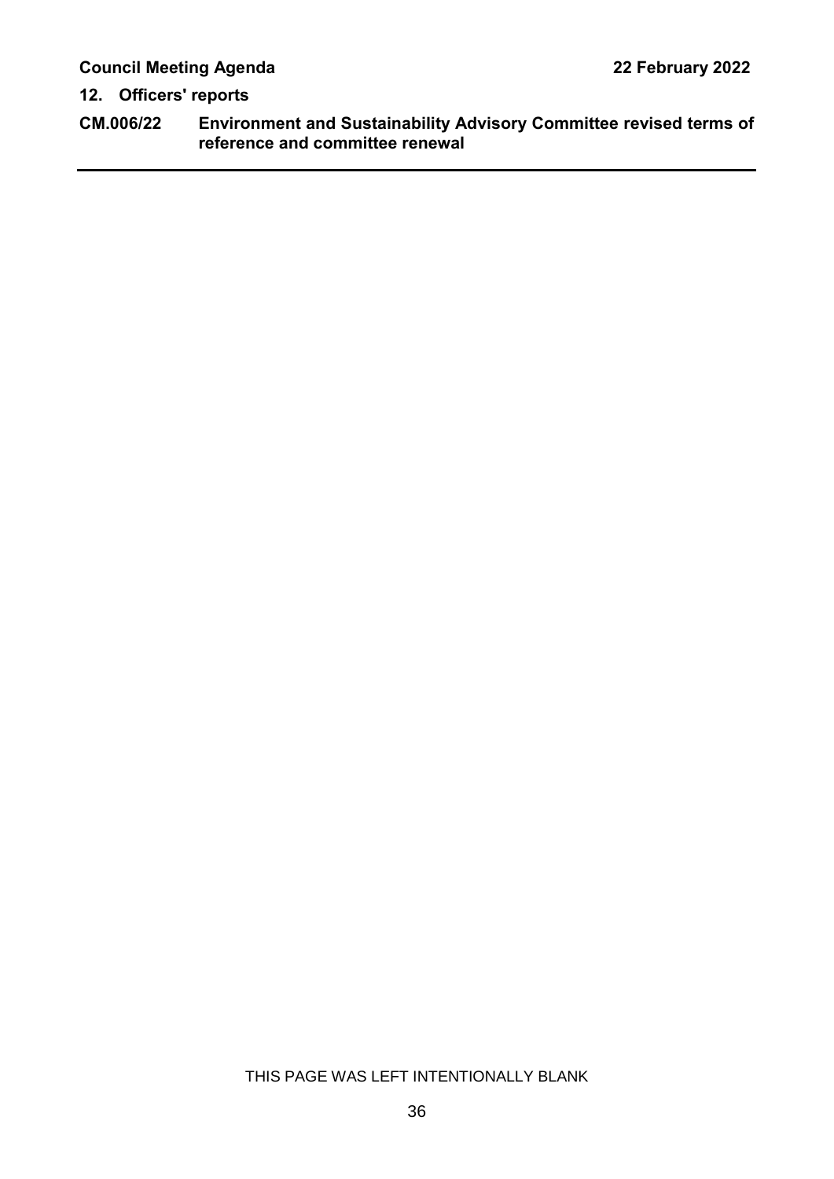## 12. Officers' reports

### CM.006/22 Environment and Sustainability Advisory Committee revised terms of reference and committee renewal

THIS PAGE WAS LEFT INTENTIONALLY BLANK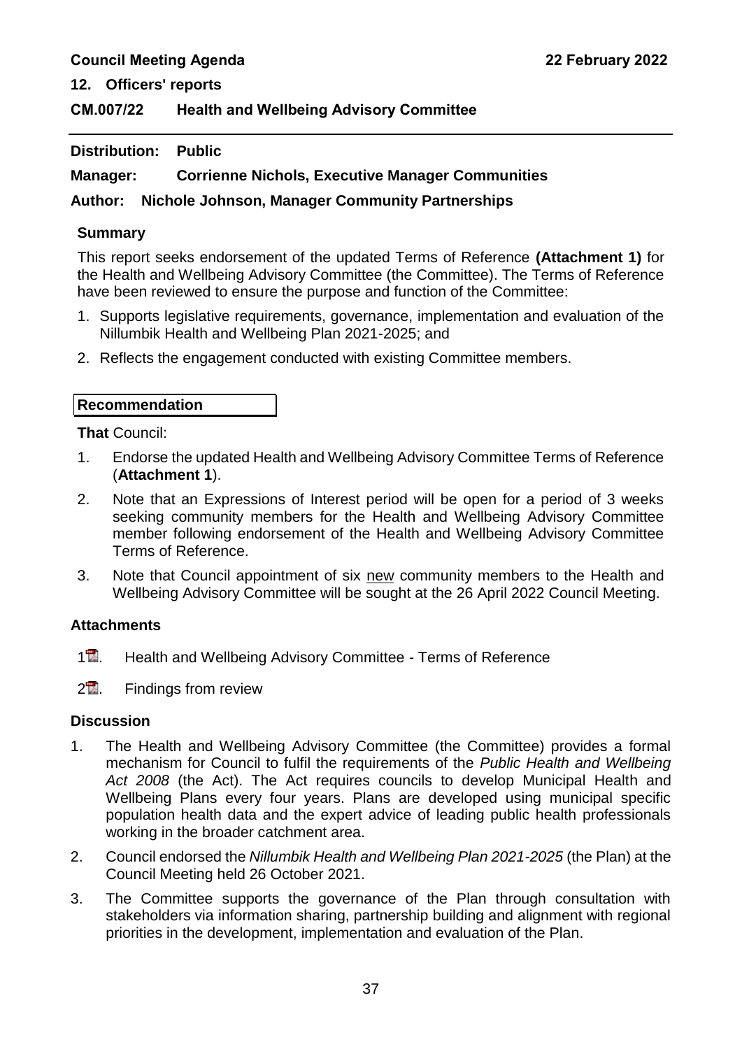## 12. Officers' reports

## CM.007/22 Health and Wellbeing Advisory Committee

**Distribution: Public**

**Manager: Corrienne Nichols, Executive Manager Communities**

**Author: Nichole Johnson, Manager Community Partnerships**

### Summary

This report seeks endorsement of the updated Terms of Reference **(Attachment 1)** for the Health and Wellbeing Advisory Committee (the Committee). The Terms of Reference have been reviewed to ensure the purpose and function of the Committee:

1. Supports legislative requirements, governance, implementation and evaluation of the Nillumbik Health and Wellbeing Plan 2021-2025; and
2. Reflects the engagement conducted with existing Committee members.

### Recommendation

**That** Council:

1. Endorse the updated Health and Wellbeing Advisory Committee Terms of Reference (**Attachment 1**).
2. Note that an Expressions of Interest period will be open for a period of 3 weeks seeking community members for the Health and Wellbeing Advisory Committee member following endorsement of the Health and Wellbeing Advisory Committee Terms of Reference.
3. Note that Council appointment of six new community members to the Health and Wellbeing Advisory Committee will be sought at the 26 April 2022 Council Meeting.

### Attachments

1. Health and Wellbeing Advisory Committee - Terms of Reference
2. Findings from review

### Discussion

1. The Health and Wellbeing Advisory Committee (the Committee) provides a formal mechanism for Council to fulfil the requirements of the *Public Health and Wellbeing Act 2008* (the Act). The Act requires councils to develop Municipal Health and Wellbeing Plans every four years. Plans are developed using municipal specific population health data and the expert advice of leading public health professionals working in the broader catchment area.
2. Council endorsed the *Nillumbik Health and Wellbeing Plan 2021-2025* (the Plan) at the Council Meeting held 26 October 2021.
3. The Committee supports the governance of the Plan through consultation with stakeholders via information sharing, partnership building and alignment with regional priorities in the development, implementation and evaluation of the Plan.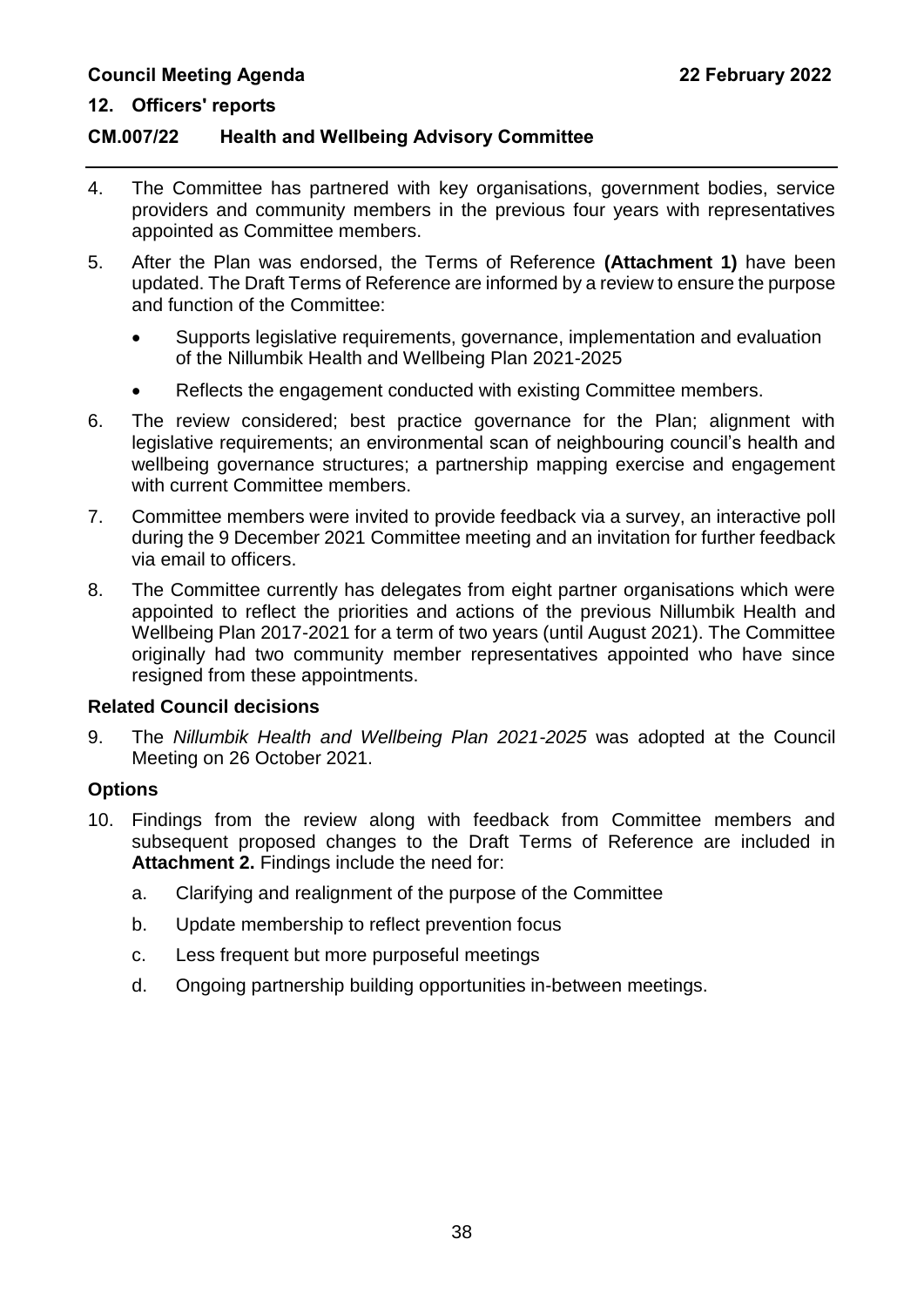## 12. Officers' reports

### CM.007/22 Health and Wellbeing Advisory Committee

4. The Committee has partnered with key organisations, government bodies, service providers and community members in the previous four years with representatives appointed as Committee members.
5. After the Plan was endorsed, the Terms of Reference **(Attachment 1)** have been updated. The Draft Terms of Reference are informed by a review to ensure the purpose and function of the Committee:
   - Supports legislative requirements, governance, implementation and evaluation of the Nillumbik Health and Wellbeing Plan 2021-2025
   - Reflects the engagement conducted with existing Committee members.
6. The review considered; best practice governance for the Plan; alignment with legislative requirements; an environmental scan of neighbouring council's health and wellbeing governance structures; a partnership mapping exercise and engagement with current Committee members.
7. Committee members were invited to provide feedback via a survey, an interactive poll during the 9 December 2021 Committee meeting and an invitation for further feedback via email to officers.
8. The Committee currently has delegates from eight partner organisations which were appointed to reflect the priorities and actions of the previous Nillumbik Health and Wellbeing Plan 2017-2021 for a term of two years (until August 2021). The Committee originally had two community member representatives appointed who have since resigned from these appointments.

**Related Council decisions**

9. The *Nillumbik Health and Wellbeing Plan 2021-2025* was adopted at the Council Meeting on 26 October 2021.

**Options**

10. Findings from the review along with feedback from Committee members and subsequent proposed changes to the Draft Terms of Reference are included in **Attachment 2.** Findings include the need for:
    a. Clarifying and realignment of the purpose of the Committee
    b. Update membership to reflect prevention focus
    c. Less frequent but more purposeful meetings
    d. Ongoing partnership building opportunities in-between meetings.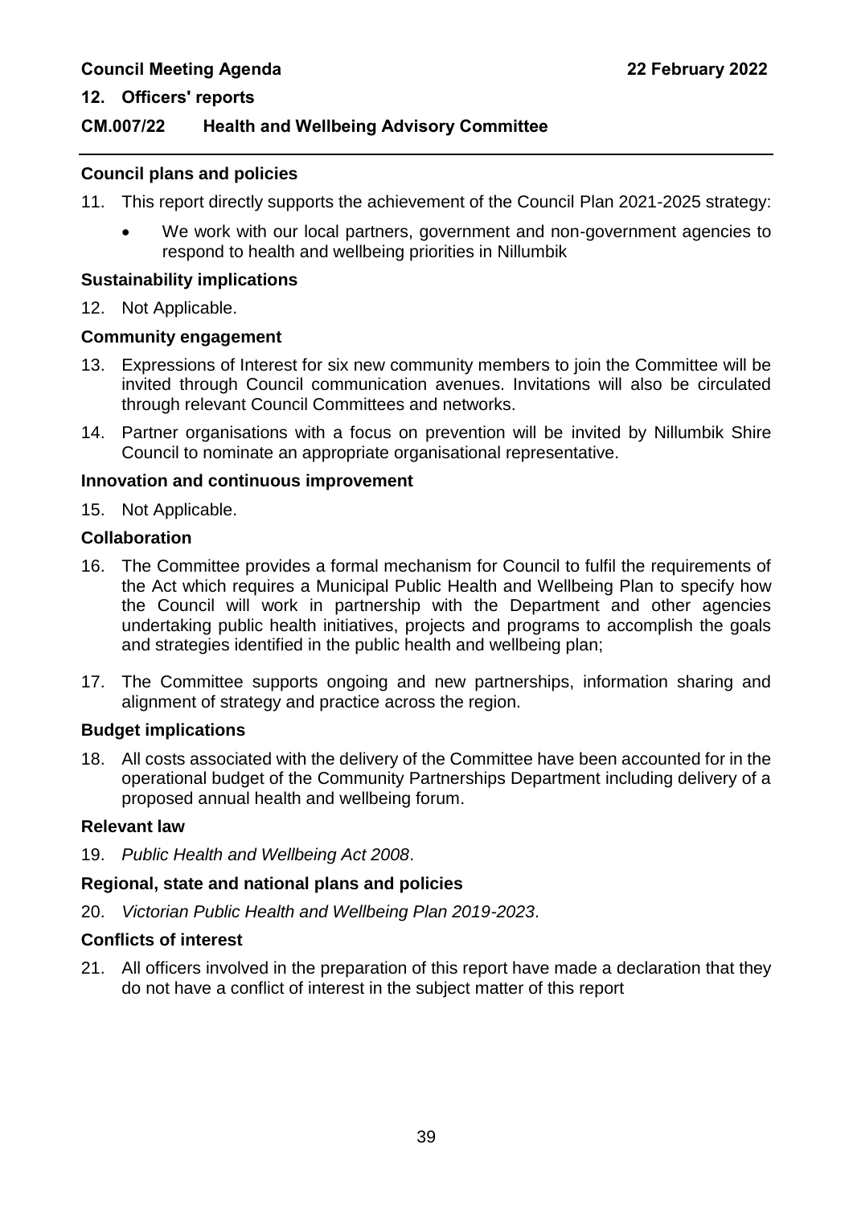**12. Officers' reports**

**CM.007/22 Health and Wellbeing Advisory Committee**

### Council plans and policies

11. This report directly supports the achievement of the Council Plan 2021-2025 strategy:

    - We work with our local partners, government and non-government agencies to respond to health and wellbeing priorities in Nillumbik

### Sustainability implications

12. Not Applicable.

### Community engagement

13. Expressions of Interest for six new community members to join the Committee will be invited through Council communication avenues. Invitations will also be circulated through relevant Council Committees and networks.

14. Partner organisations with a focus on prevention will be invited by Nillumbik Shire Council to nominate an appropriate organisational representative.

### Innovation and continuous improvement

15. Not Applicable.

### Collaboration

16. The Committee provides a formal mechanism for Council to fulfil the requirements of the Act which requires a Municipal Public Health and Wellbeing Plan to specify how the Council will work in partnership with the Department and other agencies undertaking public health initiatives, projects and programs to accomplish the goals and strategies identified in the public health and wellbeing plan;

17. The Committee supports ongoing and new partnerships, information sharing and alignment of strategy and practice across the region.

### Budget implications

18. All costs associated with the delivery of the Committee have been accounted for in the operational budget of the Community Partnerships Department including delivery of a proposed annual health and wellbeing forum.

### Relevant law

19. *Public Health and Wellbeing Act 2008*.

### Regional, state and national plans and policies

20. *Victorian Public Health and Wellbeing Plan 2019-2023*.

### Conflicts of interest

21. All officers involved in the preparation of this report have made a declaration that they do not have a conflict of interest in the subject matter of this report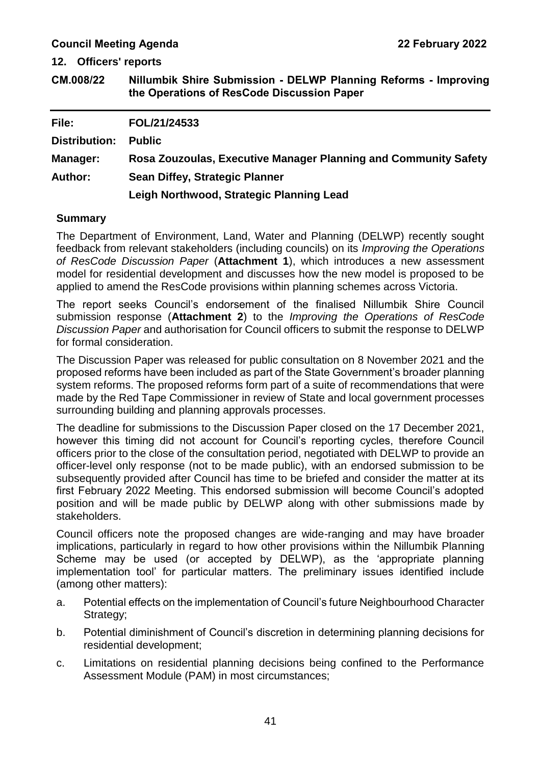## 12. Officers' reports

### CM.008/22 Nillumbik Shire Submission - DELWP Planning Reforms - Improving the Operations of ResCode Discussion Paper

| | |
|---|---|
| **File:** | **FOL/21/24533** |
| **Distribution:** | **Public** |
| **Manager:** | **Rosa Zouzoulas, Executive Manager Planning and Community Safety** |
| **Author:** | **Sean Diffey, Strategic Planner** |
| | **Leigh Northwood, Strategic Planning Lead** |

**Summary**

The Department of Environment, Land, Water and Planning (DELWP) recently sought feedback from relevant stakeholders (including councils) on its *Improving the Operations of ResCode Discussion Paper* (**Attachment 1**), which introduces a new assessment model for residential development and discusses how the new model is proposed to be applied to amend the ResCode provisions within planning schemes across Victoria.

The report seeks Council's endorsement of the finalised Nillumbik Shire Council submission response (**Attachment 2**) to the *Improving the Operations of ResCode Discussion Paper* and authorisation for Council officers to submit the response to DELWP for formal consideration.

The Discussion Paper was released for public consultation on 8 November 2021 and the proposed reforms have been included as part of the State Government's broader planning system reforms. The proposed reforms form part of a suite of recommendations that were made by the Red Tape Commissioner in review of State and local government processes surrounding building and planning approvals processes.

The deadline for submissions to the Discussion Paper closed on the 17 December 2021, however this timing did not account for Council's reporting cycles, therefore Council officers prior to the close of the consultation period, negotiated with DELWP to provide an officer-level only response (not to be made public), with an endorsed submission to be subsequently provided after Council has time to be briefed and consider the matter at its first February 2022 Meeting. This endorsed submission will become Council's adopted position and will be made public by DELWP along with other submissions made by stakeholders.

Council officers note the proposed changes are wide-ranging and may have broader implications, particularly in regard to how other provisions within the Nillumbik Planning Scheme may be used (or accepted by DELWP), as the 'appropriate planning implementation tool' for particular matters. The preliminary issues identified include (among other matters):

a. Potential effects on the implementation of Council's future Neighbourhood Character Strategy;

b. Potential diminishment of Council's discretion in determining planning decisions for residential development;

c. Limitations on residential planning decisions being confined to the Performance Assessment Module (PAM) in most circumstances;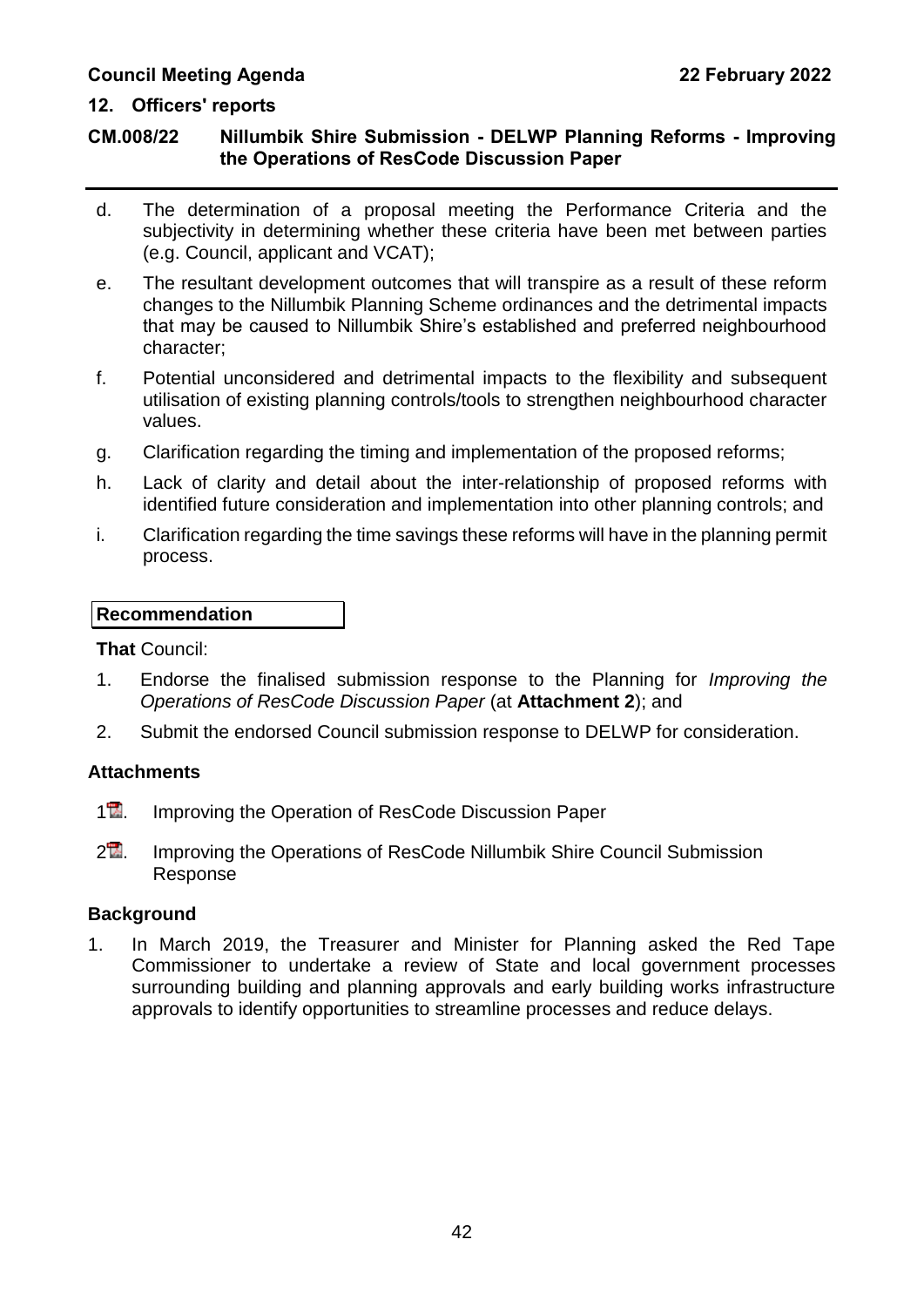d. The determination of a proposal meeting the Performance Criteria and the subjectivity in determining whether these criteria have been met between parties (e.g. Council, applicant and VCAT);

e. The resultant development outcomes that will transpire as a result of these reform changes to the Nillumbik Planning Scheme ordinances and the detrimental impacts that may be caused to Nillumbik Shire's established and preferred neighbourhood character;

f. Potential unconsidered and detrimental impacts to the flexibility and subsequent utilisation of existing planning controls/tools to strengthen neighbourhood character values.

g. Clarification regarding the timing and implementation of the proposed reforms;

h. Lack of clarity and detail about the inter-relationship of proposed reforms with identified future consideration and implementation into other planning controls; and

i. Clarification regarding the time savings these reforms will have in the planning permit process.

**Recommendation**

**That** Council:

1. Endorse the finalised submission response to the Planning for *Improving the Operations of ResCode Discussion Paper* (at **Attachment 2**); and
2. Submit the endorsed Council submission response to DELWP for consideration.

## Attachments

1. Improving the Operation of ResCode Discussion Paper
2. Improving the Operations of ResCode Nillumbik Shire Council Submission Response

## Background

1. In March 2019, the Treasurer and Minister for Planning asked the Red Tape Commissioner to undertake a review of State and local government processes surrounding building and planning approvals and early building works infrastructure approvals to identify opportunities to streamline processes and reduce delays.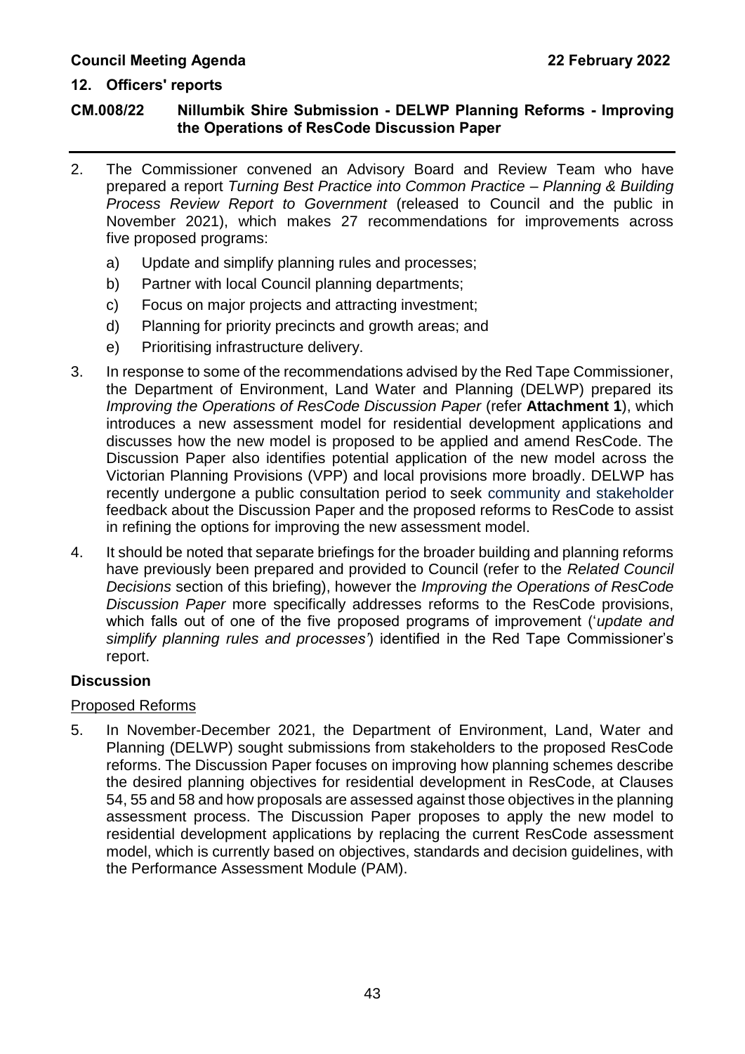2. The Commissioner convened an Advisory Board and Review Team who have prepared a report *Turning Best Practice into Common Practice – Planning & Building Process Review Report to Government* (released to Council and the public in November 2021), which makes 27 recommendations for improvements across five proposed programs:

    a) Update and simplify planning rules and processes;

    b) Partner with local Council planning departments;

    c) Focus on major projects and attracting investment;

    d) Planning for priority precincts and growth areas; and

    e) Prioritising infrastructure delivery.

3. In response to some of the recommendations advised by the Red Tape Commissioner, the Department of Environment, Land Water and Planning (DELWP) prepared its *Improving the Operations of ResCode Discussion Paper* (refer **Attachment 1**), which introduces a new assessment model for residential development applications and discusses how the new model is proposed to be applied and amend ResCode. The Discussion Paper also identifies potential application of the new model across the Victorian Planning Provisions (VPP) and local provisions more broadly. DELWP has recently undergone a public consultation period to seek community and stakeholder feedback about the Discussion Paper and the proposed reforms to ResCode to assist in refining the options for improving the new assessment model.

4. It should be noted that separate briefings for the broader building and planning reforms have previously been prepared and provided to Council (refer to the *Related Council Decisions* section of this briefing), however the *Improving the Operations of ResCode Discussion Paper* more specifically addresses reforms to the ResCode provisions, which falls out of one of the five proposed programs of improvement ('*update and simplify planning rules and processes*') identified in the Red Tape Commissioner's report.

## Discussion

### Proposed Reforms

5. In November-December 2021, the Department of Environment, Land, Water and Planning (DELWP) sought submissions from stakeholders to the proposed ResCode reforms. The Discussion Paper focuses on improving how planning schemes describe the desired planning objectives for residential development in ResCode, at Clauses 54, 55 and 58 and how proposals are assessed against those objectives in the planning assessment process. The Discussion Paper proposes to apply the new model to residential development applications by replacing the current ResCode assessment model, which is currently based on objectives, standards and decision guidelines, with the Performance Assessment Module (PAM).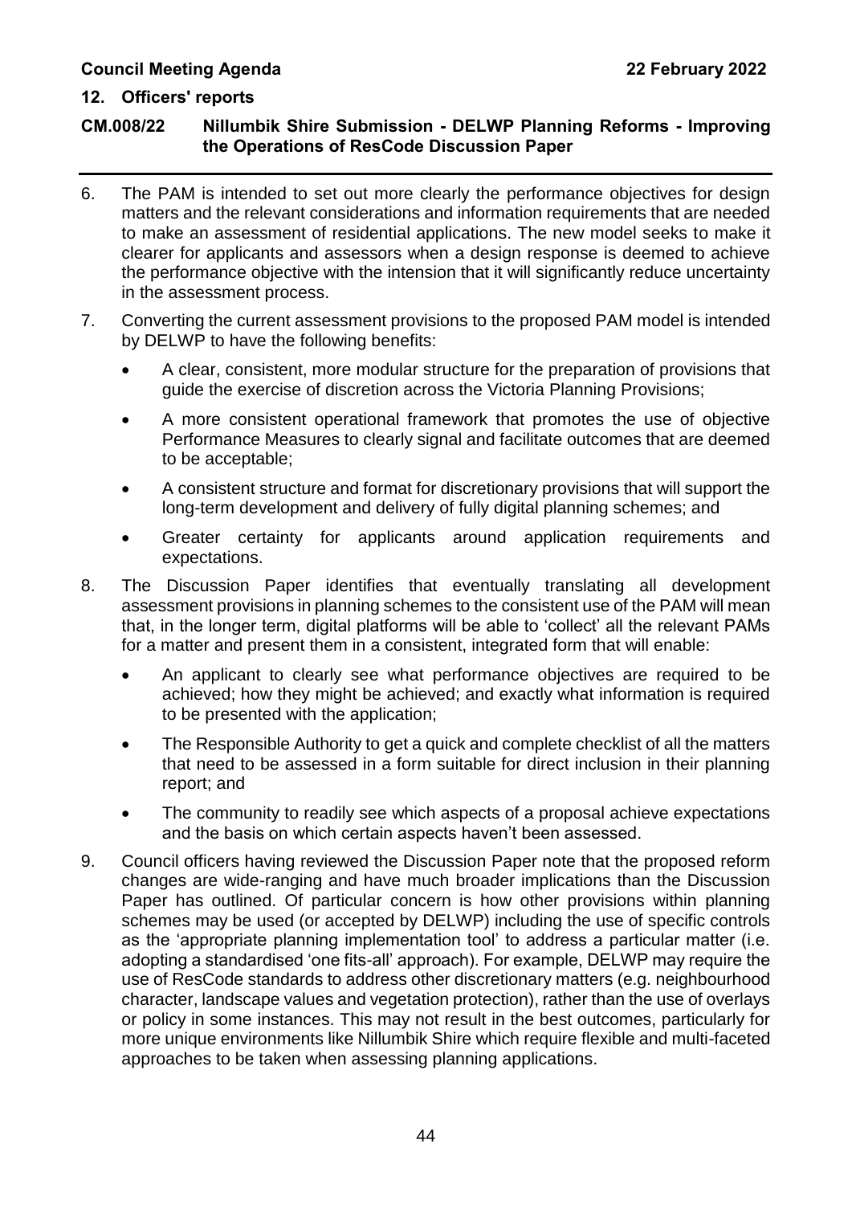6. The PAM is intended to set out more clearly the performance objectives for design matters and the relevant considerations and information requirements that are needed to make an assessment of residential applications. The new model seeks to make it clearer for applicants and assessors when a design response is deemed to achieve the performance objective with the intension that it will significantly reduce uncertainty in the assessment process.

7. Converting the current assessment provisions to the proposed PAM model is intended by DELWP to have the following benefits:

   - A clear, consistent, more modular structure for the preparation of provisions that guide the exercise of discretion across the Victoria Planning Provisions;
   - A more consistent operational framework that promotes the use of objective Performance Measures to clearly signal and facilitate outcomes that are deemed to be acceptable;
   - A consistent structure and format for discretionary provisions that will support the long-term development and delivery of fully digital planning schemes; and
   - Greater certainty for applicants around application requirements and expectations.

8. The Discussion Paper identifies that eventually translating all development assessment provisions in planning schemes to the consistent use of the PAM will mean that, in the longer term, digital platforms will be able to 'collect' all the relevant PAMs for a matter and present them in a consistent, integrated form that will enable:

   - An applicant to clearly see what performance objectives are required to be achieved; how they might be achieved; and exactly what information is required to be presented with the application;
   - The Responsible Authority to get a quick and complete checklist of all the matters that need to be assessed in a form suitable for direct inclusion in their planning report; and
   - The community to readily see which aspects of a proposal achieve expectations and the basis on which certain aspects haven't been assessed.

9. Council officers having reviewed the Discussion Paper note that the proposed reform changes are wide-ranging and have much broader implications than the Discussion Paper has outlined. Of particular concern is how other provisions within planning schemes may be used (or accepted by DELWP) including the use of specific controls as the 'appropriate planning implementation tool' to address a particular matter (i.e. adopting a standardised 'one fits-all' approach). For example, DELWP may require the use of ResCode standards to address other discretionary matters (e.g. neighbourhood character, landscape values and vegetation protection), rather than the use of overlays or policy in some instances. This may not result in the best outcomes, particularly for more unique environments like Nillumbik Shire which require flexible and multi-faceted approaches to be taken when assessing planning applications.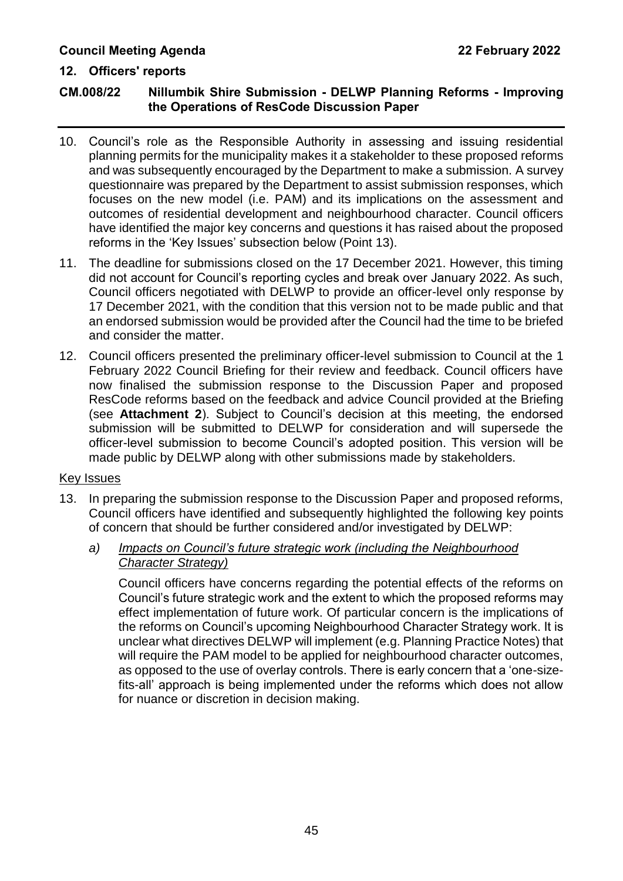## 12. Officers' reports

## CM.008/22 Nillumbik Shire Submission - DELWP Planning Reforms - Improving the Operations of ResCode Discussion Paper

10. Council's role as the Responsible Authority in assessing and issuing residential planning permits for the municipality makes it a stakeholder to these proposed reforms and was subsequently encouraged by the Department to make a submission. A survey questionnaire was prepared by the Department to assist submission responses, which focuses on the new model (i.e. PAM) and its implications on the assessment and outcomes of residential development and neighbourhood character. Council officers have identified the major key concerns and questions it has raised about the proposed reforms in the 'Key Issues' subsection below (Point 13).

11. The deadline for submissions closed on the 17 December 2021. However, this timing did not account for Council's reporting cycles and break over January 2022. As such, Council officers negotiated with DELWP to provide an officer-level only response by 17 December 2021, with the condition that this version not to be made public and that an endorsed submission would be provided after the Council had the time to be briefed and consider the matter.

12. Council officers presented the preliminary officer-level submission to Council at the 1 February 2022 Council Briefing for their review and feedback. Council officers have now finalised the submission response to the Discussion Paper and proposed ResCode reforms based on the feedback and advice Council provided at the Briefing (see **Attachment 2**). Subject to Council's decision at this meeting, the endorsed submission will be submitted to DELWP for consideration and will supersede the officer-level submission to become Council's adopted position. This version will be made public by DELWP along with other submissions made by stakeholders.

Key Issues

13. In preparing the submission response to the Discussion Paper and proposed reforms, Council officers have identified and subsequently highlighted the following key points of concern that should be further considered and/or investigated by DELWP:

    a) *Impacts on Council's future strategic work (including the Neighbourhood Character Strategy)*

       Council officers have concerns regarding the potential effects of the reforms on Council's future strategic work and the extent to which the proposed reforms may effect implementation of future work. Of particular concern is the implications of the reforms on Council's upcoming Neighbourhood Character Strategy work. It is unclear what directives DELWP will implement (e.g. Planning Practice Notes) that will require the PAM model to be applied for neighbourhood character outcomes, as opposed to the use of overlay controls. There is early concern that a 'one-size-fits-all' approach is being implemented under the reforms which does not allow for nuance or discretion in decision making.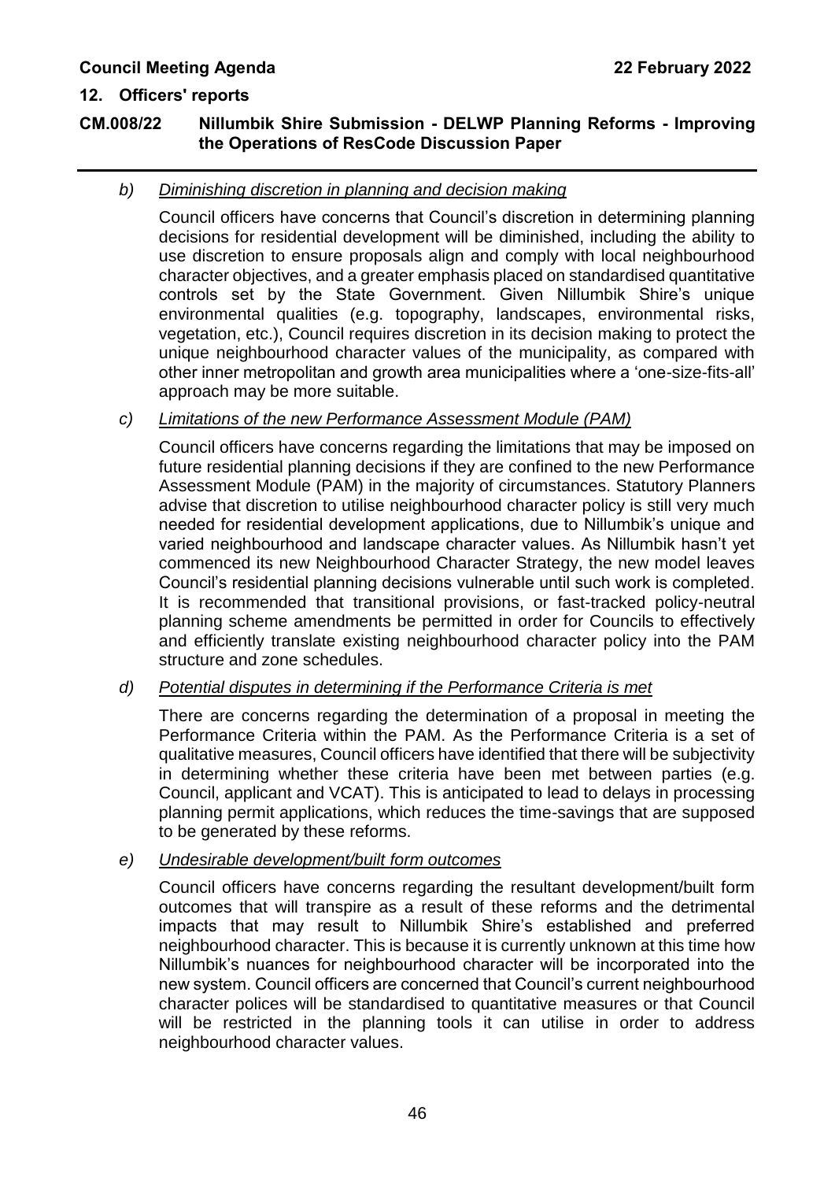*b) Diminishing discretion in planning and decision making*

Council officers have concerns that Council's discretion in determining planning decisions for residential development will be diminished, including the ability to use discretion to ensure proposals align and comply with local neighbourhood character objectives, and a greater emphasis placed on standardised quantitative controls set by the State Government. Given Nillumbik Shire's unique environmental qualities (e.g. topography, landscapes, environmental risks, vegetation, etc.), Council requires discretion in its decision making to protect the unique neighbourhood character values of the municipality, as compared with other inner metropolitan and growth area municipalities where a 'one-size-fits-all' approach may be more suitable.

*c) Limitations of the new Performance Assessment Module (PAM)*

Council officers have concerns regarding the limitations that may be imposed on future residential planning decisions if they are confined to the new Performance Assessment Module (PAM) in the majority of circumstances. Statutory Planners advise that discretion to utilise neighbourhood character policy is still very much needed for residential development applications, due to Nillumbik's unique and varied neighbourhood and landscape character values. As Nillumbik hasn't yet commenced its new Neighbourhood Character Strategy, the new model leaves Council's residential planning decisions vulnerable until such work is completed. It is recommended that transitional provisions, or fast-tracked policy-neutral planning scheme amendments be permitted in order for Councils to effectively and efficiently translate existing neighbourhood character policy into the PAM structure and zone schedules.

*d) Potential disputes in determining if the Performance Criteria is met*

There are concerns regarding the determination of a proposal in meeting the Performance Criteria within the PAM. As the Performance Criteria is a set of qualitative measures, Council officers have identified that there will be subjectivity in determining whether these criteria have been met between parties (e.g. Council, applicant and VCAT). This is anticipated to lead to delays in processing planning permit applications, which reduces the time-savings that are supposed to be generated by these reforms.

*e) Undesirable development/built form outcomes*

Council officers have concerns regarding the resultant development/built form outcomes that will transpire as a result of these reforms and the detrimental impacts that may result to Nillumbik Shire's established and preferred neighbourhood character. This is because it is currently unknown at this time how Nillumbik's nuances for neighbourhood character will be incorporated into the new system. Council officers are concerned that Council's current neighbourhood character polices will be standardised to quantitative measures or that Council will be restricted in the planning tools it can utilise in order to address neighbourhood character values.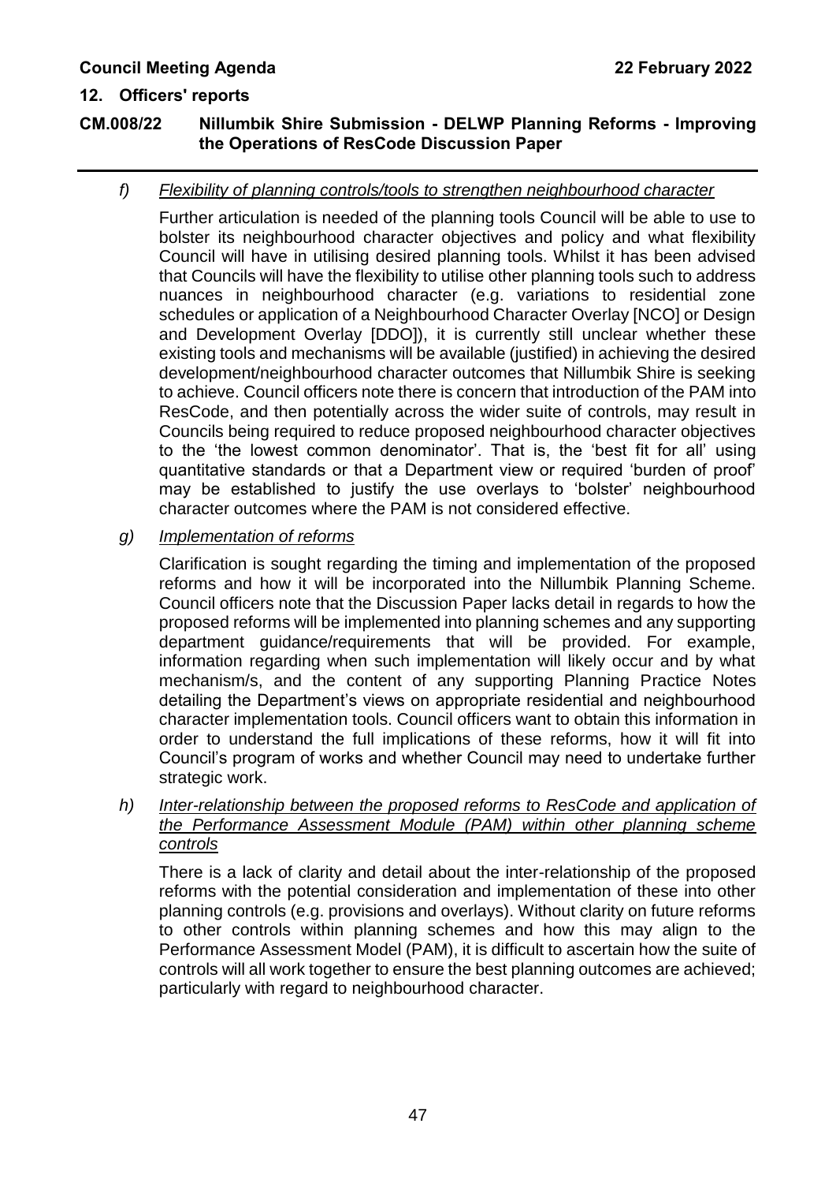*f) Flexibility of planning controls/tools to strengthen neighbourhood character*

Further articulation is needed of the planning tools Council will be able to use to bolster its neighbourhood character objectives and policy and what flexibility Council will have in utilising desired planning tools. Whilst it has been advised that Councils will have the flexibility to utilise other planning tools such to address nuances in neighbourhood character (e.g. variations to residential zone schedules or application of a Neighbourhood Character Overlay [NCO] or Design and Development Overlay [DDO]), it is currently still unclear whether these existing tools and mechanisms will be available (justified) in achieving the desired development/neighbourhood character outcomes that Nillumbik Shire is seeking to achieve. Council officers note there is concern that introduction of the PAM into ResCode, and then potentially across the wider suite of controls, may result in Councils being required to reduce proposed neighbourhood character objectives to the 'the lowest common denominator'. That is, the 'best fit for all' using quantitative standards or that a Department view or required 'burden of proof' may be established to justify the use overlays to 'bolster' neighbourhood character outcomes where the PAM is not considered effective.

*g) Implementation of reforms*

Clarification is sought regarding the timing and implementation of the proposed reforms and how it will be incorporated into the Nillumbik Planning Scheme. Council officers note that the Discussion Paper lacks detail in regards to how the proposed reforms will be implemented into planning schemes and any supporting department guidance/requirements that will be provided. For example, information regarding when such implementation will likely occur and by what mechanism/s, and the content of any supporting Planning Practice Notes detailing the Department's views on appropriate residential and neighbourhood character implementation tools. Council officers want to obtain this information in order to understand the full implications of these reforms, how it will fit into Council's program of works and whether Council may need to undertake further strategic work.

*h) Inter-relationship between the proposed reforms to ResCode and application of the Performance Assessment Module (PAM) within other planning scheme controls*

There is a lack of clarity and detail about the inter-relationship of the proposed reforms with the potential consideration and implementation of these into other planning controls (e.g. provisions and overlays). Without clarity on future reforms to other controls within planning schemes and how this may align to the Performance Assessment Model (PAM), it is difficult to ascertain how the suite of controls will all work together to ensure the best planning outcomes are achieved; particularly with regard to neighbourhood character.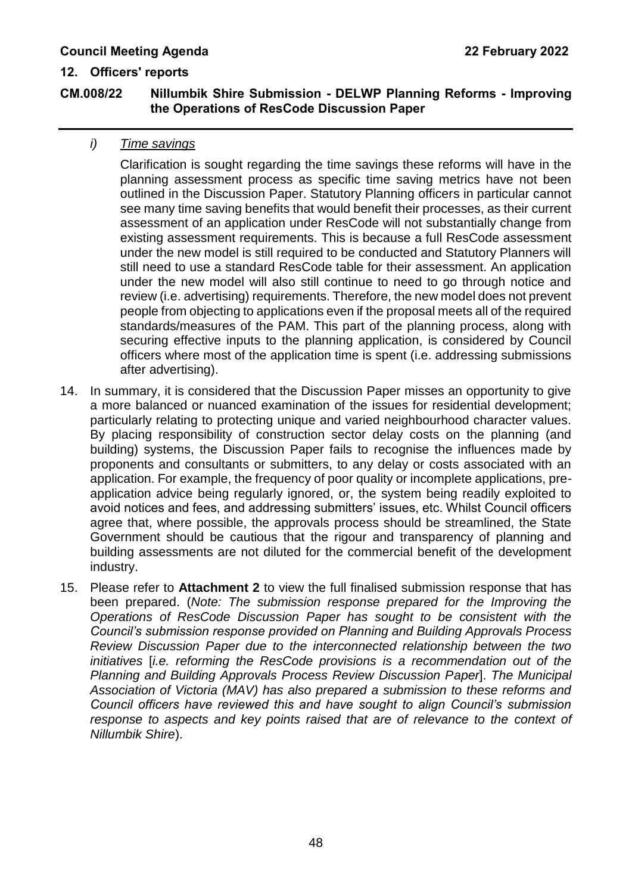*i) Time savings*

Clarification is sought regarding the time savings these reforms will have in the planning assessment process as specific time saving metrics have not been outlined in the Discussion Paper. Statutory Planning officers in particular cannot see many time saving benefits that would benefit their processes, as their current assessment of an application under ResCode will not substantially change from existing assessment requirements. This is because a full ResCode assessment under the new model is still required to be conducted and Statutory Planners will still need to use a standard ResCode table for their assessment. An application under the new model will also still continue to need to go through notice and review (i.e. advertising) requirements. Therefore, the new model does not prevent people from objecting to applications even if the proposal meets all of the required standards/measures of the PAM. This part of the planning process, along with securing effective inputs to the planning application, is considered by Council officers where most of the application time is spent (i.e. addressing submissions after advertising).

14. In summary, it is considered that the Discussion Paper misses an opportunity to give a more balanced or nuanced examination of the issues for residential development; particularly relating to protecting unique and varied neighbourhood character values. By placing responsibility of construction sector delay costs on the planning (and building) systems, the Discussion Paper fails to recognise the influences made by proponents and consultants or submitters, to any delay or costs associated with an application. For example, the frequency of poor quality or incomplete applications, pre-application advice being regularly ignored, or, the system being readily exploited to avoid notices and fees, and addressing submitters' issues, etc. Whilst Council officers agree that, where possible, the approvals process should be streamlined, the State Government should be cautious that the rigour and transparency of planning and building assessments are not diluted for the commercial benefit of the development industry.

15. Please refer to **Attachment 2** to view the full finalised submission response that has been prepared. (*Note: The submission response prepared for the Improving the Operations of ResCode Discussion Paper has sought to be consistent with the Council's submission response provided on Planning and Building Approvals Process Review Discussion Paper due to the interconnected relationship between the two initiatives* [*i.e. reforming the ResCode provisions is a recommendation out of the Planning and Building Approvals Process Review Discussion Paper*]. *The Municipal Association of Victoria (MAV) has also prepared a submission to these reforms and Council officers have reviewed this and have sought to align Council's submission response to aspects and key points raised that are of relevance to the context of Nillumbik Shire*).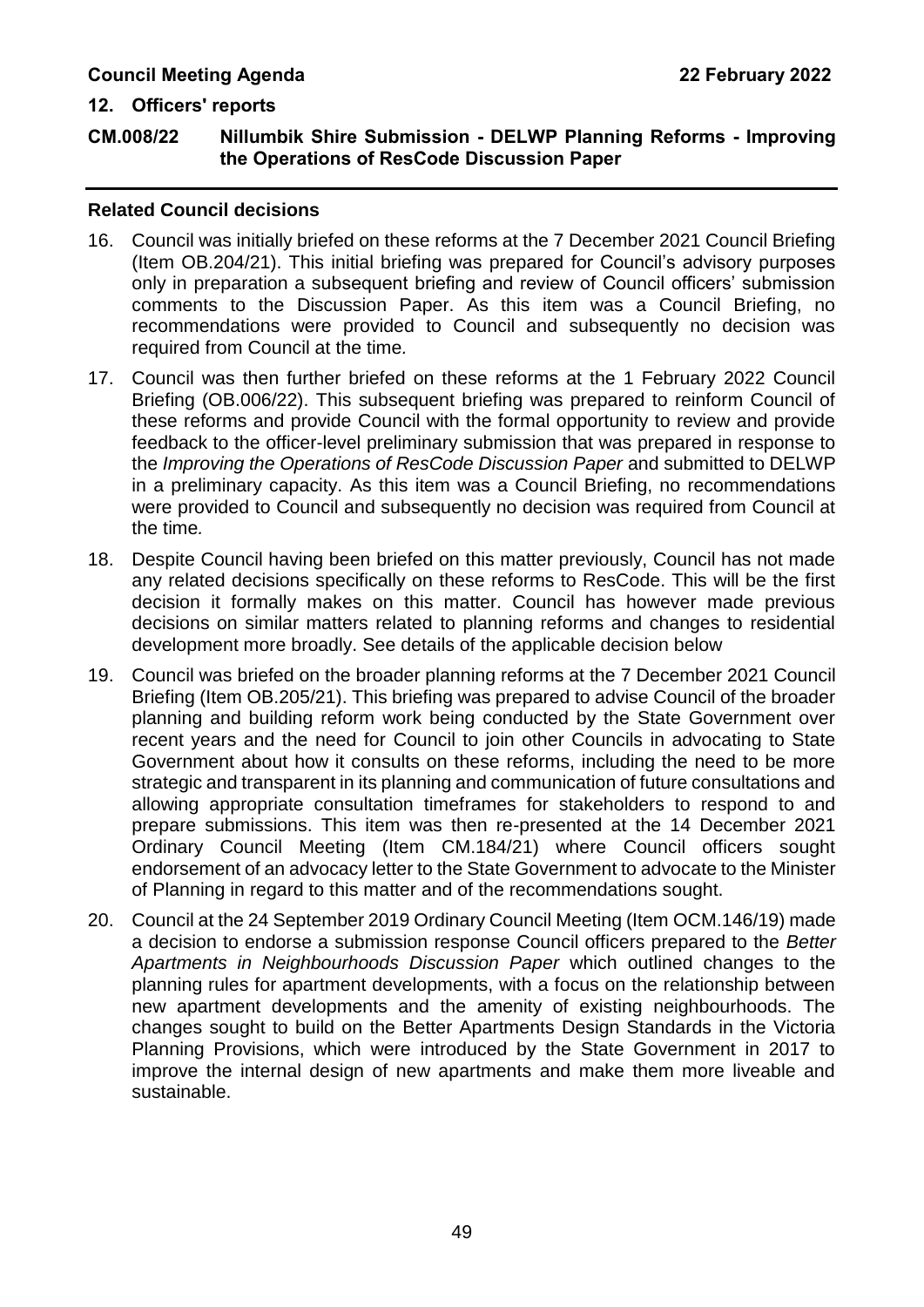## CM.008/22 Nillumbik Shire Submission - DELWP Planning Reforms - Improving the Operations of ResCode Discussion Paper

### Related Council decisions

16. Council was initially briefed on these reforms at the 7 December 2021 Council Briefing (Item OB.204/21). This initial briefing was prepared for Council's advisory purposes only in preparation a subsequent briefing and review of Council officers' submission comments to the Discussion Paper. As this item was a Council Briefing, no recommendations were provided to Council and subsequently no decision was required from Council at the time.

17. Council was then further briefed on these reforms at the 1 February 2022 Council Briefing (OB.006/22). This subsequent briefing was prepared to reinform Council of these reforms and provide Council with the formal opportunity to review and provide feedback to the officer-level preliminary submission that was prepared in response to the *Improving the Operations of ResCode Discussion Paper* and submitted to DELWP in a preliminary capacity. As this item was a Council Briefing, no recommendations were provided to Council and subsequently no decision was required from Council at the time.

18. Despite Council having been briefed on this matter previously, Council has not made any related decisions specifically on these reforms to ResCode. This will be the first decision it formally makes on this matter. Council has however made previous decisions on similar matters related to planning reforms and changes to residential development more broadly. See details of the applicable decision below

19. Council was briefed on the broader planning reforms at the 7 December 2021 Council Briefing (Item OB.205/21). This briefing was prepared to advise Council of the broader planning and building reform work being conducted by the State Government over recent years and the need for Council to join other Councils in advocating to State Government about how it consults on these reforms, including the need to be more strategic and transparent in its planning and communication of future consultations and allowing appropriate consultation timeframes for stakeholders to respond to and prepare submissions. This item was then re-presented at the 14 December 2021 Ordinary Council Meeting (Item CM.184/21) where Council officers sought endorsement of an advocacy letter to the State Government to advocate to the Minister of Planning in regard to this matter and of the recommendations sought.

20. Council at the 24 September 2019 Ordinary Council Meeting (Item OCM.146/19) made a decision to endorse a submission response Council officers prepared to the *Better Apartments in Neighbourhoods Discussion Paper* which outlined changes to the planning rules for apartment developments, with a focus on the relationship between new apartment developments and the amenity of existing neighbourhoods. The changes sought to build on the Better Apartments Design Standards in the Victoria Planning Provisions, which were introduced by the State Government in 2017 to improve the internal design of new apartments and make them more liveable and sustainable.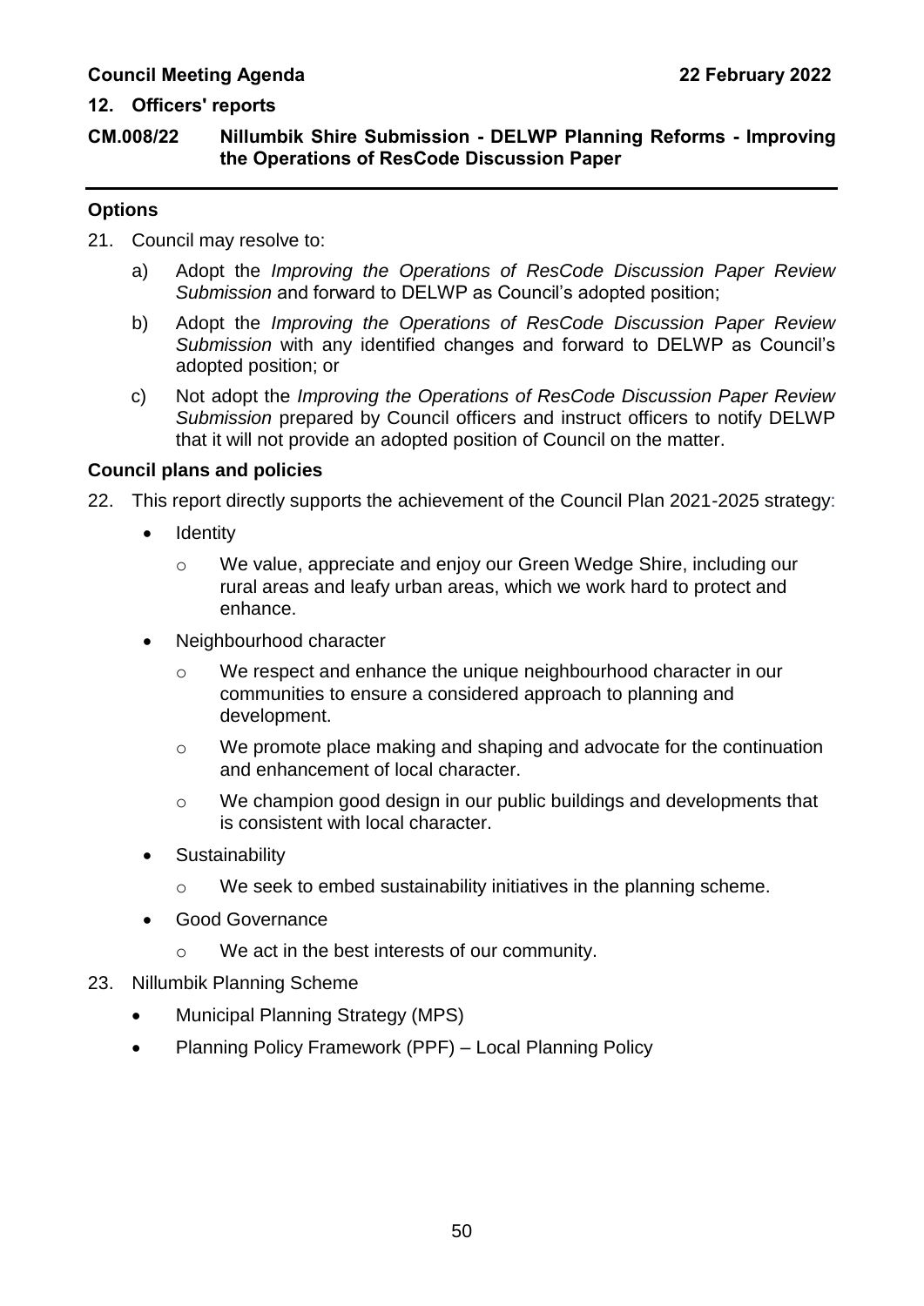## 12. Officers' reports

### CM.008/22 Nillumbik Shire Submission - DELWP Planning Reforms - Improving the Operations of ResCode Discussion Paper

**Options**

21. Council may resolve to:

    a) Adopt the *Improving the Operations of ResCode Discussion Paper Review Submission* and forward to DELWP as Council's adopted position;

    b) Adopt the *Improving the Operations of ResCode Discussion Paper Review Submission* with any identified changes and forward to DELWP as Council's adopted position; or

    c) Not adopt the *Improving the Operations of ResCode Discussion Paper Review Submission* prepared by Council officers and instruct officers to notify DELWP that it will not provide an adopted position of Council on the matter.

**Council plans and policies**

22. This report directly supports the achievement of the Council Plan 2021-2025 strategy:

    - Identity
        - We value, appreciate and enjoy our Green Wedge Shire, including our rural areas and leafy urban areas, which we work hard to protect and enhance.
    - Neighbourhood character
        - We respect and enhance the unique neighbourhood character in our communities to ensure a considered approach to planning and development.
        - We promote place making and shaping and advocate for the continuation and enhancement of local character.
        - We champion good design in our public buildings and developments that is consistent with local character.
    - Sustainability
        - We seek to embed sustainability initiatives in the planning scheme.
    - Good Governance
        - We act in the best interests of our community.

23. Nillumbik Planning Scheme

    - Municipal Planning Strategy (MPS)
    - Planning Policy Framework (PPF) – Local Planning Policy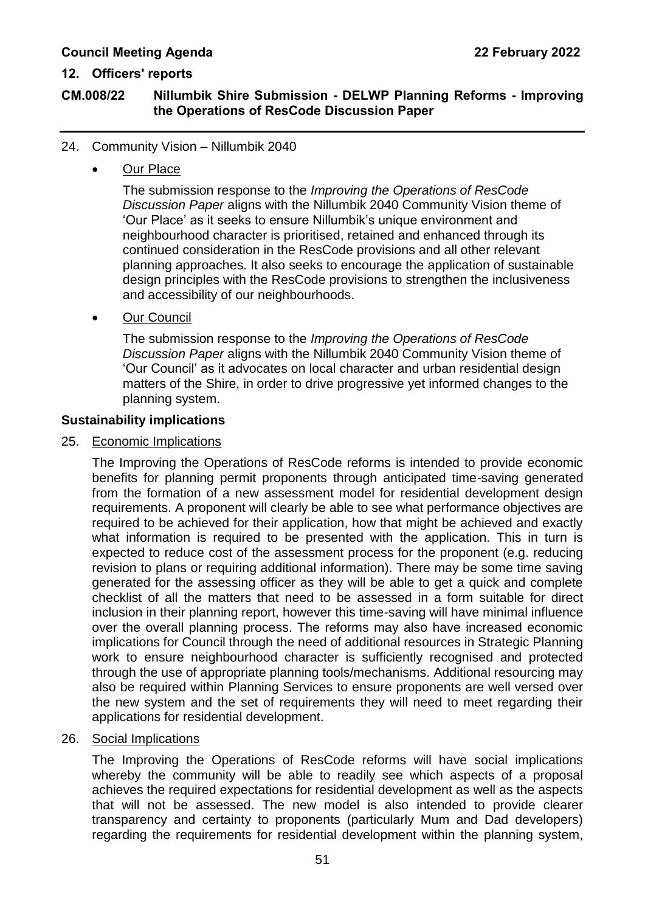24. Community Vision – Nillumbik 2040

   - Our Place

     The submission response to the *Improving the Operations of ResCode Discussion Paper* aligns with the Nillumbik 2040 Community Vision theme of 'Our Place' as it seeks to ensure Nillumbik's unique environment and neighbourhood character is prioritised, retained and enhanced through its continued consideration in the ResCode provisions and all other relevant planning approaches. It also seeks to encourage the application of sustainable design principles with the ResCode provisions to strengthen the inclusiveness and accessibility of our neighbourhoods.

   - Our Council

     The submission response to the *Improving the Operations of ResCode Discussion Paper* aligns with the Nillumbik 2040 Community Vision theme of 'Our Council' as it advocates on local character and urban residential design matters of the Shire, in order to drive progressive yet informed changes to the planning system.

**Sustainability implications**

25. Economic Implications

    The Improving the Operations of ResCode reforms is intended to provide economic benefits for planning permit proponents through anticipated time-saving generated from the formation of a new assessment model for residential development design requirements. A proponent will clearly be able to see what performance objectives are required to be achieved for their application, how that might be achieved and exactly what information is required to be presented with the application. This in turn is expected to reduce cost of the assessment process for the proponent (e.g. reducing revision to plans or requiring additional information). There may be some time saving generated for the assessing officer as they will be able to get a quick and complete checklist of all the matters that need to be assessed in a form suitable for direct inclusion in their planning report, however this time-saving will have minimal influence over the overall planning process. The reforms may also have increased economic implications for Council through the need of additional resources in Strategic Planning work to ensure neighbourhood character is sufficiently recognised and protected through the use of appropriate planning tools/mechanisms. Additional resourcing may also be required within Planning Services to ensure proponents are well versed over the new system and the set of requirements they will need to meet regarding their applications for residential development.

26. Social Implications

    The Improving the Operations of ResCode reforms will have social implications whereby the community will be able to readily see which aspects of a proposal achieves the required expectations for residential development as well as the aspects that will not be assessed. The new model is also intended to provide clearer transparency and certainty to proponents (particularly Mum and Dad developers) regarding the requirements for residential development within the planning system,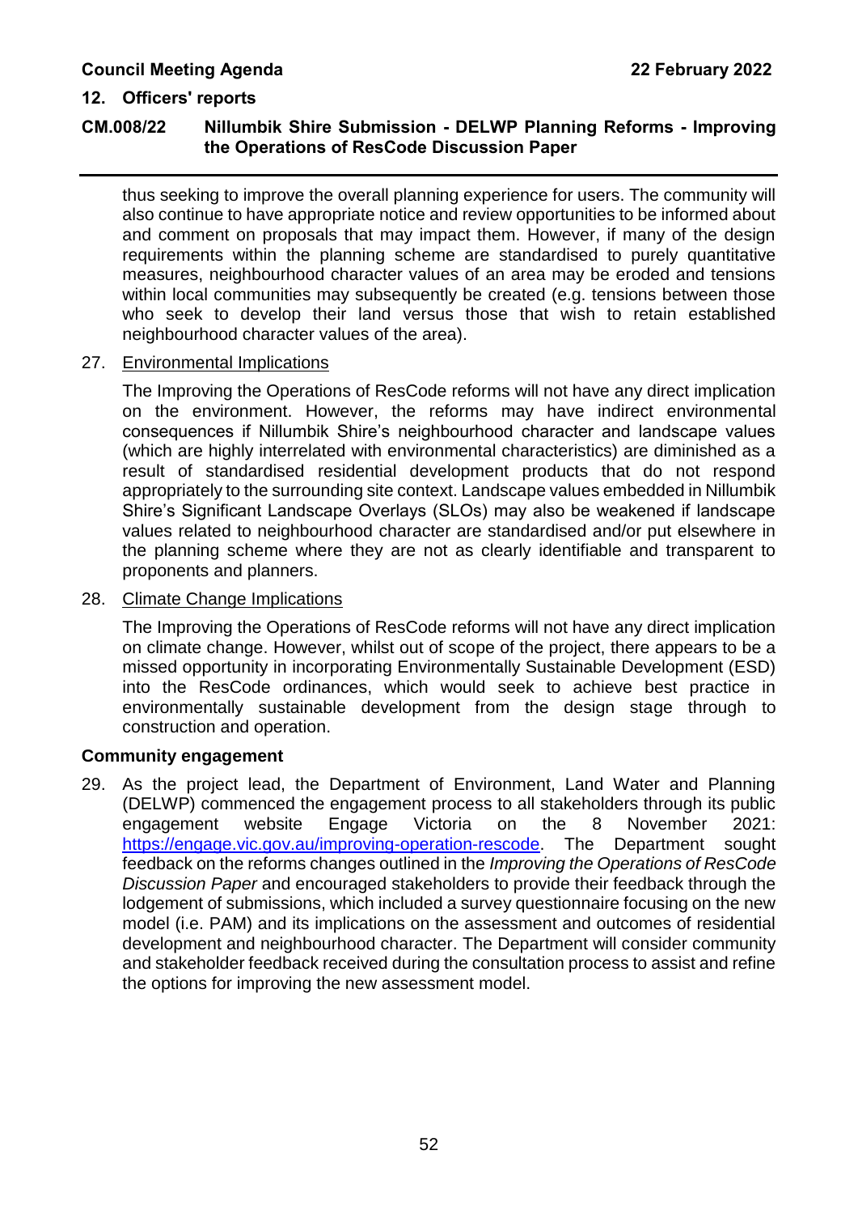thus seeking to improve the overall planning experience for users. The community will also continue to have appropriate notice and review opportunities to be informed about and comment on proposals that may impact them. However, if many of the design requirements within the planning scheme are standardised to purely quantitative measures, neighbourhood character values of an area may be eroded and tensions within local communities may subsequently be created (e.g. tensions between those who seek to develop their land versus those that wish to retain established neighbourhood character values of the area).

27. Environmental Implications

    The Improving the Operations of ResCode reforms will not have any direct implication on the environment. However, the reforms may have indirect environmental consequences if Nillumbik Shire's neighbourhood character and landscape values (which are highly interrelated with environmental characteristics) are diminished as a result of standardised residential development products that do not respond appropriately to the surrounding site context. Landscape values embedded in Nillumbik Shire's Significant Landscape Overlays (SLOs) may also be weakened if landscape values related to neighbourhood character are standardised and/or put elsewhere in the planning scheme where they are not as clearly identifiable and transparent to proponents and planners.

28. Climate Change Implications

    The Improving the Operations of ResCode reforms will not have any direct implication on climate change. However, whilst out of scope of the project, there appears to be a missed opportunity in incorporating Environmentally Sustainable Development (ESD) into the ResCode ordinances, which would seek to achieve best practice in environmentally sustainable development from the design stage through to construction and operation.

**Community engagement**

29. As the project lead, the Department of Environment, Land Water and Planning (DELWP) commenced the engagement process to all stakeholders through its public engagement website Engage Victoria on the 8 November 2021: https://engage.vic.gov.au/improving-operation-rescode. The Department sought feedback on the reforms changes outlined in the *Improving the Operations of ResCode Discussion Paper* and encouraged stakeholders to provide their feedback through the lodgement of submissions, which included a survey questionnaire focusing on the new model (i.e. PAM) and its implications on the assessment and outcomes of residential development and neighbourhood character. The Department will consider community and stakeholder feedback received during the consultation process to assist and refine the options for improving the new assessment model.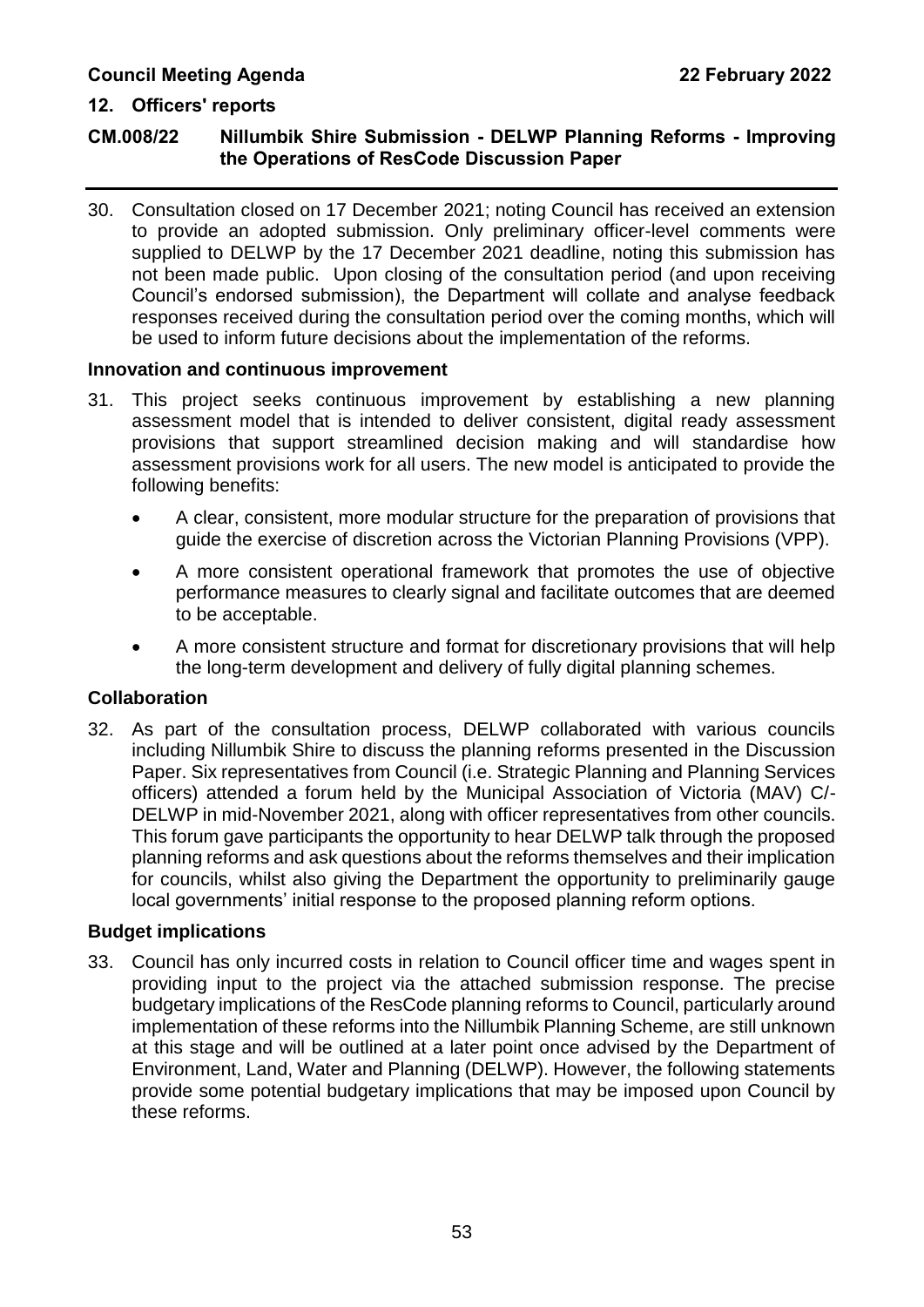30. Consultation closed on 17 December 2021; noting Council has received an extension to provide an adopted submission. Only preliminary officer-level comments were supplied to DELWP by the 17 December 2021 deadline, noting this submission has not been made public. Upon closing of the consultation period (and upon receiving Council's endorsed submission), the Department will collate and analyse feedback responses received during the consultation period over the coming months, which will be used to inform future decisions about the implementation of the reforms.

### Innovation and continuous improvement

31. This project seeks continuous improvement by establishing a new planning assessment model that is intended to deliver consistent, digital ready assessment provisions that support streamlined decision making and will standardise how assessment provisions work for all users. The new model is anticipated to provide the following benefits:

   - A clear, consistent, more modular structure for the preparation of provisions that guide the exercise of discretion across the Victorian Planning Provisions (VPP).
   - A more consistent operational framework that promotes the use of objective performance measures to clearly signal and facilitate outcomes that are deemed to be acceptable.
   - A more consistent structure and format for discretionary provisions that will help the long-term development and delivery of fully digital planning schemes.

### Collaboration

32. As part of the consultation process, DELWP collaborated with various councils including Nillumbik Shire to discuss the planning reforms presented in the Discussion Paper. Six representatives from Council (i.e. Strategic Planning and Planning Services officers) attended a forum held by the Municipal Association of Victoria (MAV) C/- DELWP in mid-November 2021, along with officer representatives from other councils. This forum gave participants the opportunity to hear DELWP talk through the proposed planning reforms and ask questions about the reforms themselves and their implication for councils, whilst also giving the Department the opportunity to preliminarily gauge local governments' initial response to the proposed planning reform options.

### Budget implications

33. Council has only incurred costs in relation to Council officer time and wages spent in providing input to the project via the attached submission response. The precise budgetary implications of the ResCode planning reforms to Council, particularly around implementation of these reforms into the Nillumbik Planning Scheme, are still unknown at this stage and will be outlined at a later point once advised by the Department of Environment, Land, Water and Planning (DELWP). However, the following statements provide some potential budgetary implications that may be imposed upon Council by these reforms.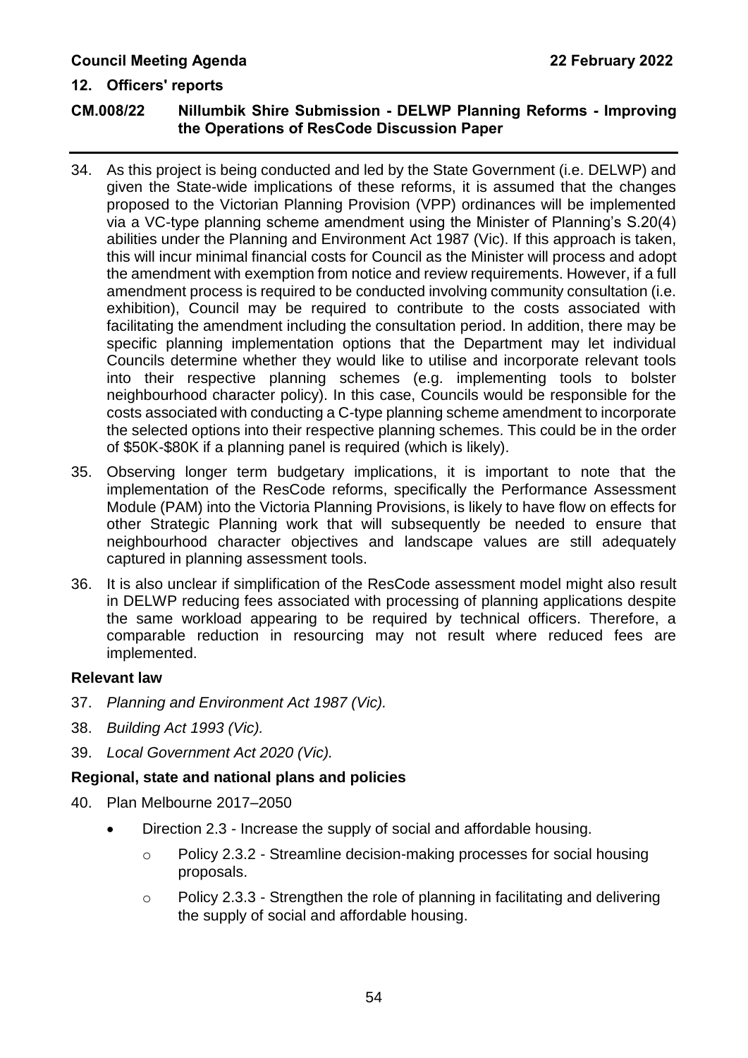34. As this project is being conducted and led by the State Government (i.e. DELWP) and given the State-wide implications of these reforms, it is assumed that the changes proposed to the Victorian Planning Provision (VPP) ordinances will be implemented via a VC-type planning scheme amendment using the Minister of Planning's S.20(4) abilities under the Planning and Environment Act 1987 (Vic). If this approach is taken, this will incur minimal financial costs for Council as the Minister will process and adopt the amendment with exemption from notice and review requirements. However, if a full amendment process is required to be conducted involving community consultation (i.e. exhibition), Council may be required to contribute to the costs associated with facilitating the amendment including the consultation period. In addition, there may be specific planning implementation options that the Department may let individual Councils determine whether they would like to utilise and incorporate relevant tools into their respective planning schemes (e.g. implementing tools to bolster neighbourhood character policy). In this case, Councils would be responsible for the costs associated with conducting a C-type planning scheme amendment to incorporate the selected options into their respective planning schemes. This could be in the order of $50K-$80K if a planning panel is required (which is likely).

35. Observing longer term budgetary implications, it is important to note that the implementation of the ResCode reforms, specifically the Performance Assessment Module (PAM) into the Victoria Planning Provisions, is likely to have flow on effects for other Strategic Planning work that will subsequently be needed to ensure that neighbourhood character objectives and landscape values are still adequately captured in planning assessment tools.

36. It is also unclear if simplification of the ResCode assessment model might also result in DELWP reducing fees associated with processing of planning applications despite the same workload appearing to be required by technical officers. Therefore, a comparable reduction in resourcing may not result where reduced fees are implemented.

### Relevant law

37. *Planning and Environment Act 1987 (Vic).*

38. *Building Act 1993 (Vic).*

39. *Local Government Act 2020 (Vic).*

### Regional, state and national plans and policies

40. Plan Melbourne 2017–2050

    - Direction 2.3 - Increase the supply of social and affordable housing.
        - Policy 2.3.2 - Streamline decision-making processes for social housing proposals.
        - Policy 2.3.3 - Strengthen the role of planning in facilitating and delivering the supply of social and affordable housing.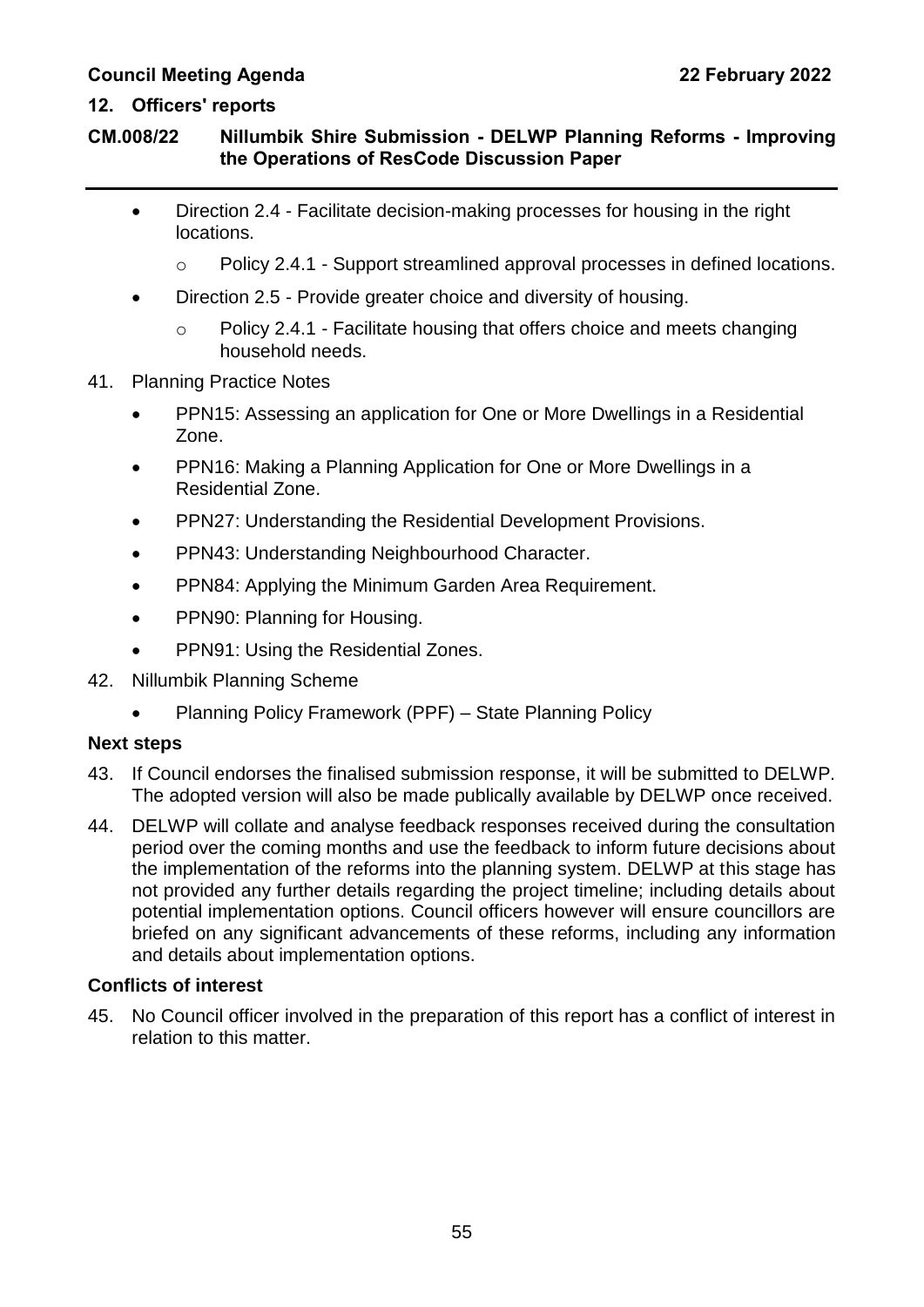- Direction 2.4 - Facilitate decision-making processes for housing in the right locations.
    - Policy 2.4.1 - Support streamlined approval processes in defined locations.
- Direction 2.5 - Provide greater choice and diversity of housing.
    - Policy 2.4.1 - Facilitate housing that offers choice and meets changing household needs.

41. Planning Practice Notes
    - PPN15: Assessing an application for One or More Dwellings in a Residential Zone.
    - PPN16: Making a Planning Application for One or More Dwellings in a Residential Zone.
    - PPN27: Understanding the Residential Development Provisions.
    - PPN43: Understanding Neighbourhood Character.
    - PPN84: Applying the Minimum Garden Area Requirement.
    - PPN90: Planning for Housing.
    - PPN91: Using the Residential Zones.
42. Nillumbik Planning Scheme
    - Planning Policy Framework (PPF) – State Planning Policy

**Next steps**

43. If Council endorses the finalised submission response, it will be submitted to DELWP. The adopted version will also be made publically available by DELWP once received.
44. DELWP will collate and analyse feedback responses received during the consultation period over the coming months and use the feedback to inform future decisions about the implementation of the reforms into the planning system. DELWP at this stage has not provided any further details regarding the project timeline; including details about potential implementation options. Council officers however will ensure councillors are briefed on any significant advancements of these reforms, including any information and details about implementation options.

**Conflicts of interest**

45. No Council officer involved in the preparation of this report has a conflict of interest in relation to this matter.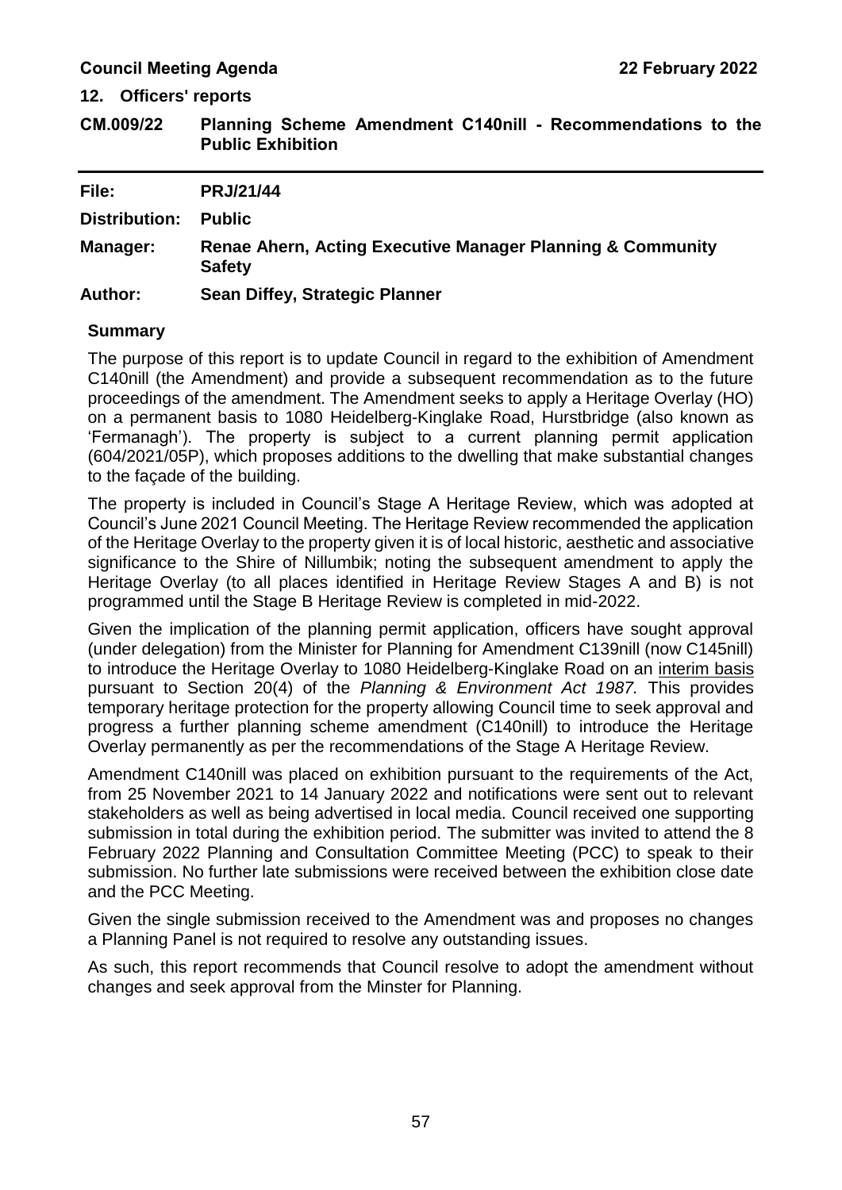## 12. Officers' reports

**CM.009/22 Planning Scheme Amendment C140nill - Recommendations to the Public Exhibition**

| | |
|---|---|
| **File:** | **PRJ/21/44** |
| **Distribution:** | **Public** |
| **Manager:** | **Renae Ahern, Acting Executive Manager Planning & Community Safety** |
| **Author:** | **Sean Diffey, Strategic Planner** |

### Summary

The purpose of this report is to update Council in regard to the exhibition of Amendment C140nill (the Amendment) and provide a subsequent recommendation as to the future proceedings of the amendment. The Amendment seeks to apply a Heritage Overlay (HO) on a permanent basis to 1080 Heidelberg-Kinglake Road, Hurstbridge (also known as 'Fermanagh'). The property is subject to a current planning permit application (604/2021/05P), which proposes additions to the dwelling that make substantial changes to the façade of the building.

The property is included in Council's Stage A Heritage Review, which was adopted at Council's June 2021 Council Meeting. The Heritage Review recommended the application of the Heritage Overlay to the property given it is of local historic, aesthetic and associative significance to the Shire of Nillumbik; noting the subsequent amendment to apply the Heritage Overlay (to all places identified in Heritage Review Stages A and B) is not programmed until the Stage B Heritage Review is completed in mid-2022.

Given the implication of the planning permit application, officers have sought approval (under delegation) from the Minister for Planning for Amendment C139nill (now C145nill) to introduce the Heritage Overlay to 1080 Heidelberg-Kinglake Road on an interim basis pursuant to Section 20(4) of the *Planning & Environment Act 1987.* This provides temporary heritage protection for the property allowing Council time to seek approval and progress a further planning scheme amendment (C140nill) to introduce the Heritage Overlay permanently as per the recommendations of the Stage A Heritage Review.

Amendment C140nill was placed on exhibition pursuant to the requirements of the Act, from 25 November 2021 to 14 January 2022 and notifications were sent out to relevant stakeholders as well as being advertised in local media. Council received one supporting submission in total during the exhibition period. The submitter was invited to attend the 8 February 2022 Planning and Consultation Committee Meeting (PCC) to speak to their submission. No further late submissions were received between the exhibition close date and the PCC Meeting.

Given the single submission received to the Amendment was and proposes no changes a Planning Panel is not required to resolve any outstanding issues.

As such, this report recommends that Council resolve to adopt the amendment without changes and seek approval from the Minster for Planning.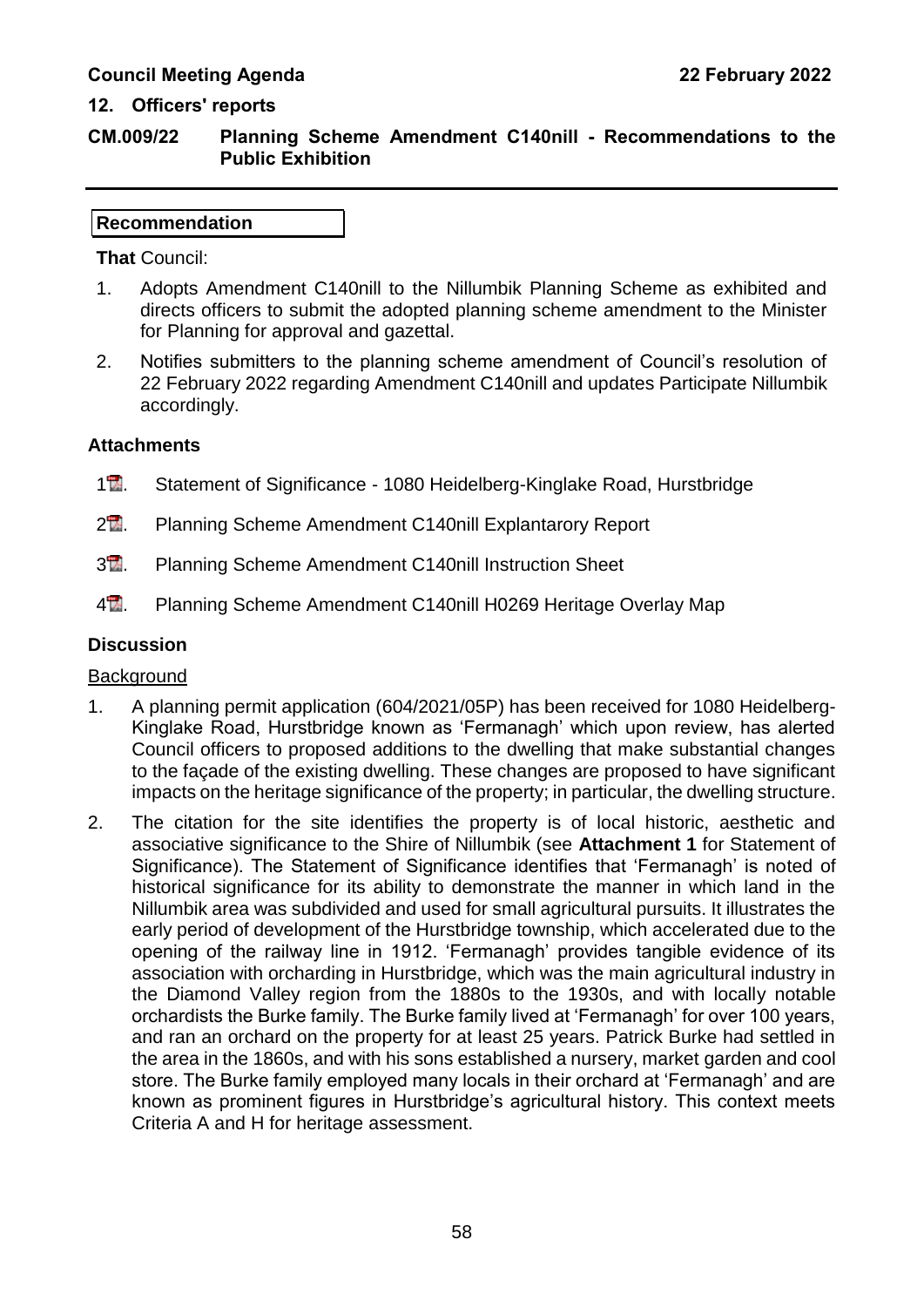## 12. Officers' reports

## CM.009/22 Planning Scheme Amendment C140nill - Recommendations to the Public Exhibition

**Recommendation**

**That** Council:

1. Adopts Amendment C140nill to the Nillumbik Planning Scheme as exhibited and directs officers to submit the adopted planning scheme amendment to the Minister for Planning for approval and gazettal.
2. Notifies submitters to the planning scheme amendment of Council's resolution of 22 February 2022 regarding Amendment C140nill and updates Participate Nillumbik accordingly.

### Attachments

1. Statement of Significance - 1080 Heidelberg-Kinglake Road, Hurstbridge
2. Planning Scheme Amendment C140nill Explantarory Report
3. Planning Scheme Amendment C140nill Instruction Sheet
4. Planning Scheme Amendment C140nill H0269 Heritage Overlay Map

### Discussion

Background

1. A planning permit application (604/2021/05P) has been received for 1080 Heidelberg-Kinglake Road, Hurstbridge known as 'Fermanagh' which upon review, has alerted Council officers to proposed additions to the dwelling that make substantial changes to the façade of the existing dwelling. These changes are proposed to have significant impacts on the heritage significance of the property; in particular, the dwelling structure.
2. The citation for the site identifies the property is of local historic, aesthetic and associative significance to the Shire of Nillumbik (see **Attachment 1** for Statement of Significance). The Statement of Significance identifies that 'Fermanagh' is noted of historical significance for its ability to demonstrate the manner in which land in the Nillumbik area was subdivided and used for small agricultural pursuits. It illustrates the early period of development of the Hurstbridge township, which accelerated due to the opening of the railway line in 1912. 'Fermanagh' provides tangible evidence of its association with orcharding in Hurstbridge, which was the main agricultural industry in the Diamond Valley region from the 1880s to the 1930s, and with locally notable orchardists the Burke family. The Burke family lived at 'Fermanagh' for over 100 years, and ran an orchard on the property for at least 25 years. Patrick Burke had settled in the area in the 1860s, and with his sons established a nursery, market garden and cool store. The Burke family employed many locals in their orchard at 'Fermanagh' and are known as prominent figures in Hurstbridge's agricultural history. This context meets Criteria A and H for heritage assessment.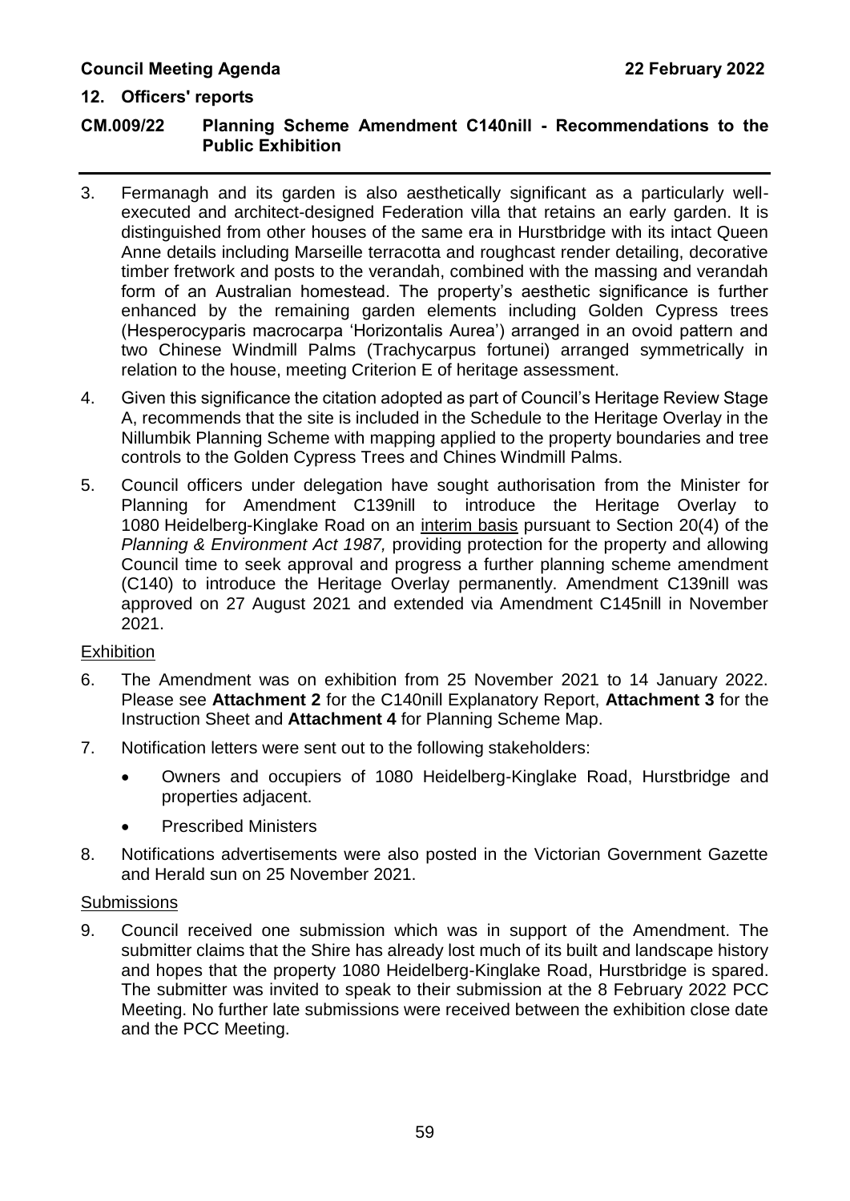3. Fermanagh and its garden is also aesthetically significant as a particularly well-executed and architect-designed Federation villa that retains an early garden. It is distinguished from other houses of the same era in Hurstbridge with its intact Queen Anne details including Marseille terracotta and roughcast render detailing, decorative timber fretwork and posts to the verandah, combined with the massing and verandah form of an Australian homestead. The property's aesthetic significance is further enhanced by the remaining garden elements including Golden Cypress trees (Hesperocyparis macrocarpa 'Horizontalis Aurea') arranged in an ovoid pattern and two Chinese Windmill Palms (Trachycarpus fortunei) arranged symmetrically in relation to the house, meeting Criterion E of heritage assessment.

4. Given this significance the citation adopted as part of Council's Heritage Review Stage A, recommends that the site is included in the Schedule to the Heritage Overlay in the Nillumbik Planning Scheme with mapping applied to the property boundaries and tree controls to the Golden Cypress Trees and Chines Windmill Palms.

5. Council officers under delegation have sought authorisation from the Minister for Planning for Amendment C139nill to introduce the Heritage Overlay to 1080 Heidelberg-Kinglake Road on an interim basis pursuant to Section 20(4) of the *Planning & Environment Act 1987,* providing protection for the property and allowing Council time to seek approval and progress a further planning scheme amendment (C140) to introduce the Heritage Overlay permanently. Amendment C139nill was approved on 27 August 2021 and extended via Amendment C145nill in November 2021.

Exhibition

6. The Amendment was on exhibition from 25 November 2021 to 14 January 2022. Please see **Attachment 2** for the C140nill Explanatory Report, **Attachment 3** for the Instruction Sheet and **Attachment 4** for Planning Scheme Map.

7. Notification letters were sent out to the following stakeholders:

   - Owners and occupiers of 1080 Heidelberg-Kinglake Road, Hurstbridge and properties adjacent.
   - Prescribed Ministers

8. Notifications advertisements were also posted in the Victorian Government Gazette and Herald sun on 25 November 2021.

Submissions

9. Council received one submission which was in support of the Amendment. The submitter claims that the Shire has already lost much of its built and landscape history and hopes that the property 1080 Heidelberg-Kinglake Road, Hurstbridge is spared. The submitter was invited to speak to their submission at the 8 February 2022 PCC Meeting. No further late submissions were received between the exhibition close date and the PCC Meeting.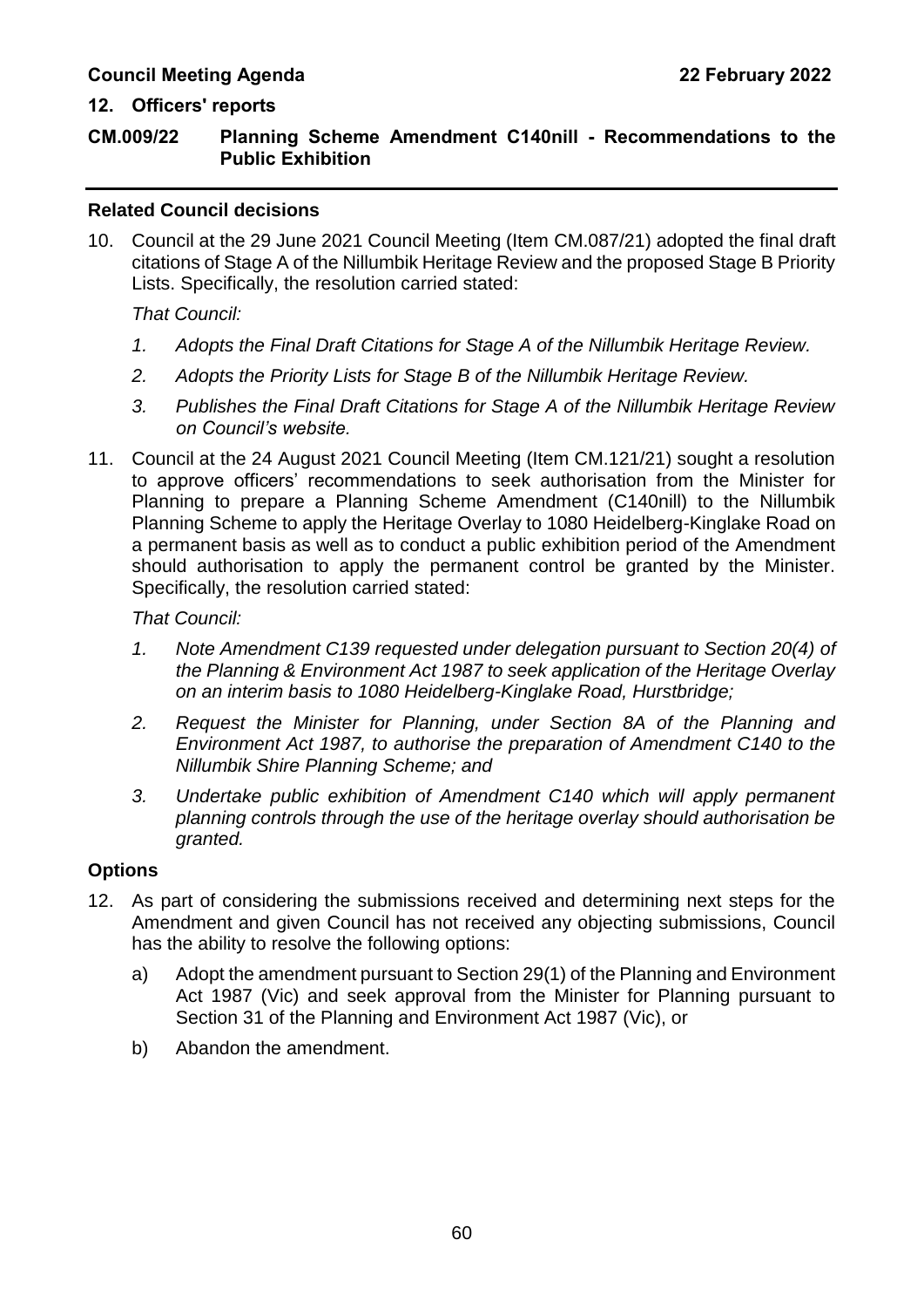**12. Officers' reports**

**CM.009/22 Planning Scheme Amendment C140nill - Recommendations to the Public Exhibition**

### Related Council decisions

10. Council at the 29 June 2021 Council Meeting (Item CM.087/21) adopted the final draft citations of Stage A of the Nillumbik Heritage Review and the proposed Stage B Priority Lists. Specifically, the resolution carried stated:

    *That Council:*

    1. *Adopts the Final Draft Citations for Stage A of the Nillumbik Heritage Review.*
    2. *Adopts the Priority Lists for Stage B of the Nillumbik Heritage Review.*
    3. *Publishes the Final Draft Citations for Stage A of the Nillumbik Heritage Review on Council's website.*

11. Council at the 24 August 2021 Council Meeting (Item CM.121/21) sought a resolution to approve officers' recommendations to seek authorisation from the Minister for Planning to prepare a Planning Scheme Amendment (C140nill) to the Nillumbik Planning Scheme to apply the Heritage Overlay to 1080 Heidelberg-Kinglake Road on a permanent basis as well as to conduct a public exhibition period of the Amendment should authorisation to apply the permanent control be granted by the Minister. Specifically, the resolution carried stated:

    *That Council:*

    1. *Note Amendment C139 requested under delegation pursuant to Section 20(4) of the Planning & Environment Act 1987 to seek application of the Heritage Overlay on an interim basis to 1080 Heidelberg-Kinglake Road, Hurstbridge;*
    2. *Request the Minister for Planning, under Section 8A of the Planning and Environment Act 1987, to authorise the preparation of Amendment C140 to the Nillumbik Shire Planning Scheme; and*
    3. *Undertake public exhibition of Amendment C140 which will apply permanent planning controls through the use of the heritage overlay should authorisation be granted.*

### Options

12. As part of considering the submissions received and determining next steps for the Amendment and given Council has not received any objecting submissions, Council has the ability to resolve the following options:

    a) Adopt the amendment pursuant to Section 29(1) of the Planning and Environment Act 1987 (Vic) and seek approval from the Minister for Planning pursuant to Section 31 of the Planning and Environment Act 1987 (Vic), or

    b) Abandon the amendment.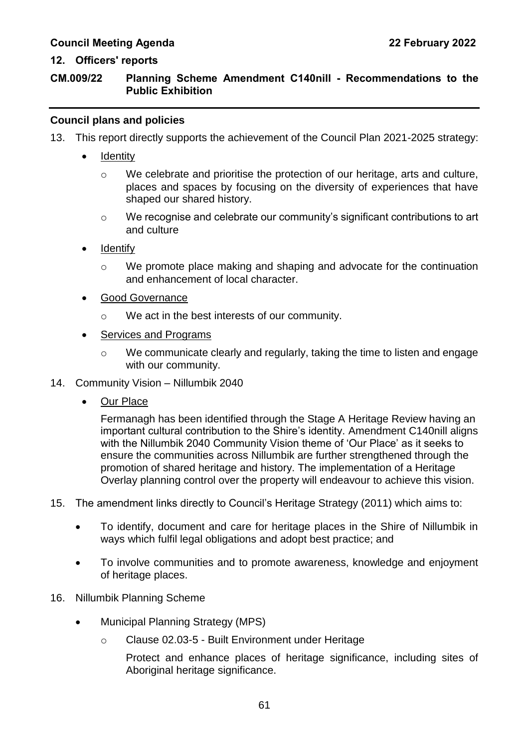## 12. Officers' reports

## CM.009/22 Planning Scheme Amendment C140nill - Recommendations to the Public Exhibition

### Council plans and policies

13. This report directly supports the achievement of the Council Plan 2021-2025 strategy:

    - Identity
        - We celebrate and prioritise the protection of our heritage, arts and culture, places and spaces by focusing on the diversity of experiences that have shaped our shared history.
        - We recognise and celebrate our community's significant contributions to art and culture
    - Identify
        - We promote place making and shaping and advocate for the continuation and enhancement of local character.
    - Good Governance
        - We act in the best interests of our community.
    - Services and Programs
        - We communicate clearly and regularly, taking the time to listen and engage with our community.

14. Community Vision – Nillumbik 2040

    - Our Place

      Fermanagh has been identified through the Stage A Heritage Review having an important cultural contribution to the Shire's identity. Amendment C140nill aligns with the Nillumbik 2040 Community Vision theme of 'Our Place' as it seeks to ensure the communities across Nillumbik are further strengthened through the promotion of shared heritage and history. The implementation of a Heritage Overlay planning control over the property will endeavour to achieve this vision.

15. The amendment links directly to Council's Heritage Strategy (2011) which aims to:

    - To identify, document and care for heritage places in the Shire of Nillumbik in ways which fulfil legal obligations and adopt best practice; and
    - To involve communities and to promote awareness, knowledge and enjoyment of heritage places.

16. Nillumbik Planning Scheme

    - Municipal Planning Strategy (MPS)
        - Clause 02.03-5 - Built Environment under Heritage

          Protect and enhance places of heritage significance, including sites of Aboriginal heritage significance.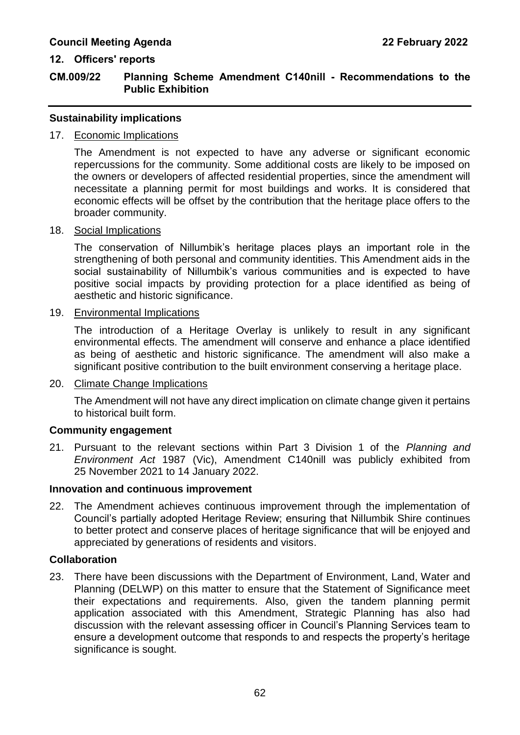**Sustainability implications**

17. Economic Implications

    The Amendment is not expected to have any adverse or significant economic repercussions for the community. Some additional costs are likely to be imposed on the owners or developers of affected residential properties, since the amendment will necessitate a planning permit for most buildings and works. It is considered that economic effects will be offset by the contribution that the heritage place offers to the broader community.

18. Social Implications

    The conservation of Nillumbik's heritage places plays an important role in the strengthening of both personal and community identities. This Amendment aids in the social sustainability of Nillumbik's various communities and is expected to have positive social impacts by providing protection for a place identified as being of aesthetic and historic significance.

19. Environmental Implications

    The introduction of a Heritage Overlay is unlikely to result in any significant environmental effects. The amendment will conserve and enhance a place identified as being of aesthetic and historic significance. The amendment will also make a significant positive contribution to the built environment conserving a heritage place.

20. Climate Change Implications

    The Amendment will not have any direct implication on climate change given it pertains to historical built form.

**Community engagement**

21. Pursuant to the relevant sections within Part 3 Division 1 of the *Planning and Environment Act* 1987 (Vic), Amendment C140nill was publicly exhibited from 25 November 2021 to 14 January 2022.

**Innovation and continuous improvement**

22. The Amendment achieves continuous improvement through the implementation of Council's partially adopted Heritage Review; ensuring that Nillumbik Shire continues to better protect and conserve places of heritage significance that will be enjoyed and appreciated by generations of residents and visitors.

**Collaboration**

23. There have been discussions with the Department of Environment, Land, Water and Planning (DELWP) on this matter to ensure that the Statement of Significance meet their expectations and requirements. Also, given the tandem planning permit application associated with this Amendment, Strategic Planning has also had discussion with the relevant assessing officer in Council's Planning Services team to ensure a development outcome that responds to and respects the property's heritage significance is sought.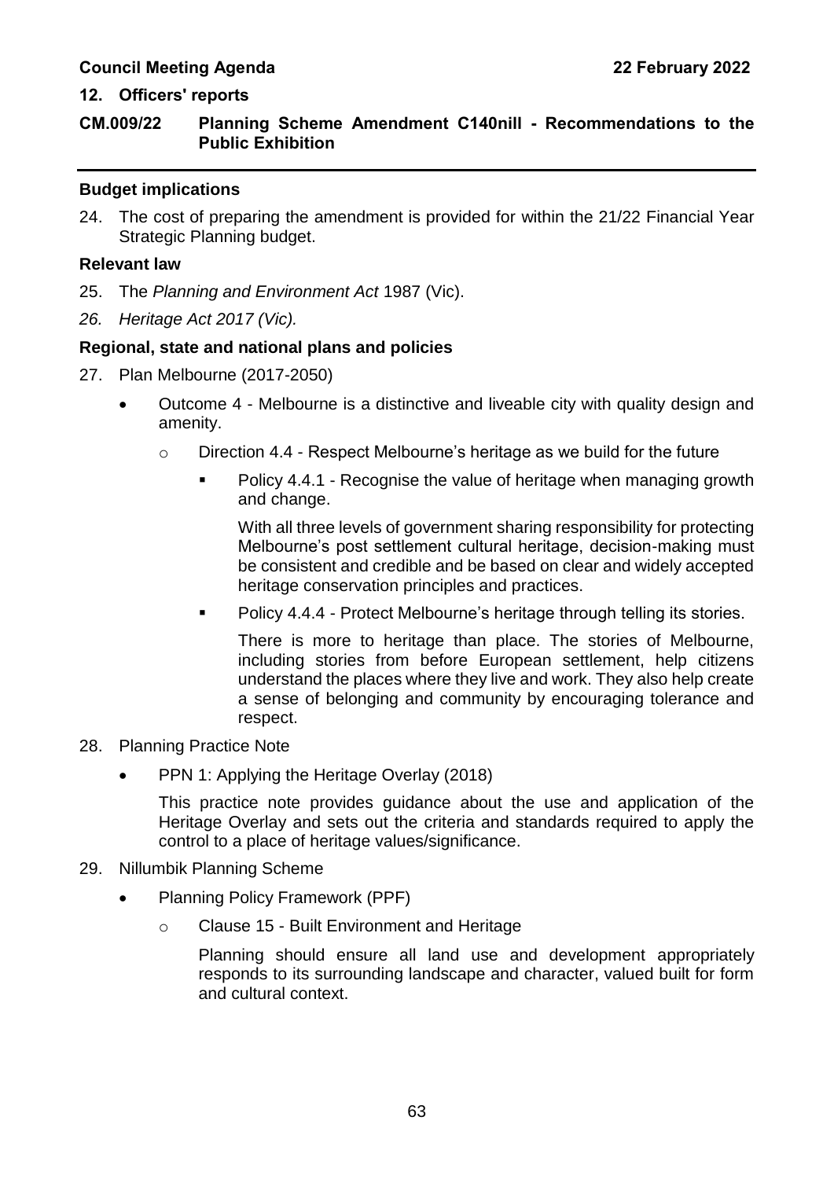**12. Officers' reports**

**CM.009/22 Planning Scheme Amendment C140nill - Recommendations to the Public Exhibition**

**Budget implications**

24. The cost of preparing the amendment is provided for within the 21/22 Financial Year Strategic Planning budget.

**Relevant law**

25. The *Planning and Environment Act* 1987 (Vic).
26. *Heritage Act 2017 (Vic).*

**Regional, state and national plans and policies**

27. Plan Melbourne (2017-2050)
    - Outcome 4 - Melbourne is a distinctive and liveable city with quality design and amenity.
        - Direction 4.4 - Respect Melbourne's heritage as we build for the future
            - Policy 4.4.1 - Recognise the value of heritage when managing growth and change.

              With all three levels of government sharing responsibility for protecting Melbourne's post settlement cultural heritage, decision-making must be consistent and credible and be based on clear and widely accepted heritage conservation principles and practices.

            - Policy 4.4.4 - Protect Melbourne's heritage through telling its stories.

              There is more to heritage than place. The stories of Melbourne, including stories from before European settlement, help citizens understand the places where they live and work. They also help create a sense of belonging and community by encouraging tolerance and respect.

28. Planning Practice Note
    - PPN 1: Applying the Heritage Overlay (2018)

      This practice note provides guidance about the use and application of the Heritage Overlay and sets out the criteria and standards required to apply the control to a place of heritage values/significance.

29. Nillumbik Planning Scheme
    - Planning Policy Framework (PPF)
        - Clause 15 - Built Environment and Heritage

          Planning should ensure all land use and development appropriately responds to its surrounding landscape and character, valued built for form and cultural context.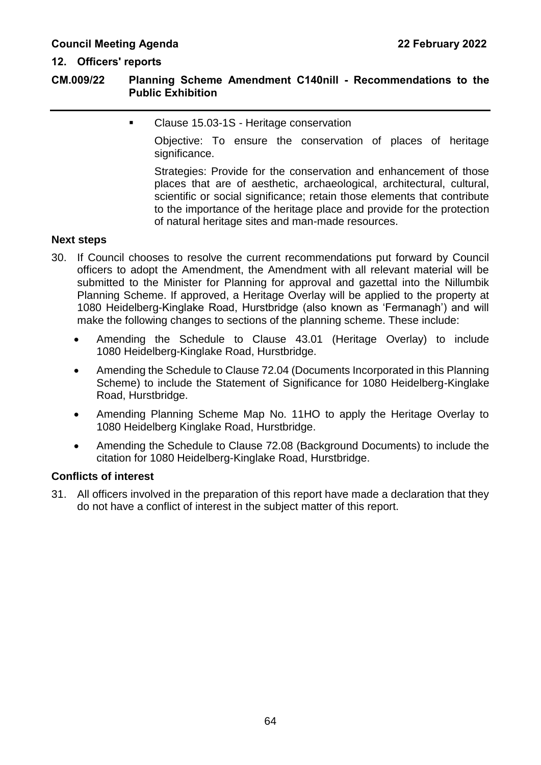- Clause 15.03-1S - Heritage conservation

  Objective: To ensure the conservation of places of heritage significance.

  Strategies: Provide for the conservation and enhancement of those places that are of aesthetic, archaeological, architectural, cultural, scientific or social significance; retain those elements that contribute to the importance of the heritage place and provide for the protection of natural heritage sites and man-made resources.

**Next steps**

30. If Council chooses to resolve the current recommendations put forward by Council officers to adopt the Amendment, the Amendment with all relevant material will be submitted to the Minister for Planning for approval and gazettal into the Nillumbik Planning Scheme. If approved, a Heritage Overlay will be applied to the property at 1080 Heidelberg-Kinglake Road, Hurstbridge (also known as 'Fermanagh') and will make the following changes to sections of the planning scheme. These include:

    - Amending the Schedule to Clause 43.01 (Heritage Overlay) to include 1080 Heidelberg-Kinglake Road, Hurstbridge.
    - Amending the Schedule to Clause 72.04 (Documents Incorporated in this Planning Scheme) to include the Statement of Significance for 1080 Heidelberg-Kinglake Road, Hurstbridge.
    - Amending Planning Scheme Map No. 11HO to apply the Heritage Overlay to 1080 Heidelberg Kinglake Road, Hurstbridge.
    - Amending the Schedule to Clause 72.08 (Background Documents) to include the citation for 1080 Heidelberg-Kinglake Road, Hurstbridge.

**Conflicts of interest**

31. All officers involved in the preparation of this report have made a declaration that they do not have a conflict of interest in the subject matter of this report.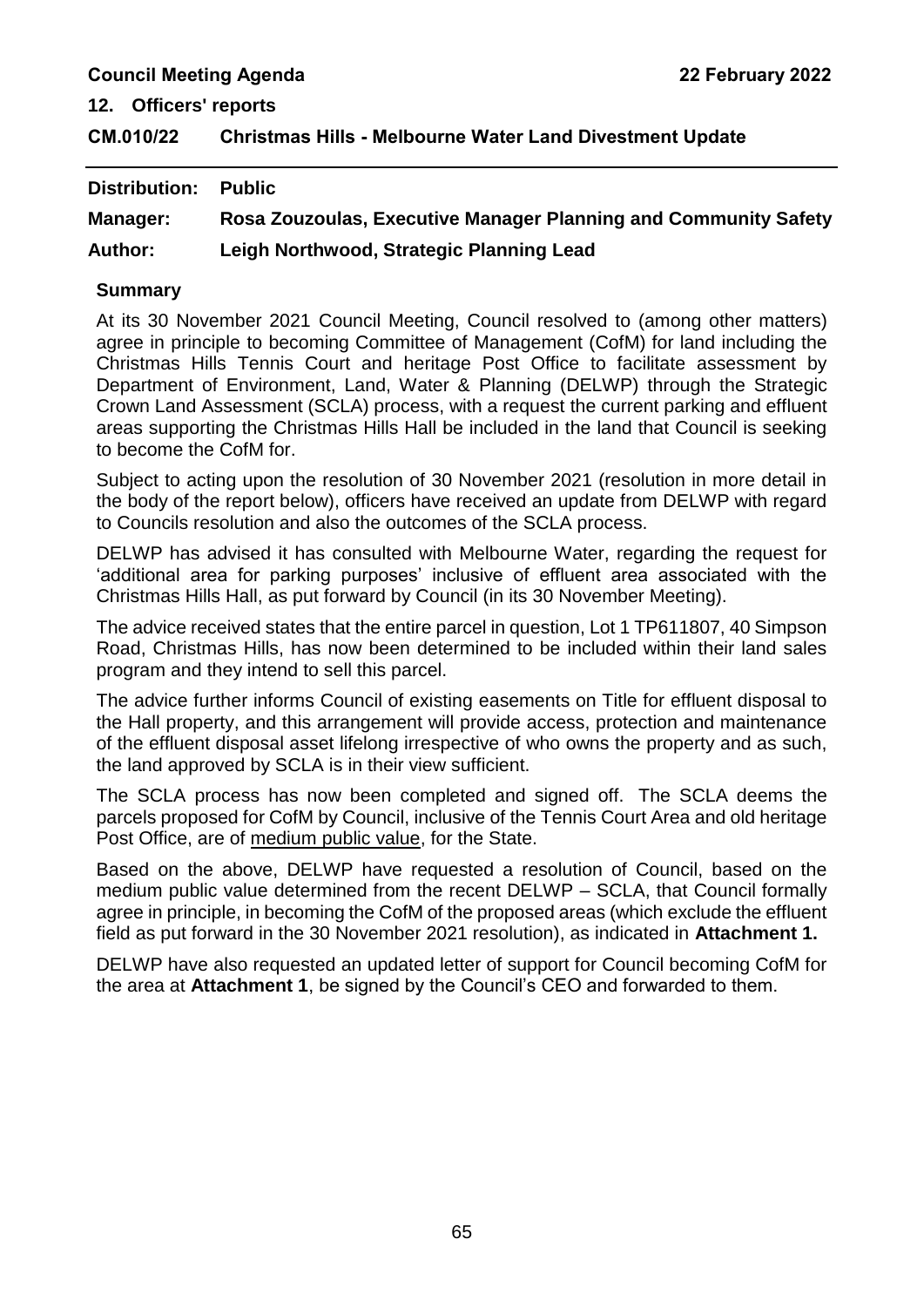## 12. Officers' reports

## CM.010/22 Christmas Hills - Melbourne Water Land Divestment Update

**Distribution:** Public

**Manager:** Rosa Zouzoulas, Executive Manager Planning and Community Safety

**Author:** Leigh Northwood, Strategic Planning Lead

### Summary

At its 30 November 2021 Council Meeting, Council resolved to (among other matters) agree in principle to becoming Committee of Management (CofM) for land including the Christmas Hills Tennis Court and heritage Post Office to facilitate assessment by Department of Environment, Land, Water & Planning (DELWP) through the Strategic Crown Land Assessment (SCLA) process, with a request the current parking and effluent areas supporting the Christmas Hills Hall be included in the land that Council is seeking to become the CofM for.

Subject to acting upon the resolution of 30 November 2021 (resolution in more detail in the body of the report below), officers have received an update from DELWP with regard to Councils resolution and also the outcomes of the SCLA process.

DELWP has advised it has consulted with Melbourne Water, regarding the request for 'additional area for parking purposes' inclusive of effluent area associated with the Christmas Hills Hall, as put forward by Council (in its 30 November Meeting).

The advice received states that the entire parcel in question, Lot 1 TP611807, 40 Simpson Road, Christmas Hills, has now been determined to be included within their land sales program and they intend to sell this parcel.

The advice further informs Council of existing easements on Title for effluent disposal to the Hall property, and this arrangement will provide access, protection and maintenance of the effluent disposal asset lifelong irrespective of who owns the property and as such, the land approved by SCLA is in their view sufficient.

The SCLA process has now been completed and signed off. The SCLA deems the parcels proposed for CofM by Council, inclusive of the Tennis Court Area and old heritage Post Office, are of medium public value, for the State.

Based on the above, DELWP have requested a resolution of Council, based on the medium public value determined from the recent DELWP – SCLA, that Council formally agree in principle, in becoming the CofM of the proposed areas (which exclude the effluent field as put forward in the 30 November 2021 resolution), as indicated in **Attachment 1.**

DELWP have also requested an updated letter of support for Council becoming CofM for the area at **Attachment 1**, be signed by the Council's CEO and forwarded to them.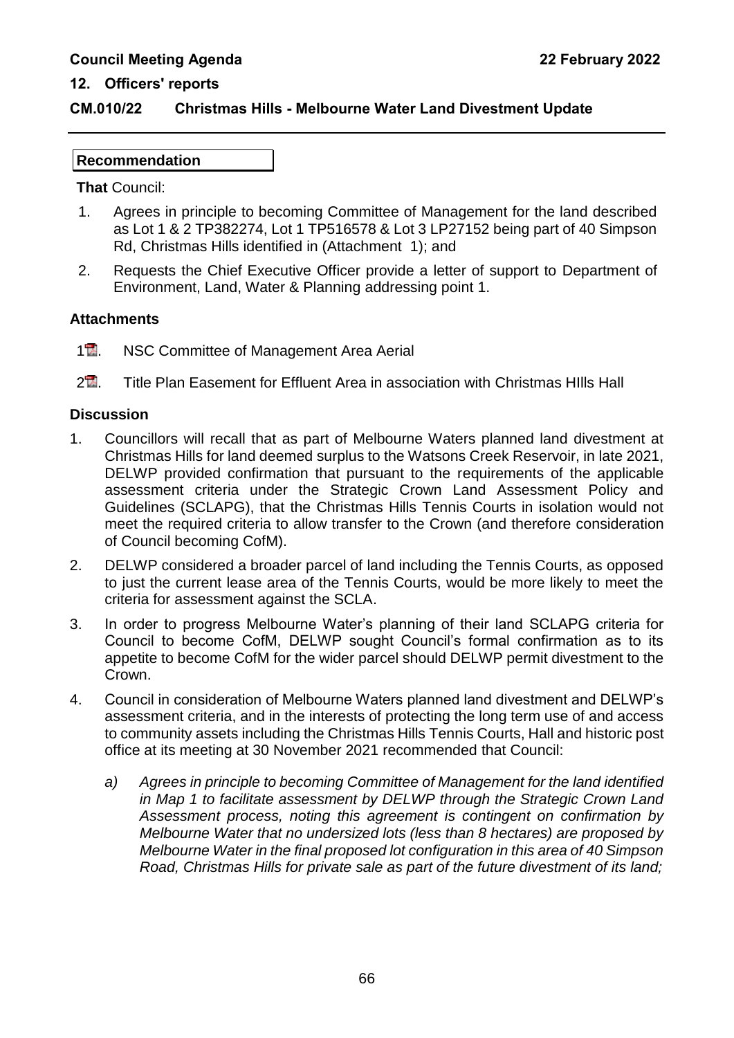## CM.010/22 Christmas Hills - Melbourne Water Land Divestment Update

### Recommendation

**That** Council:

1. Agrees in principle to becoming Committee of Management for the land described as Lot 1 & 2 TP382274, Lot 1 TP516578 & Lot 3 LP27152 being part of 40 Simpson Rd, Christmas Hills identified in (Attachment 1); and
2. Requests the Chief Executive Officer provide a letter of support to Department of Environment, Land, Water & Planning addressing point 1.

### Attachments

1. NSC Committee of Management Area Aerial
2. Title Plan Easement for Effluent Area in association with Christmas HIlls Hall

### Discussion

1. Councillors will recall that as part of Melbourne Waters planned land divestment at Christmas Hills for land deemed surplus to the Watsons Creek Reservoir, in late 2021, DELWP provided confirmation that pursuant to the requirements of the applicable assessment criteria under the Strategic Crown Land Assessment Policy and Guidelines (SCLAPG), that the Christmas Hills Tennis Courts in isolation would not meet the required criteria to allow transfer to the Crown (and therefore consideration of Council becoming CofM).
2. DELWP considered a broader parcel of land including the Tennis Courts, as opposed to just the current lease area of the Tennis Courts, would be more likely to meet the criteria for assessment against the SCLA.
3. In order to progress Melbourne Water's planning of their land SCLAPG criteria for Council to become CofM, DELWP sought Council's formal confirmation as to its appetite to become CofM for the wider parcel should DELWP permit divestment to the Crown.
4. Council in consideration of Melbourne Waters planned land divestment and DELWP's assessment criteria, and in the interests of protecting the long term use of and access to community assets including the Christmas Hills Tennis Courts, Hall and historic post office at its meeting at 30 November 2021 recommended that Council:

   a) *Agrees in principle to becoming Committee of Management for the land identified in Map 1 to facilitate assessment by DELWP through the Strategic Crown Land Assessment process, noting this agreement is contingent on confirmation by Melbourne Water that no undersized lots (less than 8 hectares) are proposed by Melbourne Water in the final proposed lot configuration in this area of 40 Simpson Road, Christmas Hills for private sale as part of the future divestment of its land;*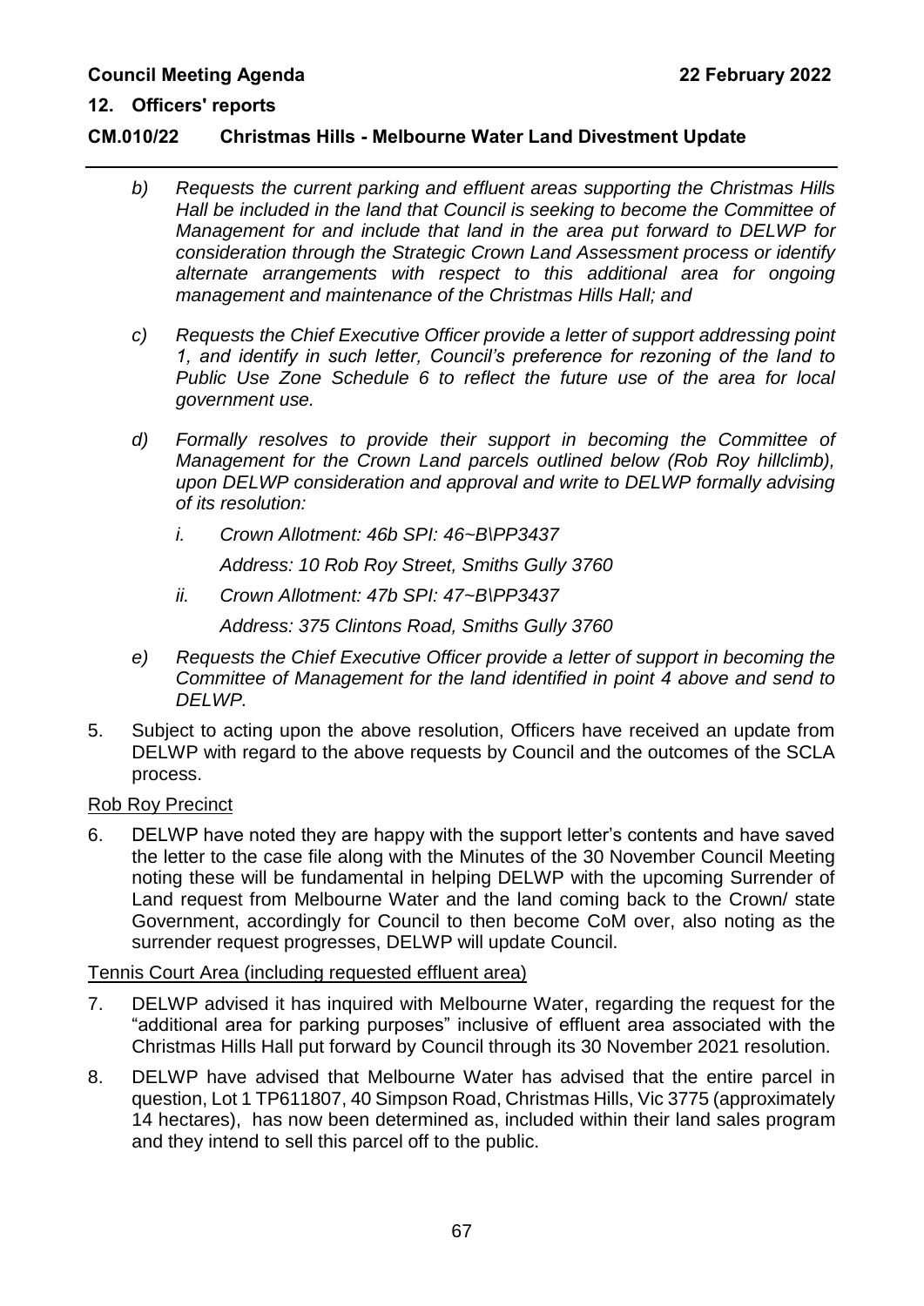**CM.010/22 Christmas Hills - Melbourne Water Land Divestment Update**

b) *Requests the current parking and effluent areas supporting the Christmas Hills Hall be included in the land that Council is seeking to become the Committee of Management for and include that land in the area put forward to DELWP for consideration through the Strategic Crown Land Assessment process or identify alternate arrangements with respect to this additional area for ongoing management and maintenance of the Christmas Hills Hall; and*

c) *Requests the Chief Executive Officer provide a letter of support addressing point 1, and identify in such letter, Council's preference for rezoning of the land to Public Use Zone Schedule 6 to reflect the future use of the area for local government use.*

d) *Formally resolves to provide their support in becoming the Committee of Management for the Crown Land parcels outlined below (Rob Roy hillclimb), upon DELWP consideration and approval and write to DELWP formally advising of its resolution:*

   i. *Crown Allotment: 46b SPI: 46~B\PP3437*

      *Address: 10 Rob Roy Street, Smiths Gully 3760*

   ii. *Crown Allotment: 47b SPI: 47~B\PP3437*

      *Address: 375 Clintons Road, Smiths Gully 3760*

e) *Requests the Chief Executive Officer provide a letter of support in becoming the Committee of Management for the land identified in point 4 above and send to DELWP.*

5. Subject to acting upon the above resolution, Officers have received an update from DELWP with regard to the above requests by Council and the outcomes of the SCLA process.

Rob Roy Precinct

6. DELWP have noted they are happy with the support letter's contents and have saved the letter to the case file along with the Minutes of the 30 November Council Meeting noting these will be fundamental in helping DELWP with the upcoming Surrender of Land request from Melbourne Water and the land coming back to the Crown/ state Government, accordingly for Council to then become CoM over, also noting as the surrender request progresses, DELWP will update Council.

Tennis Court Area (including requested effluent area)

7. DELWP advised it has inquired with Melbourne Water, regarding the request for the "additional area for parking purposes" inclusive of effluent area associated with the Christmas Hills Hall put forward by Council through its 30 November 2021 resolution.

8. DELWP have advised that Melbourne Water has advised that the entire parcel in question, Lot 1 TP611807, 40 Simpson Road, Christmas Hills, Vic 3775 (approximately 14 hectares), has now been determined as, included within their land sales program and they intend to sell this parcel off to the public.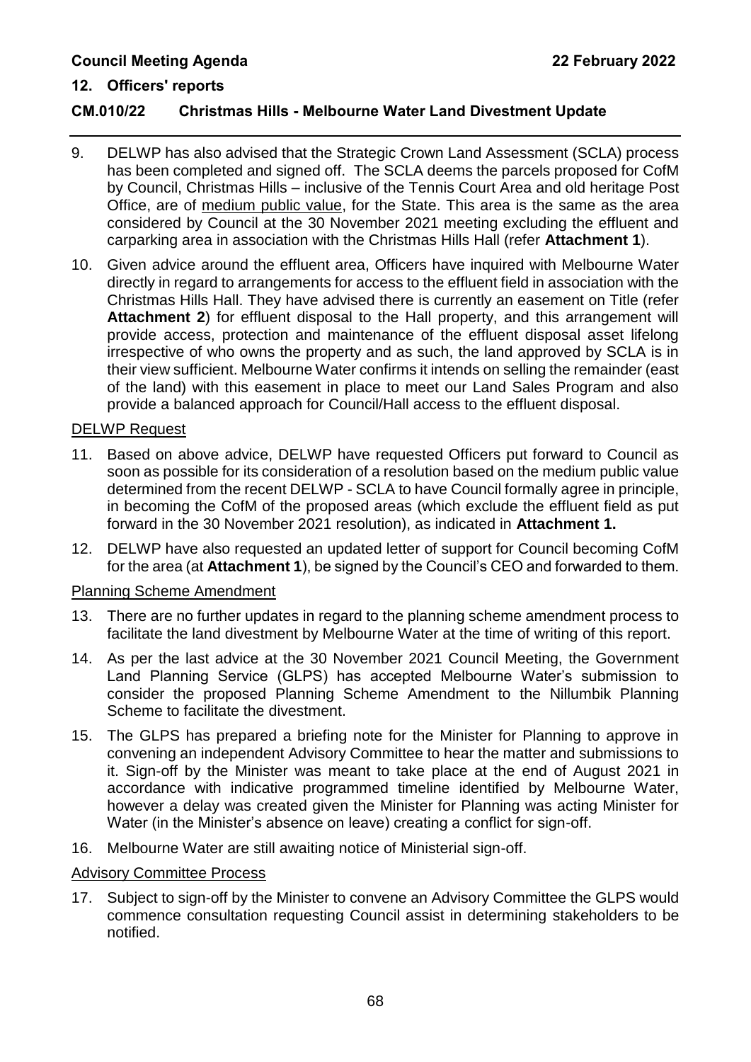## 12. Officers' reports

### CM.010/22 Christmas Hills - Melbourne Water Land Divestment Update

9. DELWP has also advised that the Strategic Crown Land Assessment (SCLA) process has been completed and signed off. The SCLA deems the parcels proposed for CofM by Council, Christmas Hills – inclusive of the Tennis Court Area and old heritage Post Office, are of medium public value, for the State. This area is the same as the area considered by Council at the 30 November 2021 meeting excluding the effluent and carparking area in association with the Christmas Hills Hall (refer **Attachment 1**).
10. Given advice around the effluent area, Officers have inquired with Melbourne Water directly in regard to arrangements for access to the effluent field in association with the Christmas Hills Hall. They have advised there is currently an easement on Title (refer **Attachment 2**) for effluent disposal to the Hall property, and this arrangement will provide access, protection and maintenance of the effluent disposal asset lifelong irrespective of who owns the property and as such, the land approved by SCLA is in their view sufficient. Melbourne Water confirms it intends on selling the remainder (east of the land) with this easement in place to meet our Land Sales Program and also provide a balanced approach for Council/Hall access to the effluent disposal.

DELWP Request

11. Based on above advice, DELWP have requested Officers put forward to Council as soon as possible for its consideration of a resolution based on the medium public value determined from the recent DELWP - SCLA to have Council formally agree in principle, in becoming the CofM of the proposed areas (which exclude the effluent field as put forward in the 30 November 2021 resolution), as indicated in **Attachment 1.**
12. DELWP have also requested an updated letter of support for Council becoming CofM for the area (at **Attachment 1**), be signed by the Council's CEO and forwarded to them.

Planning Scheme Amendment

13. There are no further updates in regard to the planning scheme amendment process to facilitate the land divestment by Melbourne Water at the time of writing of this report.
14. As per the last advice at the 30 November 2021 Council Meeting, the Government Land Planning Service (GLPS) has accepted Melbourne Water's submission to consider the proposed Planning Scheme Amendment to the Nillumbik Planning Scheme to facilitate the divestment.
15. The GLPS has prepared a briefing note for the Minister for Planning to approve in convening an independent Advisory Committee to hear the matter and submissions to it. Sign-off by the Minister was meant to take place at the end of August 2021 in accordance with indicative programmed timeline identified by Melbourne Water, however a delay was created given the Minister for Planning was acting Minister for Water (in the Minister's absence on leave) creating a conflict for sign-off.
16. Melbourne Water are still awaiting notice of Ministerial sign-off.

Advisory Committee Process

17. Subject to sign-off by the Minister to convene an Advisory Committee the GLPS would commence consultation requesting Council assist in determining stakeholders to be notified.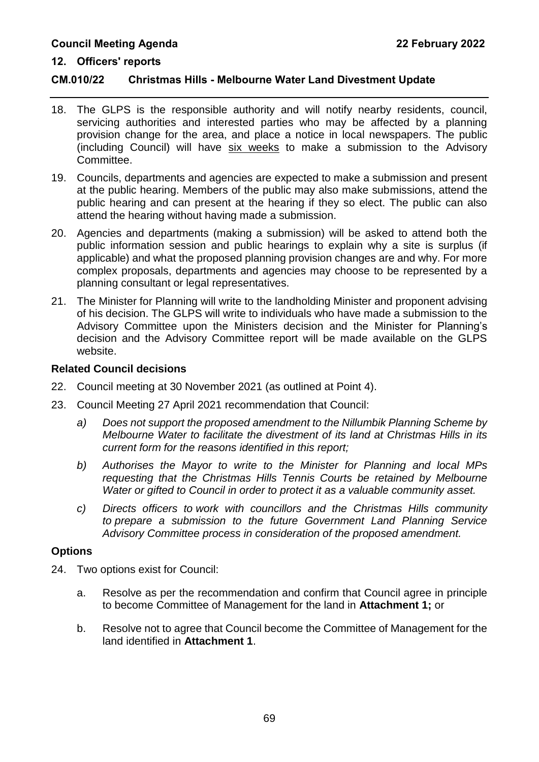18. The GLPS is the responsible authority and will notify nearby residents, council, servicing authorities and interested parties who may be affected by a planning provision change for the area, and place a notice in local newspapers. The public (including Council) will have six weeks to make a submission to the Advisory Committee.

19. Councils, departments and agencies are expected to make a submission and present at the public hearing. Members of the public may also make submissions, attend the public hearing and can present at the hearing if they so elect. The public can also attend the hearing without having made a submission.

20. Agencies and departments (making a submission) will be asked to attend both the public information session and public hearings to explain why a site is surplus (if applicable) and what the proposed planning provision changes are and why. For more complex proposals, departments and agencies may choose to be represented by a planning consultant or legal representatives.

21. The Minister for Planning will write to the landholding Minister and proponent advising of his decision. The GLPS will write to individuals who have made a submission to the Advisory Committee upon the Ministers decision and the Minister for Planning's decision and the Advisory Committee report will be made available on the GLPS website.

### Related Council decisions

22. Council meeting at 30 November 2021 (as outlined at Point 4).

23. Council Meeting 27 April 2021 recommendation that Council:

    a) *Does not support the proposed amendment to the Nillumbik Planning Scheme by Melbourne Water to facilitate the divestment of its land at Christmas Hills in its current form for the reasons identified in this report;*

    b) *Authorises the Mayor to write to the Minister for Planning and local MPs requesting that the Christmas Hills Tennis Courts be retained by Melbourne Water or gifted to Council in order to protect it as a valuable community asset.*

    c) *Directs officers to work with councillors and the Christmas Hills community to prepare a submission to the future Government Land Planning Service Advisory Committee process in consideration of the proposed amendment.*

### Options

24. Two options exist for Council:

    a. Resolve as per the recommendation and confirm that Council agree in principle to become Committee of Management for the land in **Attachment 1;** or

    b. Resolve not to agree that Council become the Committee of Management for the land identified in **Attachment 1**.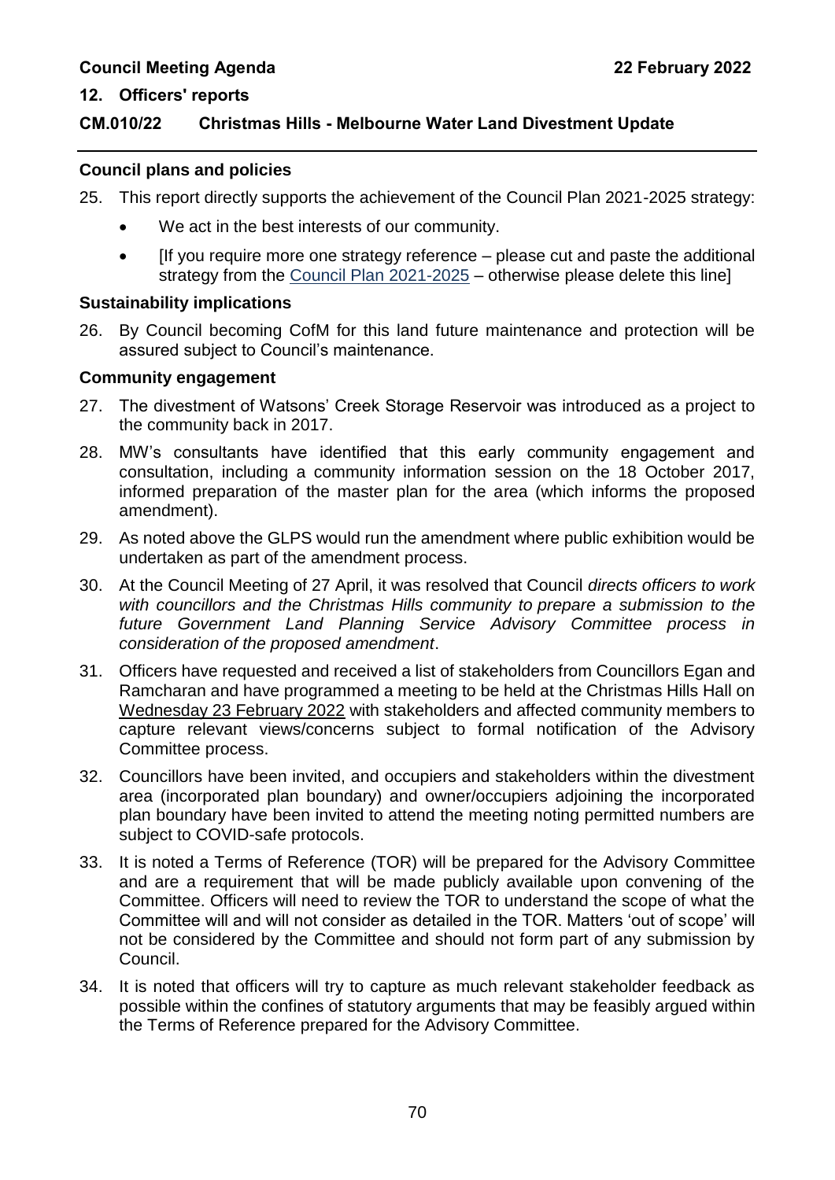## Council plans and policies

25. This report directly supports the achievement of the Council Plan 2021-2025 strategy:
    - We act in the best interests of our community.
    - [If you require more one strategy reference – please cut and paste the additional strategy from the Council Plan 2021-2025 – otherwise please delete this line]

## Sustainability implications

26. By Council becoming CofM for this land future maintenance and protection will be assured subject to Council's maintenance.

## Community engagement

27. The divestment of Watsons' Creek Storage Reservoir was introduced as a project to the community back in 2017.
28. MW's consultants have identified that this early community engagement and consultation, including a community information session on the 18 October 2017, informed preparation of the master plan for the area (which informs the proposed amendment).
29. As noted above the GLPS would run the amendment where public exhibition would be undertaken as part of the amendment process.
30. At the Council Meeting of 27 April, it was resolved that Council *directs officers to work with councillors and the Christmas Hills community to prepare a submission to the future Government Land Planning Service Advisory Committee process in consideration of the proposed amendment*.
31. Officers have requested and received a list of stakeholders from Councillors Egan and Ramcharan and have programmed a meeting to be held at the Christmas Hills Hall on Wednesday 23 February 2022 with stakeholders and affected community members to capture relevant views/concerns subject to formal notification of the Advisory Committee process.
32. Councillors have been invited, and occupiers and stakeholders within the divestment area (incorporated plan boundary) and owner/occupiers adjoining the incorporated plan boundary have been invited to attend the meeting noting permitted numbers are subject to COVID-safe protocols.
33. It is noted a Terms of Reference (TOR) will be prepared for the Advisory Committee and are a requirement that will be made publicly available upon convening of the Committee. Officers will need to review the TOR to understand the scope of what the Committee will and will not consider as detailed in the TOR. Matters 'out of scope' will not be considered by the Committee and should not form part of any submission by Council.
34. It is noted that officers will try to capture as much relevant stakeholder feedback as possible within the confines of statutory arguments that may be feasibly argued within the Terms of Reference prepared for the Advisory Committee.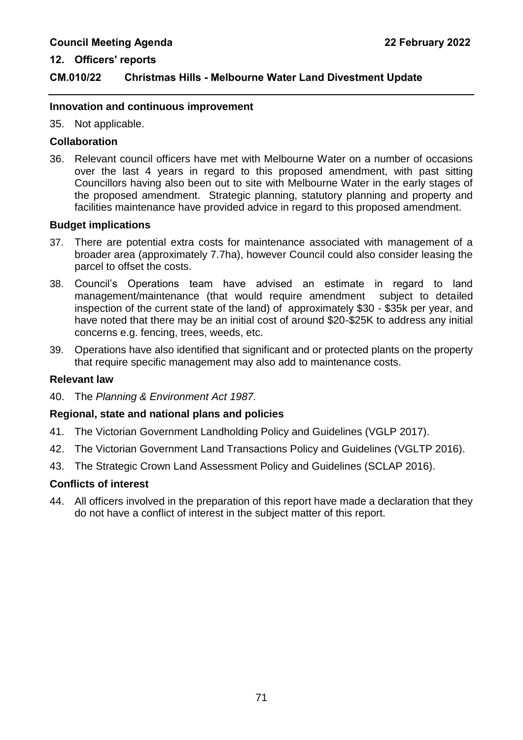**Innovation and continuous improvement**

35. Not applicable.

**Collaboration**

36. Relevant council officers have met with Melbourne Water on a number of occasions over the last 4 years in regard to this proposed amendment, with past sitting Councillors having also been out to site with Melbourne Water in the early stages of the proposed amendment. Strategic planning, statutory planning and property and facilities maintenance have provided advice in regard to this proposed amendment.

**Budget implications**

37. There are potential extra costs for maintenance associated with management of a broader area (approximately 7.7ha), however Council could also consider leasing the parcel to offset the costs.

38. Council's Operations team have advised an estimate in regard to land management/maintenance (that would require amendment subject to detailed inspection of the current state of the land) of approximately $30 - $35k per year, and have noted that there may be an initial cost of around $20-$25K to address any initial concerns e.g. fencing, trees, weeds, etc.

39. Operations have also identified that significant and or protected plants on the property that require specific management may also add to maintenance costs.

**Relevant law**

40. The *Planning & Environment Act 1987.*

**Regional, state and national plans and policies**

41. The Victorian Government Landholding Policy and Guidelines (VGLP 2017).

42. The Victorian Government Land Transactions Policy and Guidelines (VGLTP 2016).

43. The Strategic Crown Land Assessment Policy and Guidelines (SCLAP 2016).

**Conflicts of interest**

44. All officers involved in the preparation of this report have made a declaration that they do not have a conflict of interest in the subject matter of this report.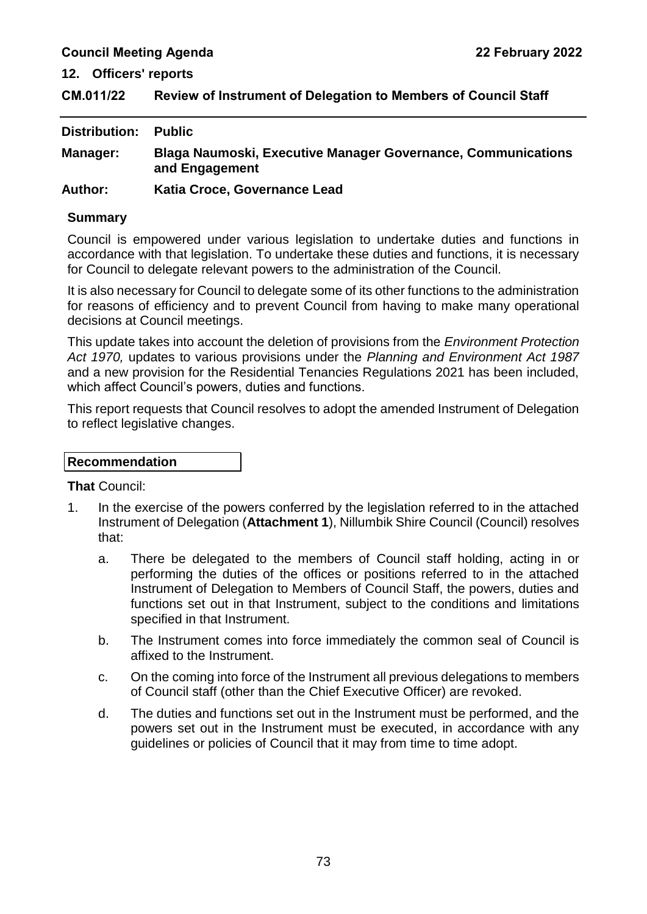## 12. Officers' reports

### CM.011/22 Review of Instrument of Delegation to Members of Council Staff

**Distribution:** Public

**Manager:** Blaga Naumoski, Executive Manager Governance, Communications and Engagement

**Author:** Katia Croce, Governance Lead

**Summary**

Council is empowered under various legislation to undertake duties and functions in accordance with that legislation. To undertake these duties and functions, it is necessary for Council to delegate relevant powers to the administration of the Council.

It is also necessary for Council to delegate some of its other functions to the administration for reasons of efficiency and to prevent Council from having to make many operational decisions at Council meetings.

This update takes into account the deletion of provisions from the *Environment Protection Act 1970,* updates to various provisions under the *Planning and Environment Act 1987* and a new provision for the Residential Tenancies Regulations 2021 has been included, which affect Council's powers, duties and functions.

This report requests that Council resolves to adopt the amended Instrument of Delegation to reflect legislative changes.

**Recommendation**

**That** Council:

1. In the exercise of the powers conferred by the legislation referred to in the attached Instrument of Delegation (**Attachment 1**), Nillumbik Shire Council (Council) resolves that:

   a. There be delegated to the members of Council staff holding, acting in or performing the duties of the offices or positions referred to in the attached Instrument of Delegation to Members of Council Staff, the powers, duties and functions set out in that Instrument, subject to the conditions and limitations specified in that Instrument.

   b. The Instrument comes into force immediately the common seal of Council is affixed to the Instrument.

   c. On the coming into force of the Instrument all previous delegations to members of Council staff (other than the Chief Executive Officer) are revoked.

   d. The duties and functions set out in the Instrument must be performed, and the powers set out in the Instrument must be executed, in accordance with any guidelines or policies of Council that it may from time to time adopt.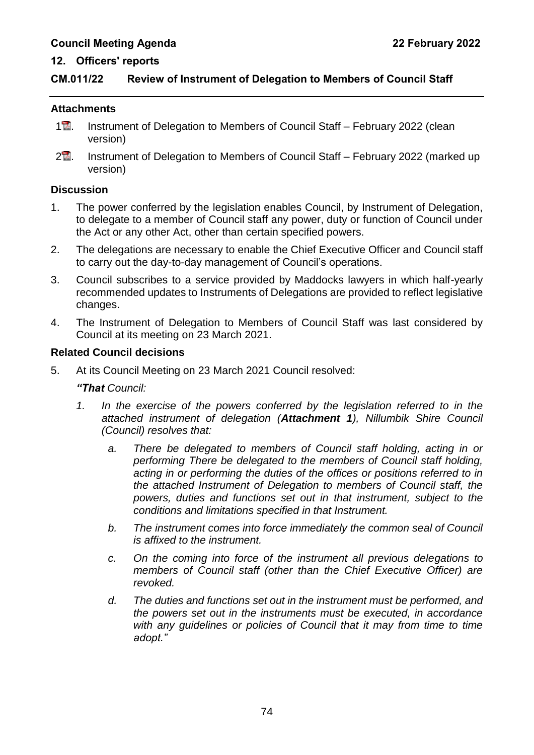## 12. Officers' reports

### CM.011/22 Review of Instrument of Delegation to Members of Council Staff

#### Attachments

1. Instrument of Delegation to Members of Council Staff – February 2022 (clean version)
2. Instrument of Delegation to Members of Council Staff – February 2022 (marked up version)

#### Discussion

1. The power conferred by the legislation enables Council, by Instrument of Delegation, to delegate to a member of Council staff any power, duty or function of Council under the Act or any other Act, other than certain specified powers.
2. The delegations are necessary to enable the Chief Executive Officer and Council staff to carry out the day-to-day management of Council's operations.
3. Council subscribes to a service provided by Maddocks lawyers in which half-yearly recommended updates to Instruments of Delegations are provided to reflect legislative changes.
4. The Instrument of Delegation to Members of Council Staff was last considered by Council at its meeting on 23 March 2021.

#### Related Council decisions

5. At its Council Meeting on 23 March 2021 Council resolved:

   ***"That** Council:*

   1. *In the exercise of the powers conferred by the legislation referred to in the attached instrument of delegation (**Attachment 1**), Nillumbik Shire Council (Council) resolves that:*

      a. *There be delegated to members of Council staff holding, acting in or performing There be delegated to the members of Council staff holding, acting in or performing the duties of the offices or positions referred to in the attached Instrument of Delegation to members of Council staff, the powers, duties and functions set out in that instrument, subject to the conditions and limitations specified in that Instrument.*

      b. *The instrument comes into force immediately the common seal of Council is affixed to the instrument.*

      c. *On the coming into force of the instrument all previous delegations to members of Council staff (other than the Chief Executive Officer) are revoked.*

      d. *The duties and functions set out in the instrument must be performed, and the powers set out in the instruments must be executed, in accordance with any guidelines or policies of Council that it may from time to time adopt."*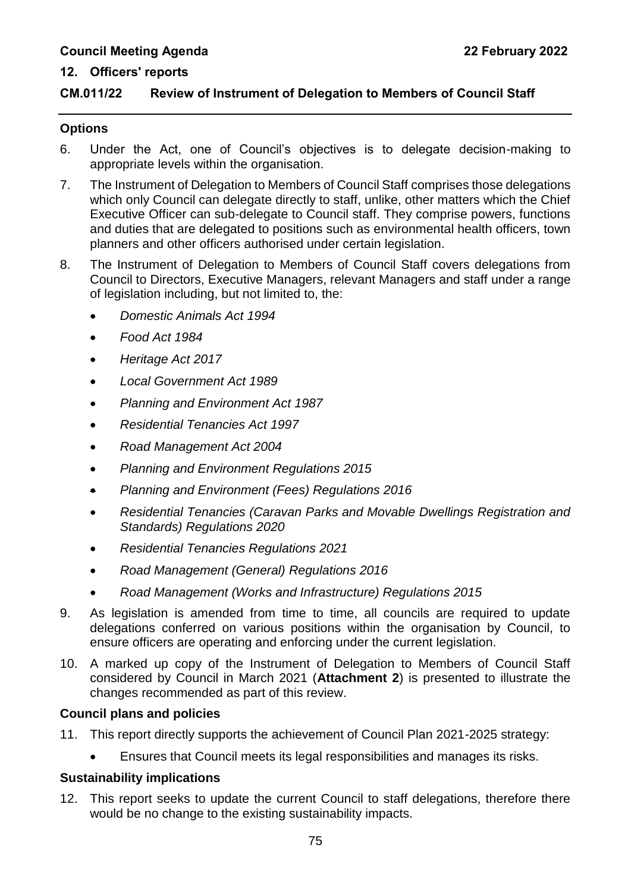**CM.011/22 Review of Instrument of Delegation to Members of Council Staff**

## Options

6. Under the Act, one of Council's objectives is to delegate decision-making to appropriate levels within the organisation.
7. The Instrument of Delegation to Members of Council Staff comprises those delegations which only Council can delegate directly to staff, unlike, other matters which the Chief Executive Officer can sub-delegate to Council staff. They comprise powers, functions and duties that are delegated to positions such as environmental health officers, town planners and other officers authorised under certain legislation.
8. The Instrument of Delegation to Members of Council Staff covers delegations from Council to Directors, Executive Managers, relevant Managers and staff under a range of legislation including, but not limited to, the:
   - *Domestic Animals Act 1994*
   - *Food Act 1984*
   - *Heritage Act 2017*
   - *Local Government Act 1989*
   - *Planning and Environment Act 1987*
   - *Residential Tenancies Act 1997*
   - *Road Management Act 2004*
   - *Planning and Environment Regulations 2015*
   - *Planning and Environment (Fees) Regulations 2016*
   - *Residential Tenancies (Caravan Parks and Movable Dwellings Registration and Standards) Regulations 2020*
   - *Residential Tenancies Regulations 2021*
   - *Road Management (General) Regulations 2016*
   - *Road Management (Works and Infrastructure) Regulations 2015*
9. As legislation is amended from time to time, all councils are required to update delegations conferred on various positions within the organisation by Council, to ensure officers are operating and enforcing under the current legislation.
10. A marked up copy of the Instrument of Delegation to Members of Council Staff considered by Council in March 2021 (**Attachment 2**) is presented to illustrate the changes recommended as part of this review.

## Council plans and policies

11. This report directly supports the achievement of Council Plan 2021-2025 strategy:
    - Ensures that Council meets its legal responsibilities and manages its risks.

## Sustainability implications

12. This report seeks to update the current Council to staff delegations, therefore there would be no change to the existing sustainability impacts.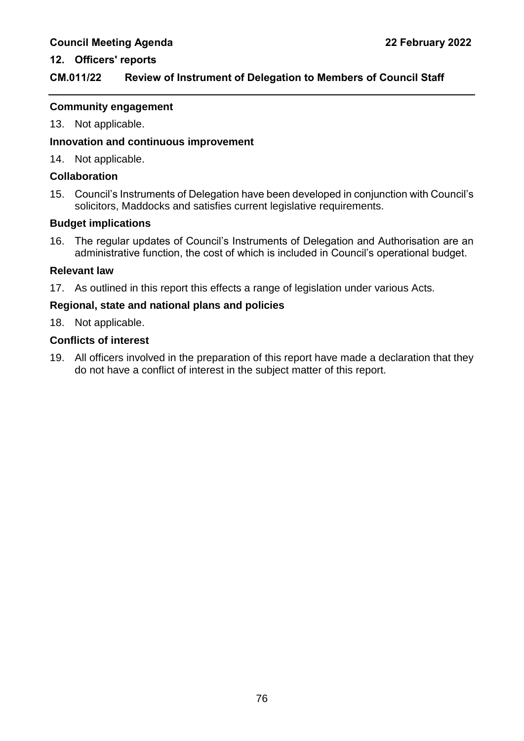**Community engagement**

13. Not applicable.

**Innovation and continuous improvement**

14. Not applicable.

**Collaboration**

15. Council's Instruments of Delegation have been developed in conjunction with Council's solicitors, Maddocks and satisfies current legislative requirements.

**Budget implications**

16. The regular updates of Council's Instruments of Delegation and Authorisation are an administrative function, the cost of which is included in Council's operational budget.

**Relevant law**

17. As outlined in this report this effects a range of legislation under various Acts.

**Regional, state and national plans and policies**

18. Not applicable.

**Conflicts of interest**

19. All officers involved in the preparation of this report have made a declaration that they do not have a conflict of interest in the subject matter of this report.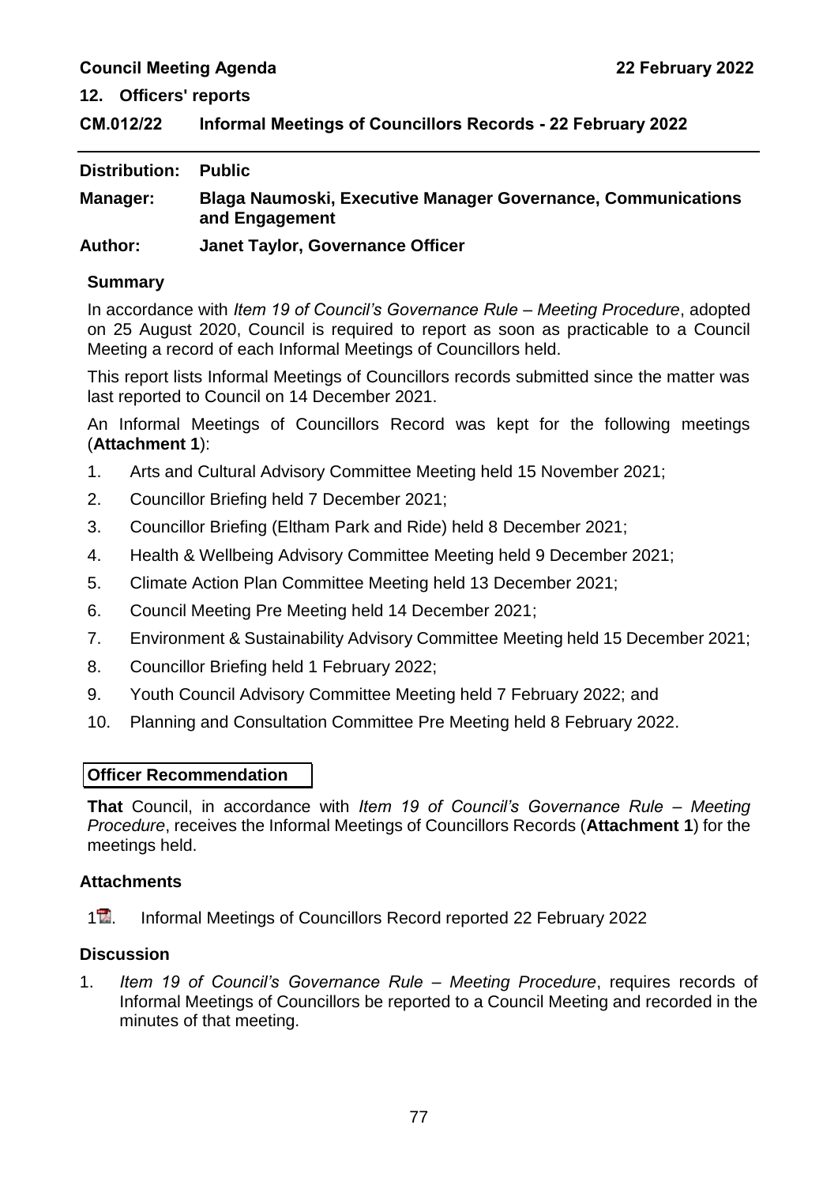## 12. Officers' reports

### CM.012/22 Informal Meetings of Councillors Records - 22 February 2022

**Distribution:** Public

**Manager:** Blaga Naumoski, Executive Manager Governance, Communications and Engagement

**Author:** Janet Taylor, Governance Officer

#### Summary

In accordance with *Item 19 of Council's Governance Rule – Meeting Procedure*, adopted on 25 August 2020, Council is required to report as soon as practicable to a Council Meeting a record of each Informal Meetings of Councillors held.

This report lists Informal Meetings of Councillors records submitted since the matter was last reported to Council on 14 December 2021.

An Informal Meetings of Councillors Record was kept for the following meetings (**Attachment 1**):

1. Arts and Cultural Advisory Committee Meeting held 15 November 2021;
2. Councillor Briefing held 7 December 2021;
3. Councillor Briefing (Eltham Park and Ride) held 8 December 2021;
4. Health & Wellbeing Advisory Committee Meeting held 9 December 2021;
5. Climate Action Plan Committee Meeting held 13 December 2021;
6. Council Meeting Pre Meeting held 14 December 2021;
7. Environment & Sustainability Advisory Committee Meeting held 15 December 2021;
8. Councillor Briefing held 1 February 2022;
9. Youth Council Advisory Committee Meeting held 7 February 2022; and
10. Planning and Consultation Committee Pre Meeting held 8 February 2022.

#### Officer Recommendation

**That** Council, in accordance with *Item 19 of Council's Governance Rule – Meeting Procedure*, receives the Informal Meetings of Councillors Records (**Attachment 1**) for the meetings held.

#### Attachments

1. Informal Meetings of Councillors Record reported 22 February 2022

#### Discussion

1. *Item 19 of Council's Governance Rule – Meeting Procedure*, requires records of Informal Meetings of Councillors be reported to a Council Meeting and recorded in the minutes of that meeting.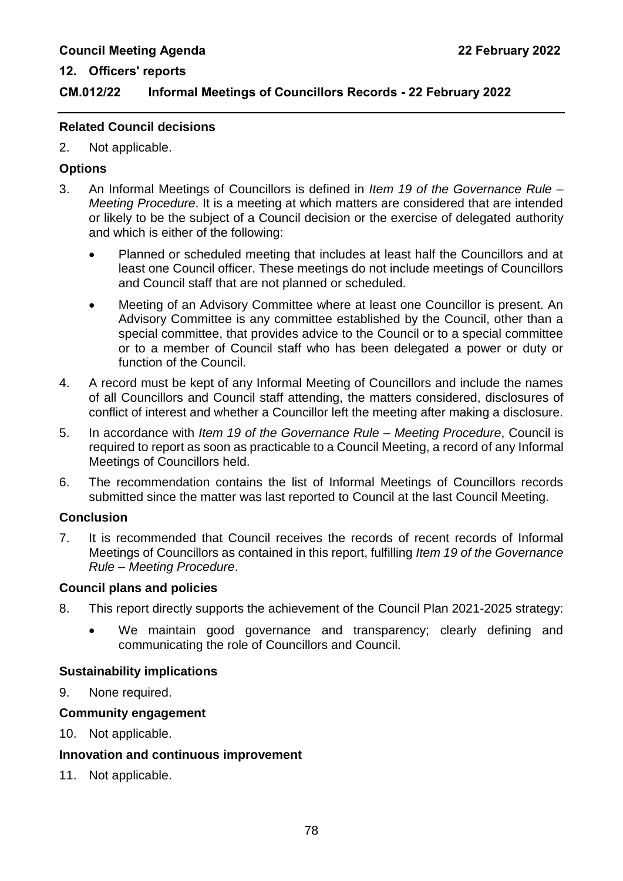## 12. Officers' reports

### CM.012/22 Informal Meetings of Councillors Records - 22 February 2022

**Related Council decisions**

2. Not applicable.

**Options**

3. An Informal Meetings of Councillors is defined in *Item 19 of the Governance Rule – Meeting Procedure*. It is a meeting at which matters are considered that are intended or likely to be the subject of a Council decision or the exercise of delegated authority and which is either of the following:

   - Planned or scheduled meeting that includes at least half the Councillors and at least one Council officer. These meetings do not include meetings of Councillors and Council staff that are not planned or scheduled.
   - Meeting of an Advisory Committee where at least one Councillor is present. An Advisory Committee is any committee established by the Council, other than a special committee, that provides advice to the Council or to a special committee or to a member of Council staff who has been delegated a power or duty or function of the Council.

4. A record must be kept of any Informal Meeting of Councillors and include the names of all Councillors and Council staff attending, the matters considered, disclosures of conflict of interest and whether a Councillor left the meeting after making a disclosure.

5. In accordance with *Item 19 of the Governance Rule – Meeting Procedure*, Council is required to report as soon as practicable to a Council Meeting, a record of any Informal Meetings of Councillors held.

6. The recommendation contains the list of Informal Meetings of Councillors records submitted since the matter was last reported to Council at the last Council Meeting.

**Conclusion**

7. It is recommended that Council receives the records of recent records of Informal Meetings of Councillors as contained in this report, fulfilling *Item 19 of the Governance Rule – Meeting Procedure*.

**Council plans and policies**

8. This report directly supports the achievement of the Council Plan 2021-2025 strategy:

   - We maintain good governance and transparency; clearly defining and communicating the role of Councillors and Council.

**Sustainability implications**

9. None required.

**Community engagement**

10. Not applicable.

**Innovation and continuous improvement**

11. Not applicable.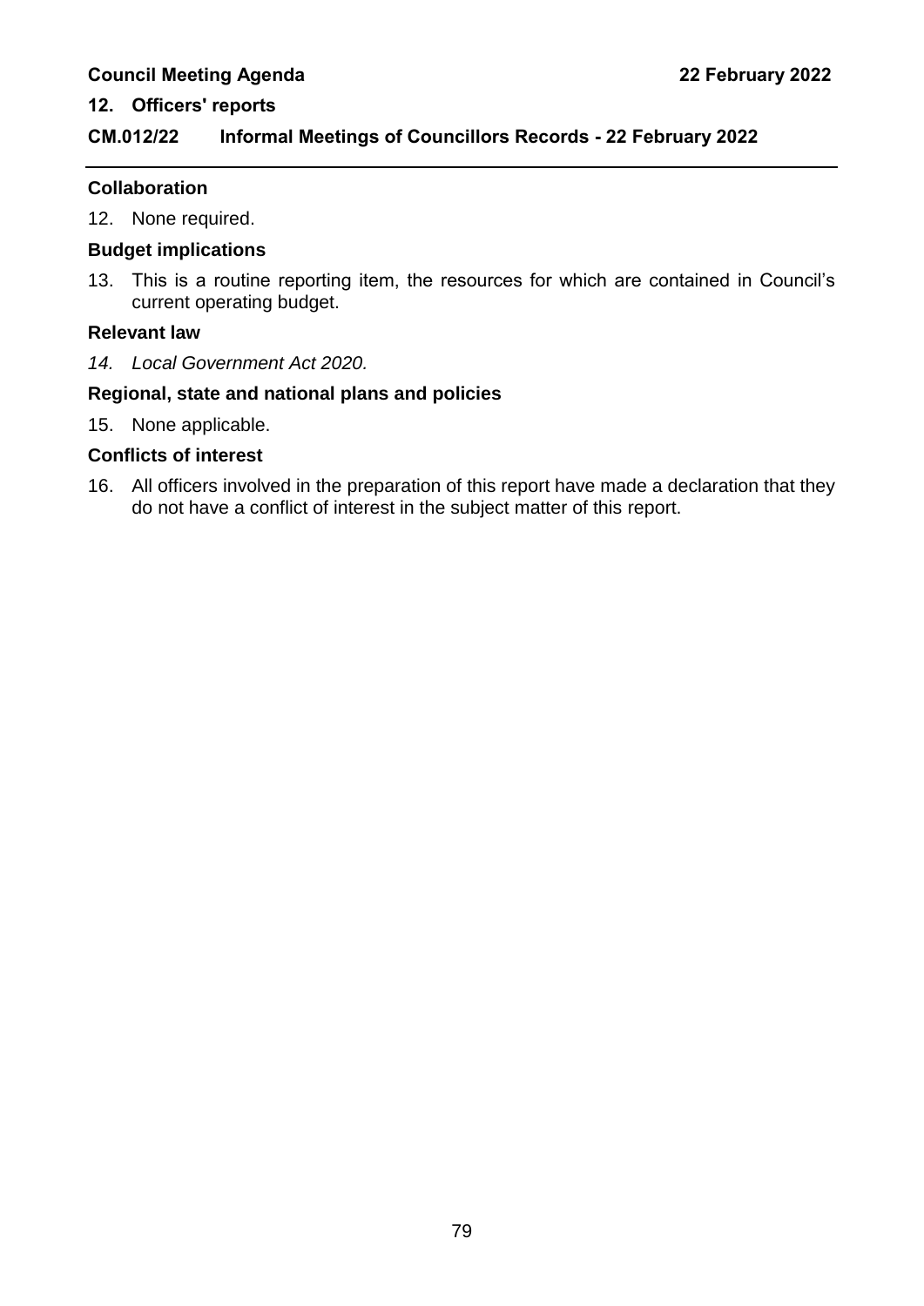## 12. Officers' reports

### CM.012/22 Informal Meetings of Councillors Records - 22 February 2022

**Collaboration**

12. None required.

**Budget implications**

13. This is a routine reporting item, the resources for which are contained in Council's current operating budget.

**Relevant law**

14. *Local Government Act 2020.*

**Regional, state and national plans and policies**

15. None applicable.

**Conflicts of interest**

16. All officers involved in the preparation of this report have made a declaration that they do not have a conflict of interest in the subject matter of this report.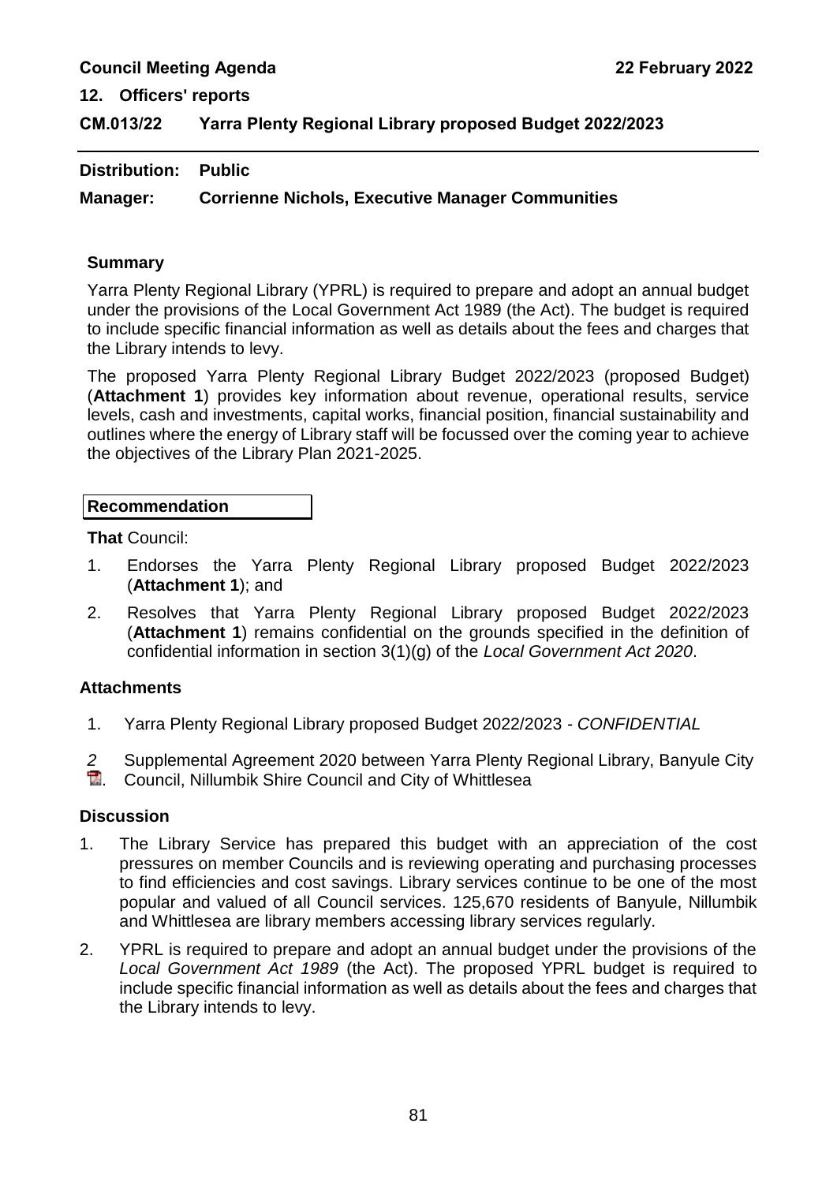**Council Meeting Agenda** **22 February 2022**

## 12. Officers' reports

## CM.013/22 Yarra Plenty Regional Library proposed Budget 2022/2023

---

**Distribution: Public**

**Manager: Corrienne Nichols, Executive Manager Communities**

### Summary

Yarra Plenty Regional Library (YPRL) is required to prepare and adopt an annual budget under the provisions of the Local Government Act 1989 (the Act). The budget is required to include specific financial information as well as details about the fees and charges that the Library intends to levy.

The proposed Yarra Plenty Regional Library Budget 2022/2023 (proposed Budget) (**Attachment 1**) provides key information about revenue, operational results, service levels, cash and investments, capital works, financial position, financial sustainability and outlines where the energy of Library staff will be focussed over the coming year to achieve the objectives of the Library Plan 2021-2025.

### Recommendation

**That** Council:

1. Endorses the Yarra Plenty Regional Library proposed Budget 2022/2023 (**Attachment 1**); and
2. Resolves that Yarra Plenty Regional Library proposed Budget 2022/2023 (**Attachment 1**) remains confidential on the grounds specified in the definition of confidential information in section 3(1)(g) of the *Local Government Act 2020*.

### Attachments

1. Yarra Plenty Regional Library proposed Budget 2022/2023 - *CONFIDENTIAL*
2. Supplemental Agreement 2020 between Yarra Plenty Regional Library, Banyule City Council, Nillumbik Shire Council and City of Whittlesea

### Discussion

1. The Library Service has prepared this budget with an appreciation of the cost pressures on member Councils and is reviewing operating and purchasing processes to find efficiencies and cost savings. Library services continue to be one of the most popular and valued of all Council services. 125,670 residents of Banyule, Nillumbik and Whittlesea are library members accessing library services regularly.
2. YPRL is required to prepare and adopt an annual budget under the provisions of the *Local Government Act 1989* (the Act). The proposed YPRL budget is required to include specific financial information as well as details about the fees and charges that the Library intends to levy.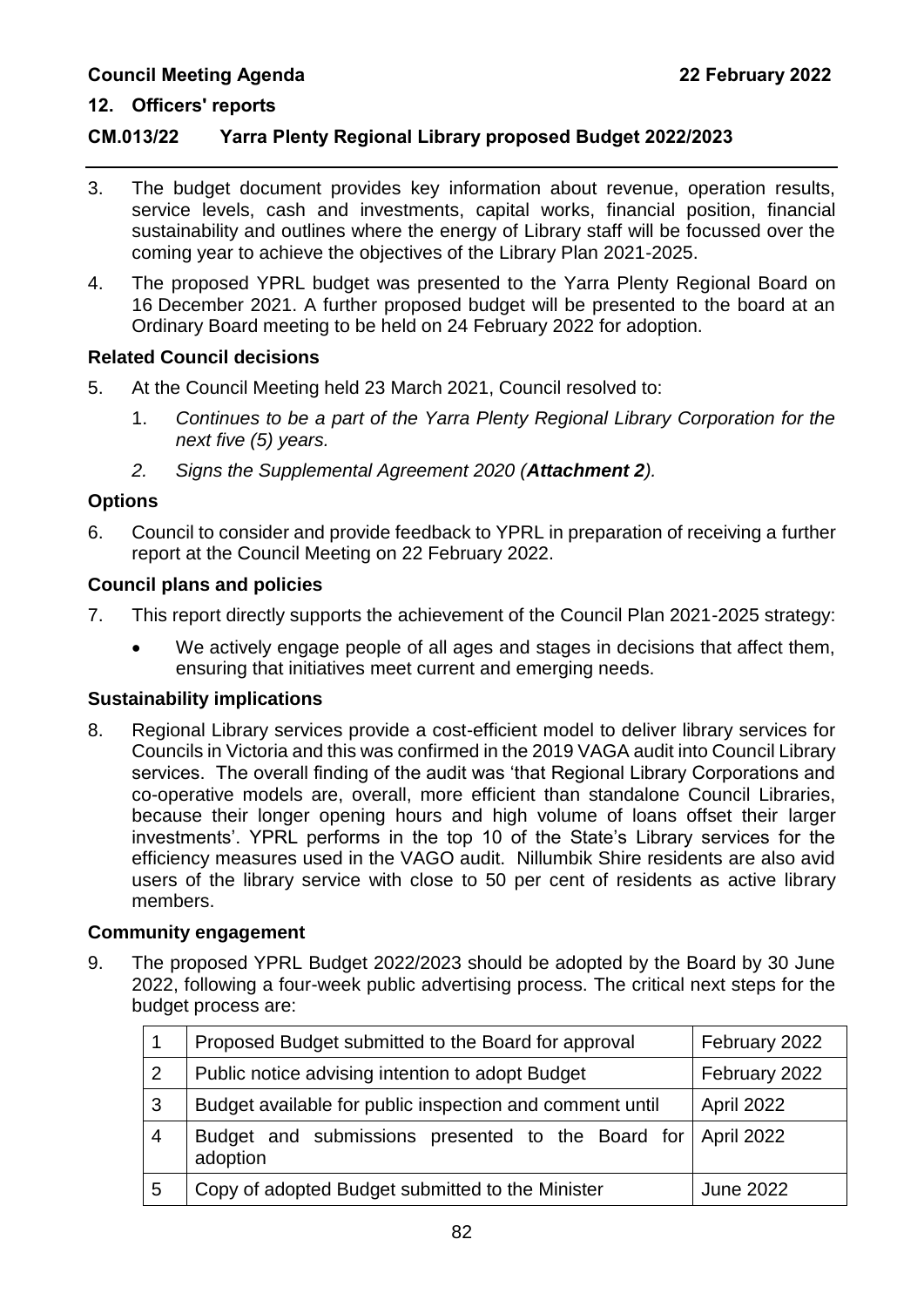## 12. Officers' reports

## CM.013/22 Yarra Plenty Regional Library proposed Budget 2022/2023

3. The budget document provides key information about revenue, operation results, service levels, cash and investments, capital works, financial position, financial sustainability and outlines where the energy of Library staff will be focussed over the coming year to achieve the objectives of the Library Plan 2021-2025.

4. The proposed YPRL budget was presented to the Yarra Plenty Regional Board on 16 December 2021. A further proposed budget will be presented to the board at an Ordinary Board meeting to be held on 24 February 2022 for adoption.

### Related Council decisions

5. At the Council Meeting held 23 March 2021, Council resolved to:

   1. *Continues to be a part of the Yarra Plenty Regional Library Corporation for the next five (5) years.*
   2. *Signs the Supplemental Agreement 2020 (**Attachment 2**).*

### Options

6. Council to consider and provide feedback to YPRL in preparation of receiving a further report at the Council Meeting on 22 February 2022.

### Council plans and policies

7. This report directly supports the achievement of the Council Plan 2021-2025 strategy:

   - We actively engage people of all ages and stages in decisions that affect them, ensuring that initiatives meet current and emerging needs.

### Sustainability implications

8. Regional Library services provide a cost-efficient model to deliver library services for Councils in Victoria and this was confirmed in the 2019 VAGA audit into Council Library services. The overall finding of the audit was 'that Regional Library Corporations and co-operative models are, overall, more efficient than standalone Council Libraries, because their longer opening hours and high volume of loans offset their larger investments'. YPRL performs in the top 10 of the State's Library services for the efficiency measures used in the VAGO audit. Nillumbik Shire residents are also avid users of the library service with close to 50 per cent of residents as active library members.

### Community engagement

9. The proposed YPRL Budget 2022/2023 should be adopted by the Board by 30 June 2022, following a four-week public advertising process. The critical next steps for the budget process are:

| | | |
|---|---|---|
| 1 | Proposed Budget submitted to the Board for approval | February 2022 |
| 2 | Public notice advising intention to adopt Budget | February 2022 |
| 3 | Budget available for public inspection and comment until | April 2022 |
| 4 | Budget and submissions presented to the Board for adoption | April 2022 |
| 5 | Copy of adopted Budget submitted to the Minister | June 2022 |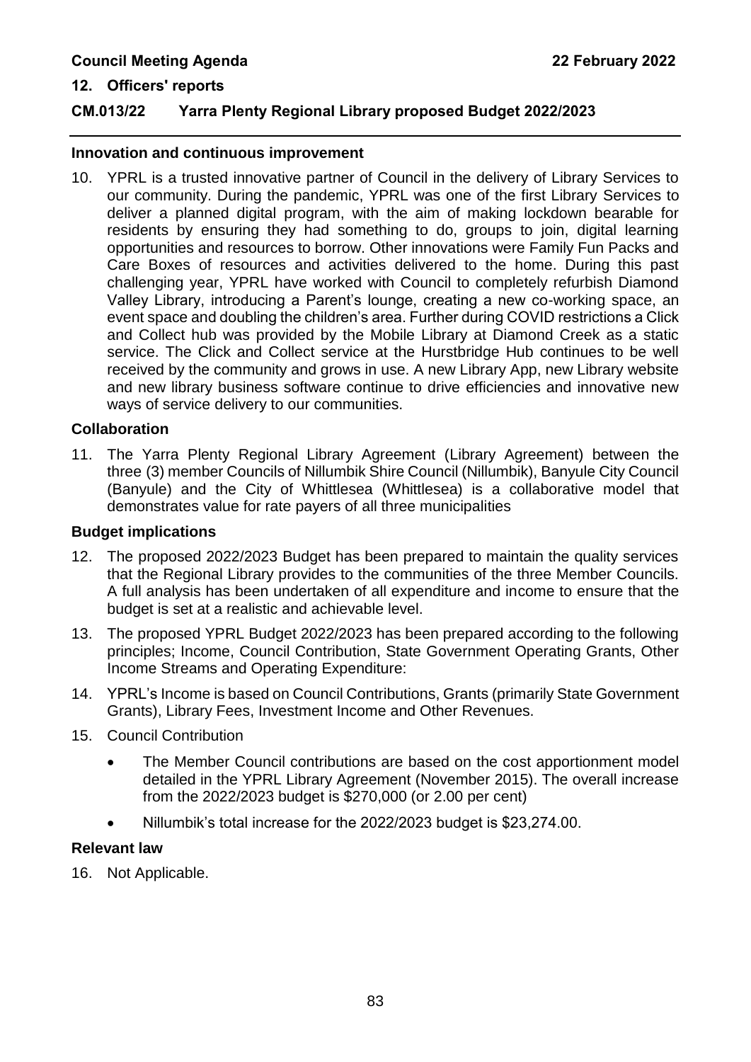## Innovation and continuous improvement

10. YPRL is a trusted innovative partner of Council in the delivery of Library Services to our community. During the pandemic, YPRL was one of the first Library Services to deliver a planned digital program, with the aim of making lockdown bearable for residents by ensuring they had something to do, groups to join, digital learning opportunities and resources to borrow. Other innovations were Family Fun Packs and Care Boxes of resources and activities delivered to the home. During this past challenging year, YPRL have worked with Council to completely refurbish Diamond Valley Library, introducing a Parent's lounge, creating a new co-working space, an event space and doubling the children's area. Further during COVID restrictions a Click and Collect hub was provided by the Mobile Library at Diamond Creek as a static service. The Click and Collect service at the Hurstbridge Hub continues to be well received by the community and grows in use. A new Library App, new Library website and new library business software continue to drive efficiencies and innovative new ways of service delivery to our communities.

## Collaboration

11. The Yarra Plenty Regional Library Agreement (Library Agreement) between the three (3) member Councils of Nillumbik Shire Council (Nillumbik), Banyule City Council (Banyule) and the City of Whittlesea (Whittlesea) is a collaborative model that demonstrates value for rate payers of all three municipalities

## Budget implications

12. The proposed 2022/2023 Budget has been prepared to maintain the quality services that the Regional Library provides to the communities of the three Member Councils. A full analysis has been undertaken of all expenditure and income to ensure that the budget is set at a realistic and achievable level.
13. The proposed YPRL Budget 2022/2023 has been prepared according to the following principles; Income, Council Contribution, State Government Operating Grants, Other Income Streams and Operating Expenditure:
14. YPRL's Income is based on Council Contributions, Grants (primarily State Government Grants), Library Fees, Investment Income and Other Revenues.
15. Council Contribution
    - The Member Council contributions are based on the cost apportionment model detailed in the YPRL Library Agreement (November 2015). The overall increase from the 2022/2023 budget is $270,000 (or 2.00 per cent)
    - Nillumbik's total increase for the 2022/2023 budget is $23,274.00.

## Relevant law

16. Not Applicable.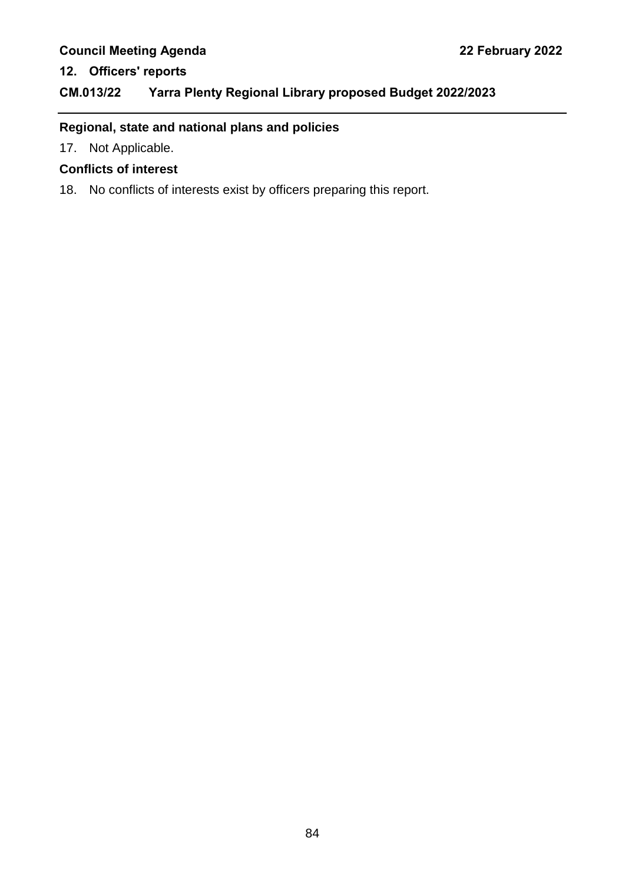## Regional, state and national plans and policies

17. Not Applicable.

## Conflicts of interest

18. No conflicts of interests exist by officers preparing this report.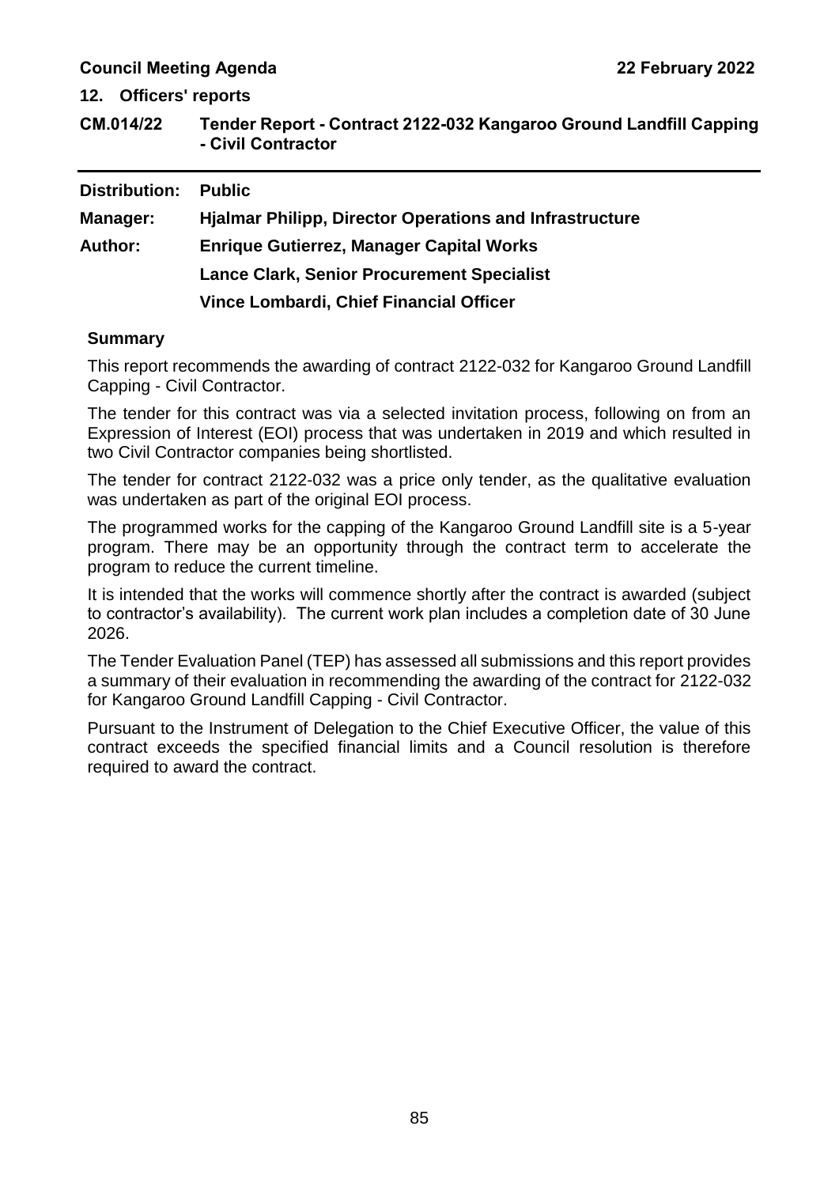## 12. Officers' reports

## CM.014/22 Tender Report - Contract 2122-032 Kangaroo Ground Landfill Capping - Civil Contractor

**Distribution:** Public

**Manager:** Hjalmar Philipp, Director Operations and Infrastructure

**Author:** Enrique Gutierrez, Manager Capital Works
Lance Clark, Senior Procurement Specialist
Vince Lombardi, Chief Financial Officer

### Summary

This report recommends the awarding of contract 2122-032 for Kangaroo Ground Landfill Capping - Civil Contractor.

The tender for this contract was via a selected invitation process, following on from an Expression of Interest (EOI) process that was undertaken in 2019 and which resulted in two Civil Contractor companies being shortlisted.

The tender for contract 2122-032 was a price only tender, as the qualitative evaluation was undertaken as part of the original EOI process.

The programmed works for the capping of the Kangaroo Ground Landfill site is a 5-year program. There may be an opportunity through the contract term to accelerate the program to reduce the current timeline.

It is intended that the works will commence shortly after the contract is awarded (subject to contractor's availability). The current work plan includes a completion date of 30 June 2026.

The Tender Evaluation Panel (TEP) has assessed all submissions and this report provides a summary of their evaluation in recommending the awarding of the contract for 2122-032 for Kangaroo Ground Landfill Capping - Civil Contractor.

Pursuant to the Instrument of Delegation to the Chief Executive Officer, the value of this contract exceeds the specified financial limits and a Council resolution is therefore required to award the contract.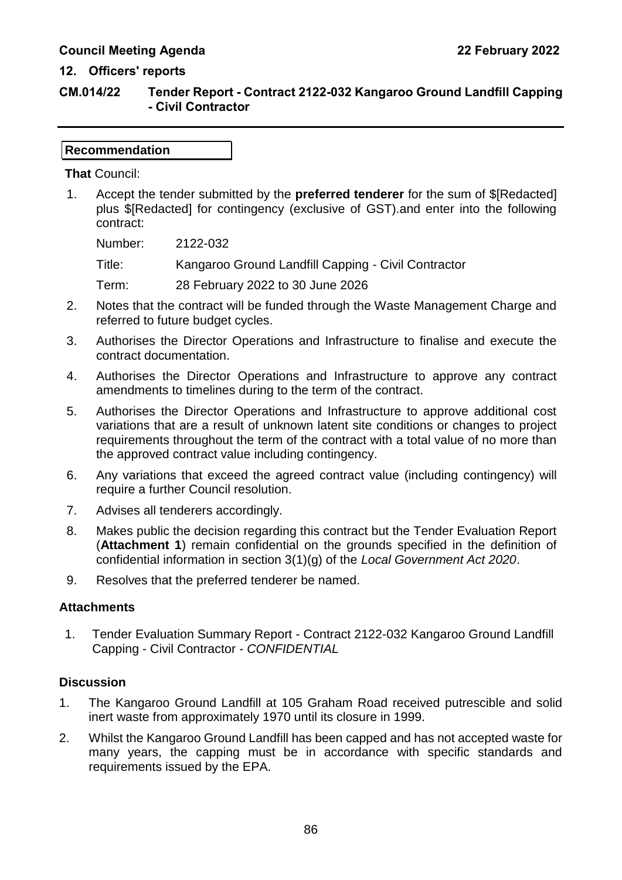## 12. Officers' reports

### CM.014/22 Tender Report - Contract 2122-032 Kangaroo Ground Landfill Capping - Civil Contractor

**Recommendation**

**That** Council:

1. Accept the tender submitted by the **preferred tenderer** for the sum of $[Redacted] plus $[Redacted] for contingency (exclusive of GST).and enter into the following contract:

   Number: 2122-032

   Title: Kangaroo Ground Landfill Capping - Civil Contractor

   Term: 28 February 2022 to 30 June 2026

2. Notes that the contract will be funded through the Waste Management Charge and referred to future budget cycles.
3. Authorises the Director Operations and Infrastructure to finalise and execute the contract documentation.
4. Authorises the Director Operations and Infrastructure to approve any contract amendments to timelines during to the term of the contract.
5. Authorises the Director Operations and Infrastructure to approve additional cost variations that are a result of unknown latent site conditions or changes to project requirements throughout the term of the contract with a total value of no more than the approved contract value including contingency.
6. Any variations that exceed the agreed contract value (including contingency) will require a further Council resolution.
7. Advises all tenderers accordingly.
8. Makes public the decision regarding this contract but the Tender Evaluation Report (**Attachment 1**) remain confidential on the grounds specified in the definition of confidential information in section 3(1)(g) of the *Local Government Act 2020*.
9. Resolves that the preferred tenderer be named.

### Attachments

1. Tender Evaluation Summary Report - Contract 2122-032 Kangaroo Ground Landfill Capping - Civil Contractor - *CONFIDENTIAL*

### Discussion

1. The Kangaroo Ground Landfill at 105 Graham Road received putrescible and solid inert waste from approximately 1970 until its closure in 1999.
2. Whilst the Kangaroo Ground Landfill has been capped and has not accepted waste for many years, the capping must be in accordance with specific standards and requirements issued by the EPA.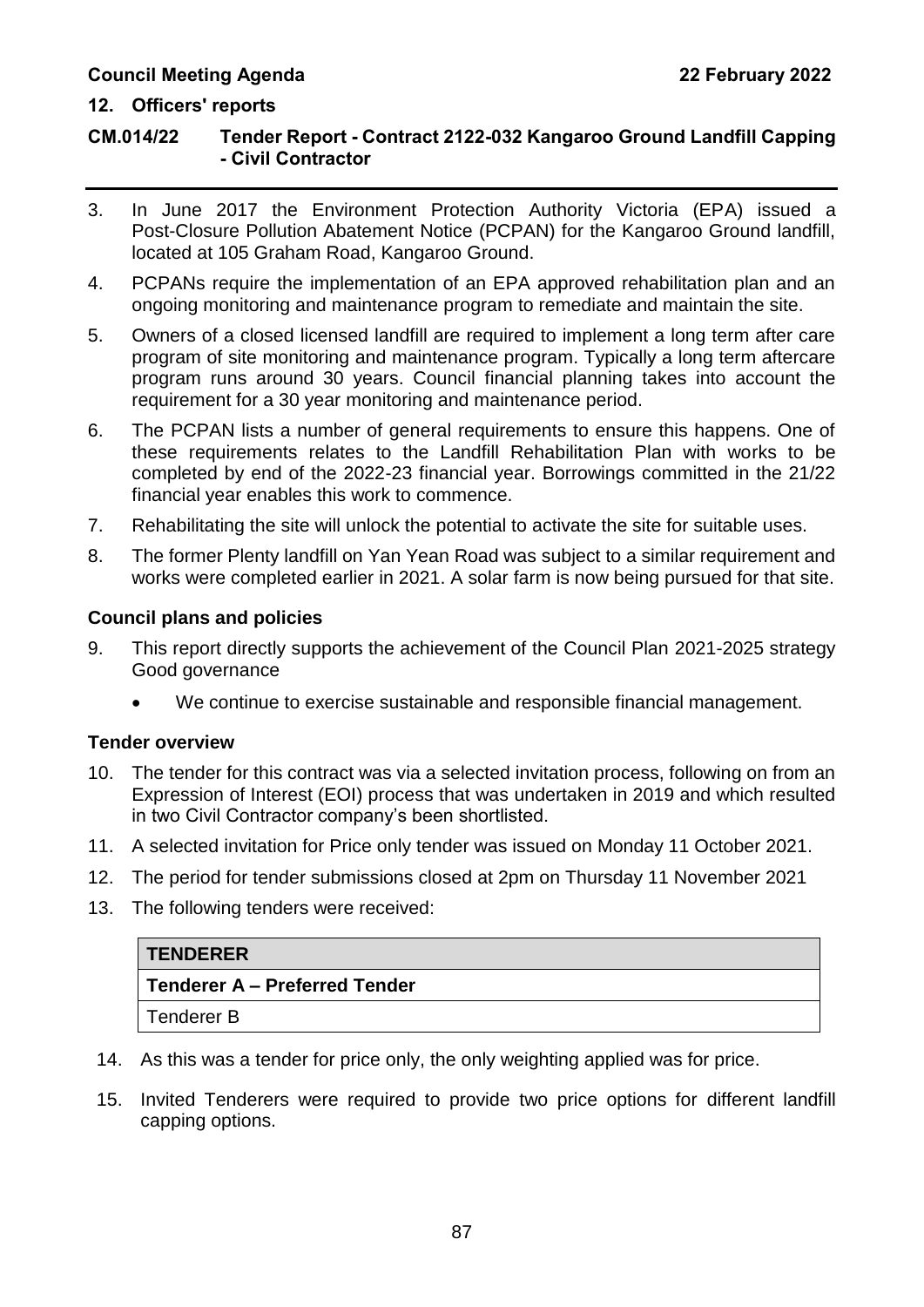## 12. Officers' reports

### CM.014/22 Tender Report - Contract 2122-032 Kangaroo Ground Landfill Capping - Civil Contractor

3. In June 2017 the Environment Protection Authority Victoria (EPA) issued a Post-Closure Pollution Abatement Notice (PCPAN) for the Kangaroo Ground landfill, located at 105 Graham Road, Kangaroo Ground.
4. PCPANs require the implementation of an EPA approved rehabilitation plan and an ongoing monitoring and maintenance program to remediate and maintain the site.
5. Owners of a closed licensed landfill are required to implement a long term after care program of site monitoring and maintenance program. Typically a long term aftercare program runs around 30 years. Council financial planning takes into account the requirement for a 30 year monitoring and maintenance period.
6. The PCPAN lists a number of general requirements to ensure this happens. One of these requirements relates to the Landfill Rehabilitation Plan with works to be completed by end of the 2022-23 financial year. Borrowings committed in the 21/22 financial year enables this work to commence.
7. Rehabilitating the site will unlock the potential to activate the site for suitable uses.
8. The former Plenty landfill on Yan Yean Road was subject to a similar requirement and works were completed earlier in 2021. A solar farm is now being pursued for that site.

**Council plans and policies**

9. This report directly supports the achievement of the Council Plan 2021-2025 strategy Good governance
   - We continue to exercise sustainable and responsible financial management.

**Tender overview**

10. The tender for this contract was via a selected invitation process, following on from an Expression of Interest (EOI) process that was undertaken in 2019 and which resulted in two Civil Contractor company's been shortlisted.
11. A selected invitation for Price only tender was issued on Monday 11 October 2021.
12. The period for tender submissions closed at 2pm on Thursday 11 November 2021
13. The following tenders were received:

| TENDERER |
|---|
| **Tenderer A – Preferred Tender** |
| Tenderer B |

14. As this was a tender for price only, the only weighting applied was for price.
15. Invited Tenderers were required to provide two price options for different landfill capping options.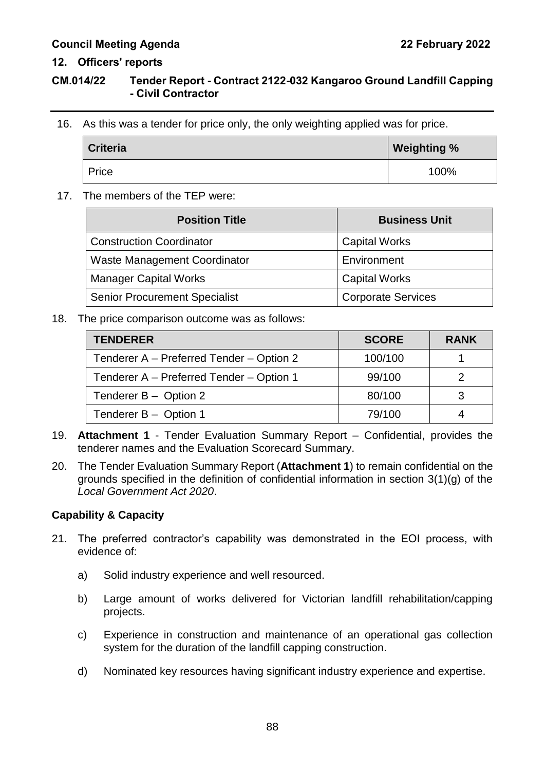16. As this was a tender for price only, the only weighting applied was for price.

| Criteria | Weighting % |
| --- | --- |
| Price | 100% |

17. The members of the TEP were:

| Position Title | Business Unit |
| --- | --- |
| Construction Coordinator | Capital Works |
| Waste Management Coordinator | Environment |
| Manager Capital Works | Capital Works |
| Senior Procurement Specialist | Corporate Services |

18. The price comparison outcome was as follows:

| TENDERER | SCORE | RANK |
| --- | --- | --- |
| Tenderer A – Preferred Tender – Option 2 | 100/100 | 1 |
| Tenderer A – Preferred Tender – Option 1 | 99/100 | 2 |
| Tenderer B – Option 2 | 80/100 | 3 |
| Tenderer B – Option 1 | 79/100 | 4 |

19. **Attachment 1** - Tender Evaluation Summary Report – Confidential, provides the tenderer names and the Evaluation Scorecard Summary.

20. The Tender Evaluation Summary Report (**Attachment 1**) to remain confidential on the grounds specified in the definition of confidential information in section 3(1)(g) of the *Local Government Act 2020*.

**Capability & Capacity**

21. The preferred contractor's capability was demonstrated in the EOI process, with evidence of:

    a) Solid industry experience and well resourced.

    b) Large amount of works delivered for Victorian landfill rehabilitation/capping projects.

    c) Experience in construction and maintenance of an operational gas collection system for the duration of the landfill capping construction.

    d) Nominated key resources having significant industry experience and expertise.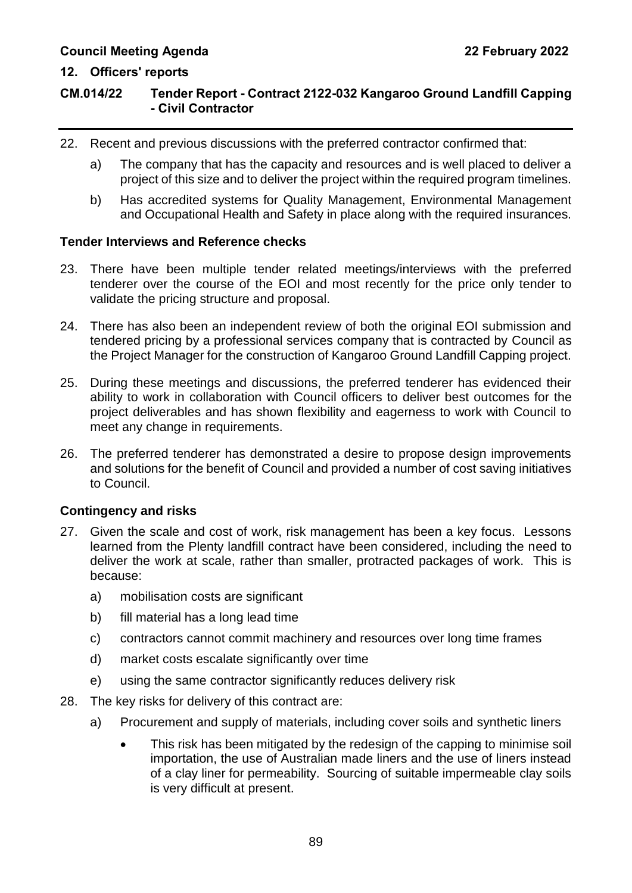22. Recent and previous discussions with the preferred contractor confirmed that:

    a) The company that has the capacity and resources and is well placed to deliver a project of this size and to deliver the project within the required program timelines.

    b) Has accredited systems for Quality Management, Environmental Management and Occupational Health and Safety in place along with the required insurances.

**Tender Interviews and Reference checks**

23. There have been multiple tender related meetings/interviews with the preferred tenderer over the course of the EOI and most recently for the price only tender to validate the pricing structure and proposal.

24. There has also been an independent review of both the original EOI submission and tendered pricing by a professional services company that is contracted by Council as the Project Manager for the construction of Kangaroo Ground Landfill Capping project.

25. During these meetings and discussions, the preferred tenderer has evidenced their ability to work in collaboration with Council officers to deliver best outcomes for the project deliverables and has shown flexibility and eagerness to work with Council to meet any change in requirements.

26. The preferred tenderer has demonstrated a desire to propose design improvements and solutions for the benefit of Council and provided a number of cost saving initiatives to Council.

**Contingency and risks**

27. Given the scale and cost of work, risk management has been a key focus. Lessons learned from the Plenty landfill contract have been considered, including the need to deliver the work at scale, rather than smaller, protracted packages of work. This is because:

    a) mobilisation costs are significant

    b) fill material has a long lead time

    c) contractors cannot commit machinery and resources over long time frames

    d) market costs escalate significantly over time

    e) using the same contractor significantly reduces delivery risk

28. The key risks for delivery of this contract are:

    a) Procurement and supply of materials, including cover soils and synthetic liners

        - This risk has been mitigated by the redesign of the capping to minimise soil importation, the use of Australian made liners and the use of liners instead of a clay liner for permeability. Sourcing of suitable impermeable clay soils is very difficult at present.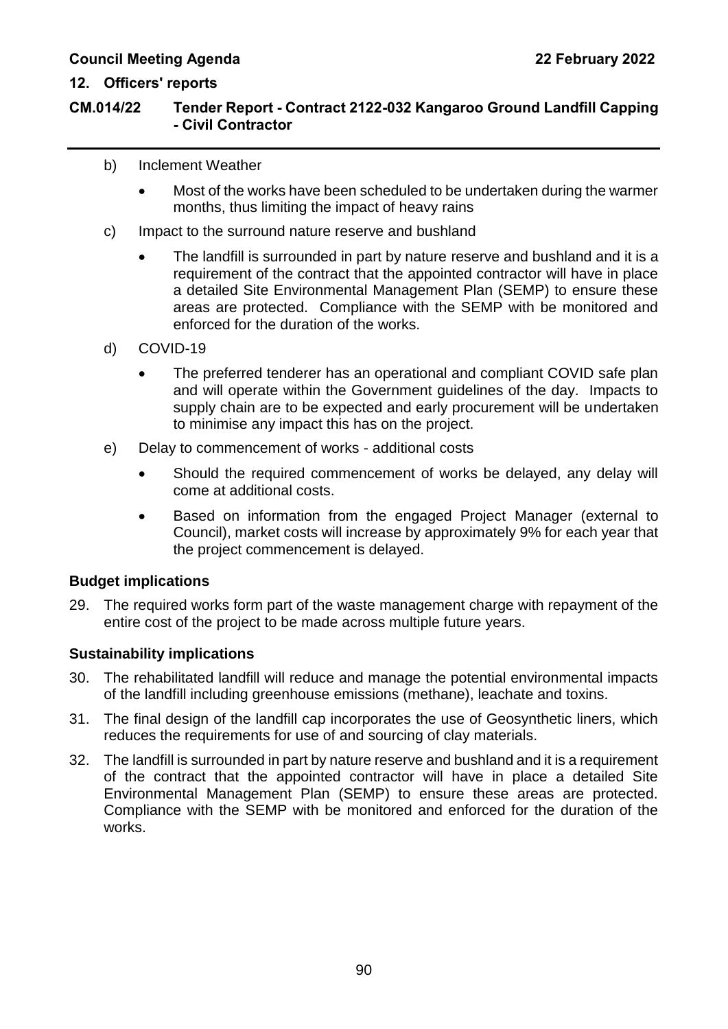b) Inclement Weather

- Most of the works have been scheduled to be undertaken during the warmer months, thus limiting the impact of heavy rains

c) Impact to the surround nature reserve and bushland

- The landfill is surrounded in part by nature reserve and bushland and it is a requirement of the contract that the appointed contractor will have in place a detailed Site Environmental Management Plan (SEMP) to ensure these areas are protected. Compliance with the SEMP with be monitored and enforced for the duration of the works.

d) COVID-19

- The preferred tenderer has an operational and compliant COVID safe plan and will operate within the Government guidelines of the day. Impacts to supply chain are to be expected and early procurement will be undertaken to minimise any impact this has on the project.

e) Delay to commencement of works - additional costs

- Should the required commencement of works be delayed, any delay will come at additional costs.
- Based on information from the engaged Project Manager (external to Council), market costs will increase by approximately 9% for each year that the project commencement is delayed.

**Budget implications**

29. The required works form part of the waste management charge with repayment of the entire cost of the project to be made across multiple future years.

**Sustainability implications**

30. The rehabilitated landfill will reduce and manage the potential environmental impacts of the landfill including greenhouse emissions (methane), leachate and toxins.

31. The final design of the landfill cap incorporates the use of Geosynthetic liners, which reduces the requirements for use of and sourcing of clay materials.

32. The landfill is surrounded in part by nature reserve and bushland and it is a requirement of the contract that the appointed contractor will have in place a detailed Site Environmental Management Plan (SEMP) to ensure these areas are protected. Compliance with the SEMP with be monitored and enforced for the duration of the works.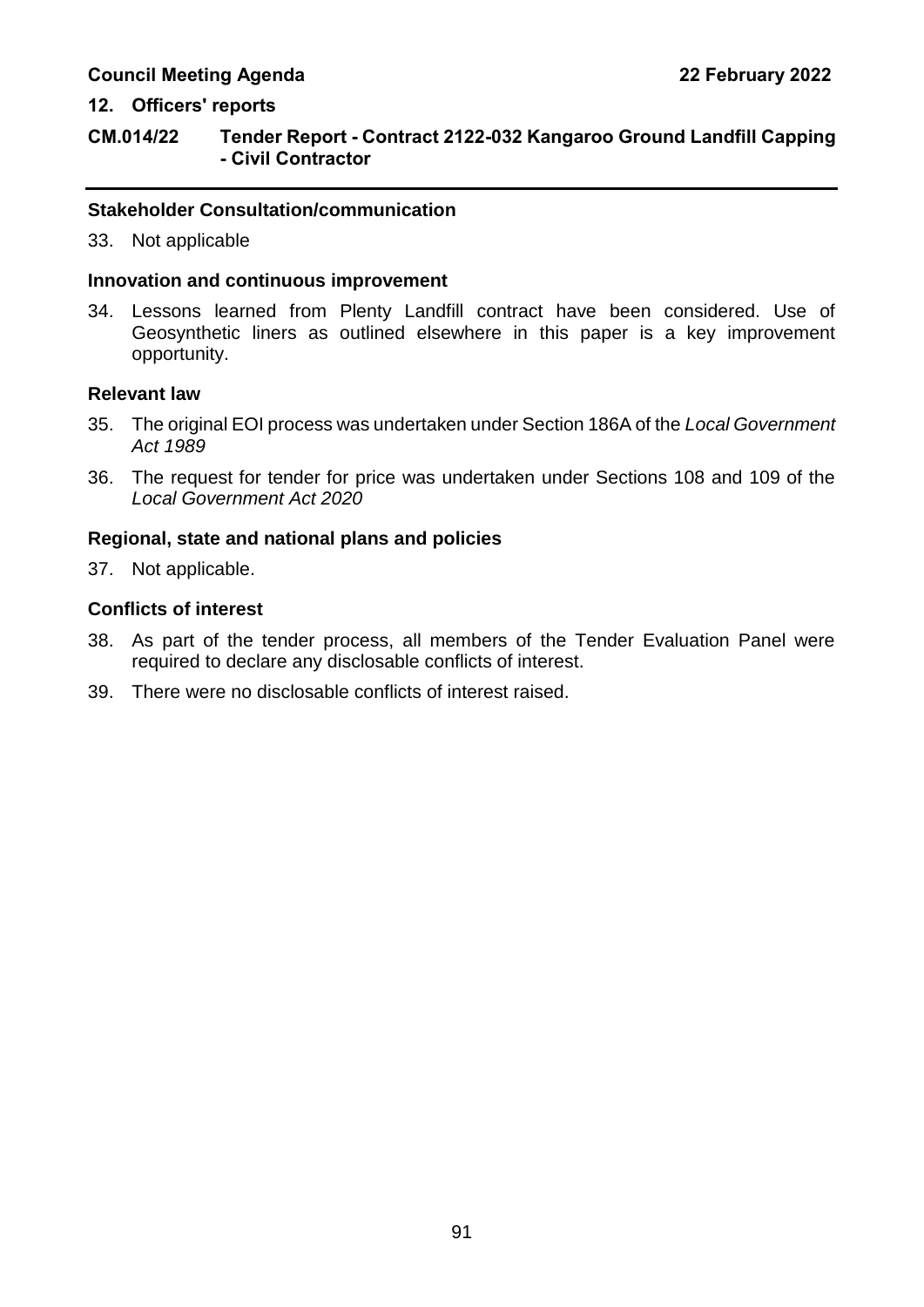## Stakeholder Consultation/communication

33. Not applicable

## Innovation and continuous improvement

34. Lessons learned from Plenty Landfill contract have been considered. Use of Geosynthetic liners as outlined elsewhere in this paper is a key improvement opportunity.

## Relevant law

35. The original EOI process was undertaken under Section 186A of the *Local Government Act 1989*

36. The request for tender for price was undertaken under Sections 108 and 109 of the *Local Government Act 2020*

## Regional, state and national plans and policies

37. Not applicable.

## Conflicts of interest

38. As part of the tender process, all members of the Tender Evaluation Panel were required to declare any disclosable conflicts of interest.

39. There were no disclosable conflicts of interest raised.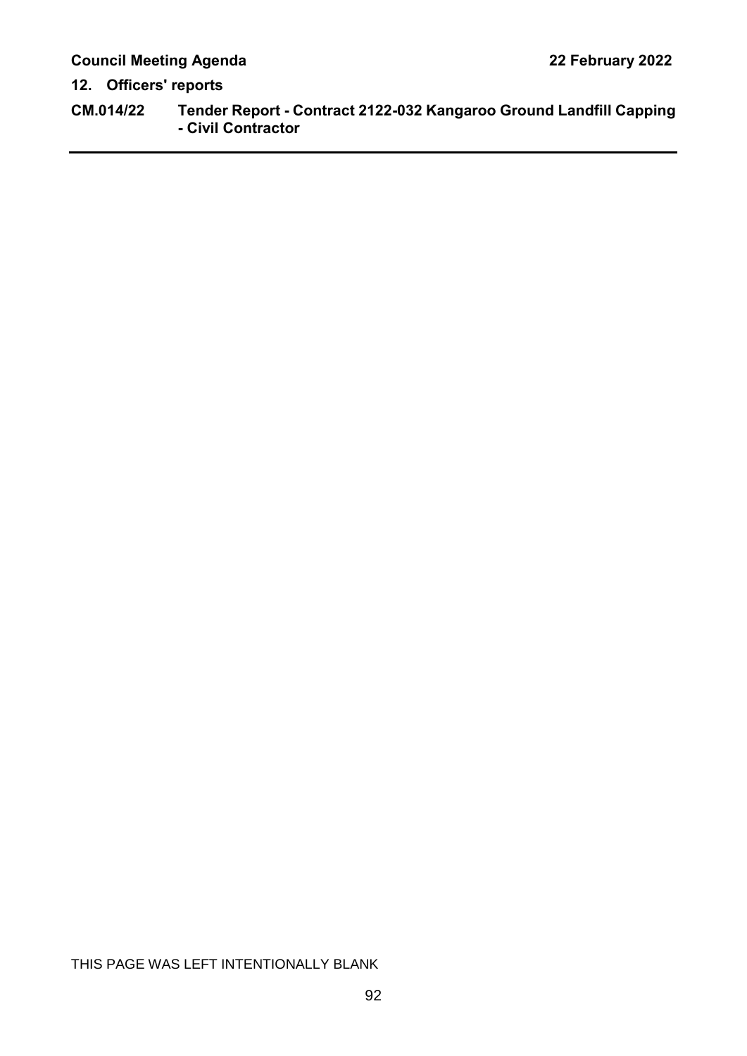## 12. Officers' reports

### CM.014/22 Tender Report - Contract 2122-032 Kangaroo Ground Landfill Capping - Civil Contractor

THIS PAGE WAS LEFT INTENTIONALLY BLANK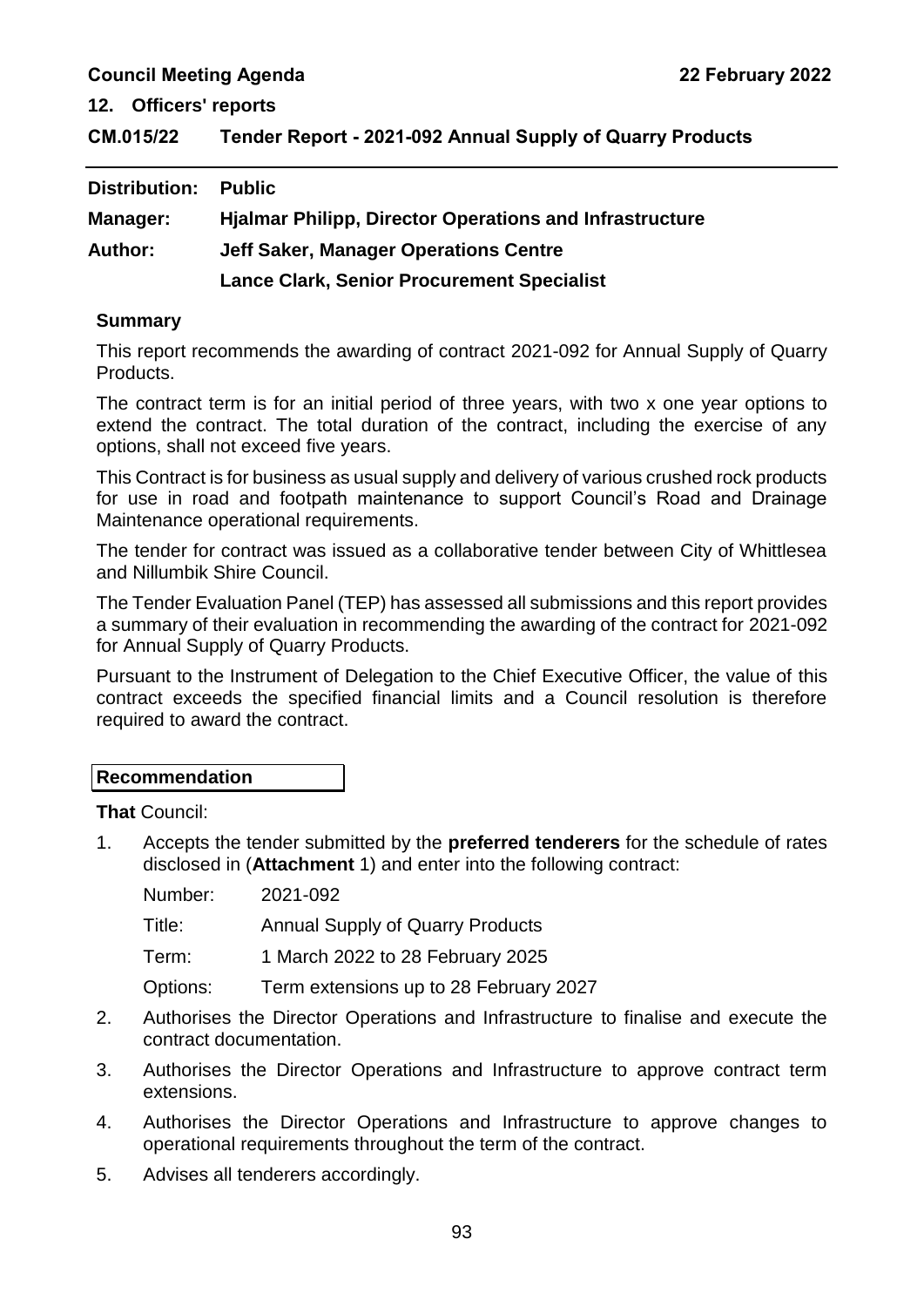**12. Officers' reports**

## CM.015/22 Tender Report - 2021-092 Annual Supply of Quarry Products

**Distribution:** **Public**

**Manager:** **Hjalmar Philipp, Director Operations and Infrastructure**

**Author:** **Jeff Saker, Manager Operations Centre**
**Lance Clark, Senior Procurement Specialist**

### Summary

This report recommends the awarding of contract 2021-092 for Annual Supply of Quarry Products.

The contract term is for an initial period of three years, with two x one year options to extend the contract. The total duration of the contract, including the exercise of any options, shall not exceed five years.

This Contract is for business as usual supply and delivery of various crushed rock products for use in road and footpath maintenance to support Council's Road and Drainage Maintenance operational requirements.

The tender for contract was issued as a collaborative tender between City of Whittlesea and Nillumbik Shire Council.

The Tender Evaluation Panel (TEP) has assessed all submissions and this report provides a summary of their evaluation in recommending the awarding of the contract for 2021-092 for Annual Supply of Quarry Products.

Pursuant to the Instrument of Delegation to the Chief Executive Officer, the value of this contract exceeds the specified financial limits and a Council resolution is therefore required to award the contract.

### Recommendation

**That** Council:

1. Accepts the tender submitted by the **preferred tenderers** for the schedule of rates disclosed in (**Attachment** 1) and enter into the following contract:

   Number: 2021-092

   Title: Annual Supply of Quarry Products

   Term: 1 March 2022 to 28 February 2025

   Options: Term extensions up to 28 February 2027

2. Authorises the Director Operations and Infrastructure to finalise and execute the contract documentation.
3. Authorises the Director Operations and Infrastructure to approve contract term extensions.
4. Authorises the Director Operations and Infrastructure to approve changes to operational requirements throughout the term of the contract.
5. Advises all tenderers accordingly.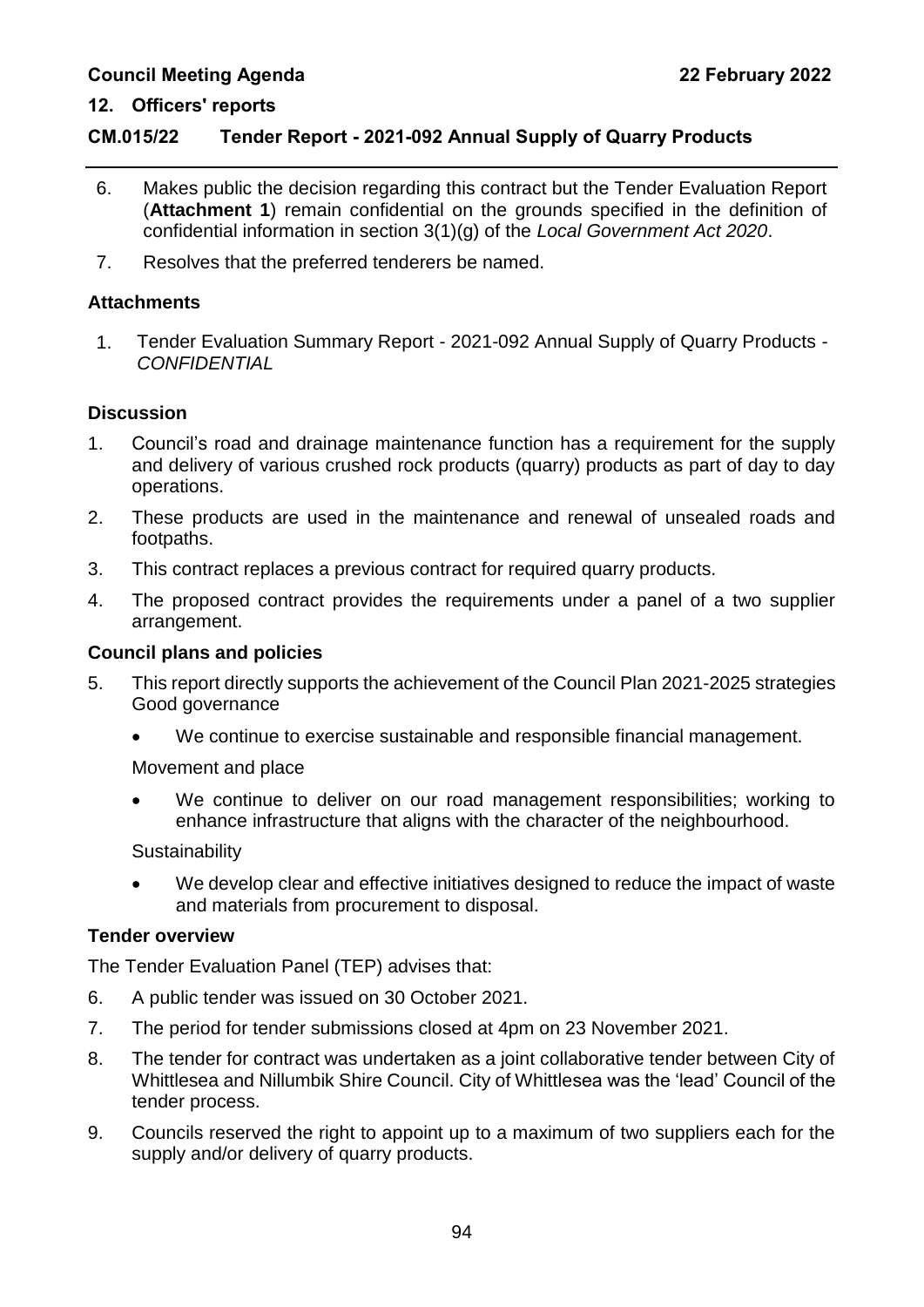## 12. Officers' reports

### CM.015/22 Tender Report - 2021-092 Annual Supply of Quarry Products

6. Makes public the decision regarding this contract but the Tender Evaluation Report (**Attachment 1**) remain confidential on the grounds specified in the definition of confidential information in section 3(1)(g) of the *Local Government Act 2020*.
7. Resolves that the preferred tenderers be named.

**Attachments**

1. Tender Evaluation Summary Report - 2021-092 Annual Supply of Quarry Products - *CONFIDENTIAL*

**Discussion**

1. Council's road and drainage maintenance function has a requirement for the supply and delivery of various crushed rock products (quarry) products as part of day to day operations.
2. These products are used in the maintenance and renewal of unsealed roads and footpaths.
3. This contract replaces a previous contract for required quarry products.
4. The proposed contract provides the requirements under a panel of a two supplier arrangement.

**Council plans and policies**

5. This report directly supports the achievement of the Council Plan 2021-2025 strategies Good governance
   - We continue to exercise sustainable and responsible financial management.

   Movement and place
   - We continue to deliver on our road management responsibilities; working to enhance infrastructure that aligns with the character of the neighbourhood.

   Sustainability
   - We develop clear and effective initiatives designed to reduce the impact of waste and materials from procurement to disposal.

**Tender overview**

The Tender Evaluation Panel (TEP) advises that:

6. A public tender was issued on 30 October 2021.
7. The period for tender submissions closed at 4pm on 23 November 2021.
8. The tender for contract was undertaken as a joint collaborative tender between City of Whittlesea and Nillumbik Shire Council. City of Whittlesea was the 'lead' Council of the tender process.
9. Councils reserved the right to appoint up to a maximum of two suppliers each for the supply and/or delivery of quarry products.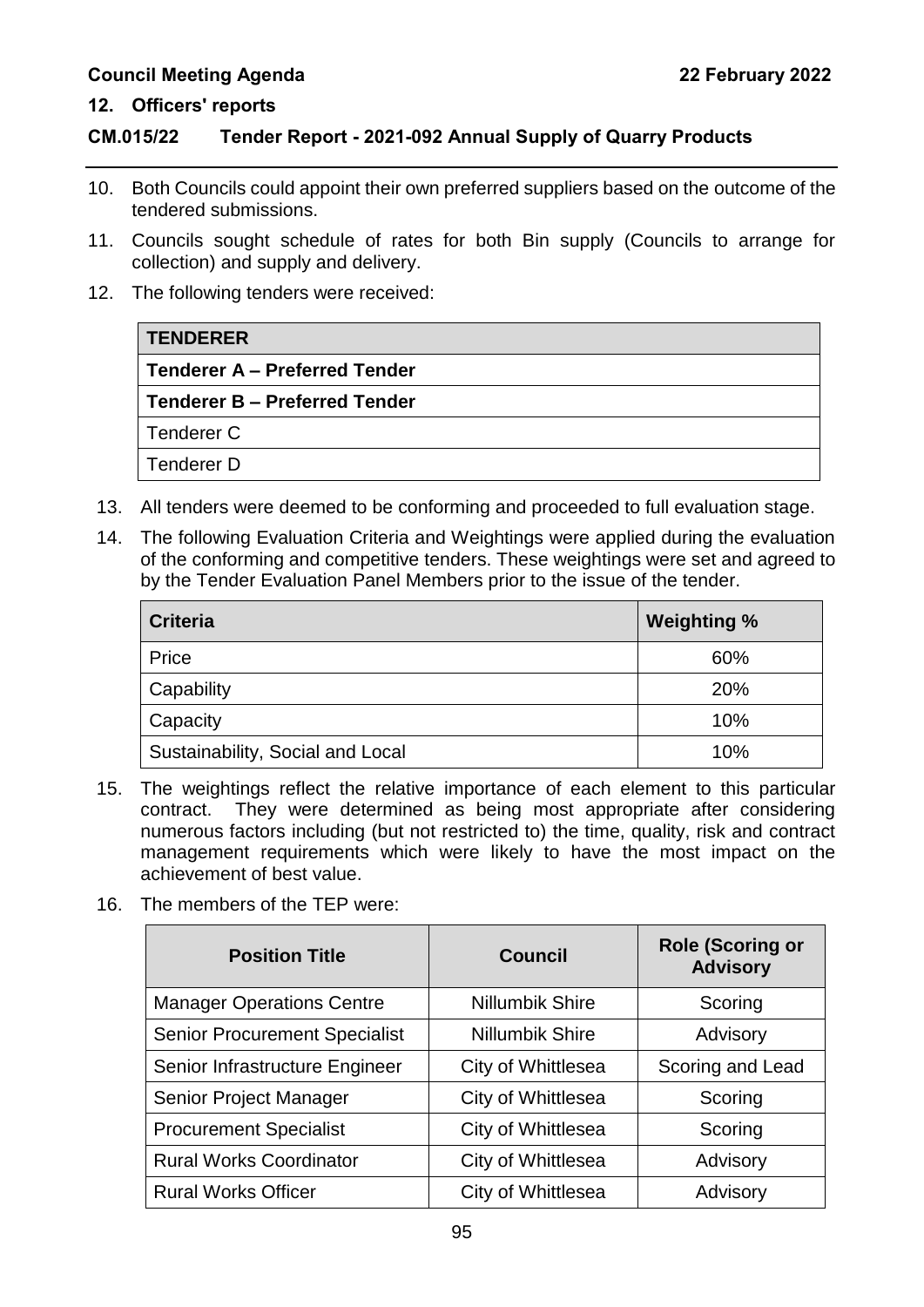10. Both Councils could appoint their own preferred suppliers based on the outcome of the tendered submissions.
11. Councils sought schedule of rates for both Bin supply (Councils to arrange for collection) and supply and delivery.
12. The following tenders were received:

| TENDERER |
|---|
| **Tenderer A – Preferred Tender** |
| **Tenderer B – Preferred Tender** |
| Tenderer C |
| Tenderer D |

13. All tenders were deemed to be conforming and proceeded to full evaluation stage.
14. The following Evaluation Criteria and Weightings were applied during the evaluation of the conforming and competitive tenders. These weightings were set and agreed to by the Tender Evaluation Panel Members prior to the issue of the tender.

| Criteria | Weighting % |
|---|---|
| Price | 60% |
| Capability | 20% |
| Capacity | 10% |
| Sustainability, Social and Local | 10% |

15. The weightings reflect the relative importance of each element to this particular contract. They were determined as being most appropriate after considering numerous factors including (but not restricted to) the time, quality, risk and contract management requirements which were likely to have the most impact on the achievement of best value.
16. The members of the TEP were:

| Position Title | Council | Role (Scoring or Advisory |
|---|---|---|
| Manager Operations Centre | Nillumbik Shire | Scoring |
| Senior Procurement Specialist | Nillumbik Shire | Advisory |
| Senior Infrastructure Engineer | City of Whittlesea | Scoring and Lead |
| Senior Project Manager | City of Whittlesea | Scoring |
| Procurement Specialist | City of Whittlesea | Scoring |
| Rural Works Coordinator | City of Whittlesea | Advisory |
| Rural Works Officer | City of Whittlesea | Advisory |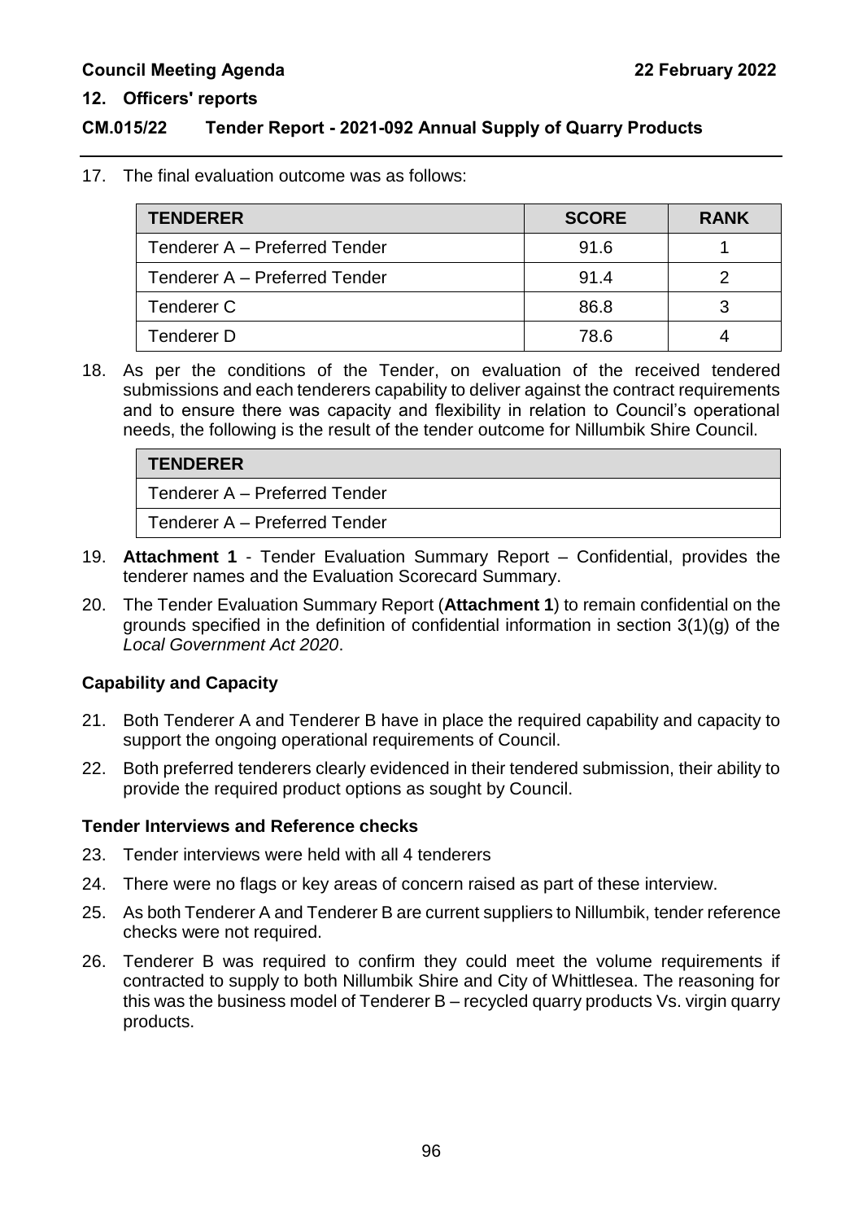17. The final evaluation outcome was as follows:

| TENDERER | SCORE | RANK |
|---|---|---|
| Tenderer A – Preferred Tender | 91.6 | 1 |
| Tenderer A – Preferred Tender | 91.4 | 2 |
| Tenderer C | 86.8 | 3 |
| Tenderer D | 78.6 | 4 |

18. As per the conditions of the Tender, on evaluation of the received tendered submissions and each tenderers capability to deliver against the contract requirements and to ensure there was capacity and flexibility in relation to Council's operational needs, the following is the result of the tender outcome for Nillumbik Shire Council.

| TENDERER |
|---|
| Tenderer A – Preferred Tender |
| Tenderer A – Preferred Tender |

19. **Attachment 1** - Tender Evaluation Summary Report – Confidential, provides the tenderer names and the Evaluation Scorecard Summary.

20. The Tender Evaluation Summary Report (**Attachment 1**) to remain confidential on the grounds specified in the definition of confidential information in section 3(1)(g) of the *Local Government Act 2020*.

**Capability and Capacity**

21. Both Tenderer A and Tenderer B have in place the required capability and capacity to support the ongoing operational requirements of Council.

22. Both preferred tenderers clearly evidenced in their tendered submission, their ability to provide the required product options as sought by Council.

**Tender Interviews and Reference checks**

23. Tender interviews were held with all 4 tenderers

24. There were no flags or key areas of concern raised as part of these interview.

25. As both Tenderer A and Tenderer B are current suppliers to Nillumbik, tender reference checks were not required.

26. Tenderer B was required to confirm they could meet the volume requirements if contracted to supply to both Nillumbik Shire and City of Whittlesea. The reasoning for this was the business model of Tenderer B – recycled quarry products Vs. virgin quarry products.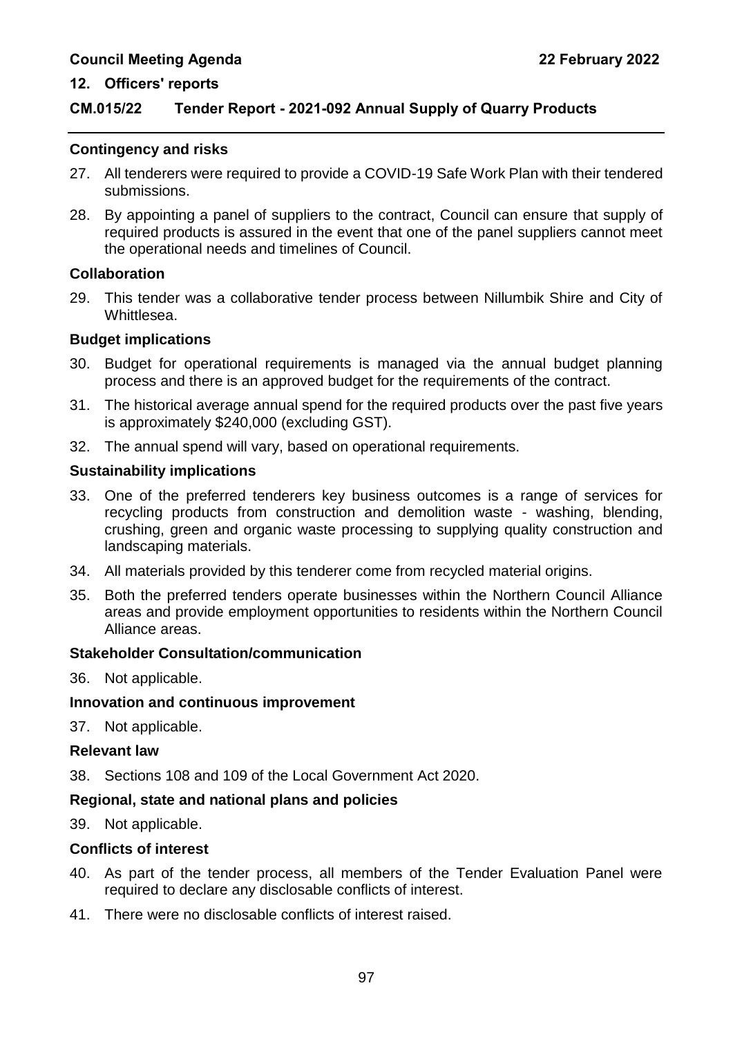## 12. Officers' reports

### CM.015/22 Tender Report - 2021-092 Annual Supply of Quarry Products

**Contingency and risks**

27. All tenderers were required to provide a COVID-19 Safe Work Plan with their tendered submissions.
28. By appointing a panel of suppliers to the contract, Council can ensure that supply of required products is assured in the event that one of the panel suppliers cannot meet the operational needs and timelines of Council.

**Collaboration**

29. This tender was a collaborative tender process between Nillumbik Shire and City of Whittlesea.

**Budget implications**

30. Budget for operational requirements is managed via the annual budget planning process and there is an approved budget for the requirements of the contract.
31. The historical average annual spend for the required products over the past five years is approximately $240,000 (excluding GST).
32. The annual spend will vary, based on operational requirements.

**Sustainability implications**

33. One of the preferred tenderers key business outcomes is a range of services for recycling products from construction and demolition waste - washing, blending, crushing, green and organic waste processing to supplying quality construction and landscaping materials.
34. All materials provided by this tenderer come from recycled material origins.
35. Both the preferred tenders operate businesses within the Northern Council Alliance areas and provide employment opportunities to residents within the Northern Council Alliance areas.

**Stakeholder Consultation/communication**

36. Not applicable.

**Innovation and continuous improvement**

37. Not applicable.

**Relevant law**

38. Sections 108 and 109 of the Local Government Act 2020.

**Regional, state and national plans and policies**

39. Not applicable.

**Conflicts of interest**

40. As part of the tender process, all members of the Tender Evaluation Panel were required to declare any disclosable conflicts of interest.
41. There were no disclosable conflicts of interest raised.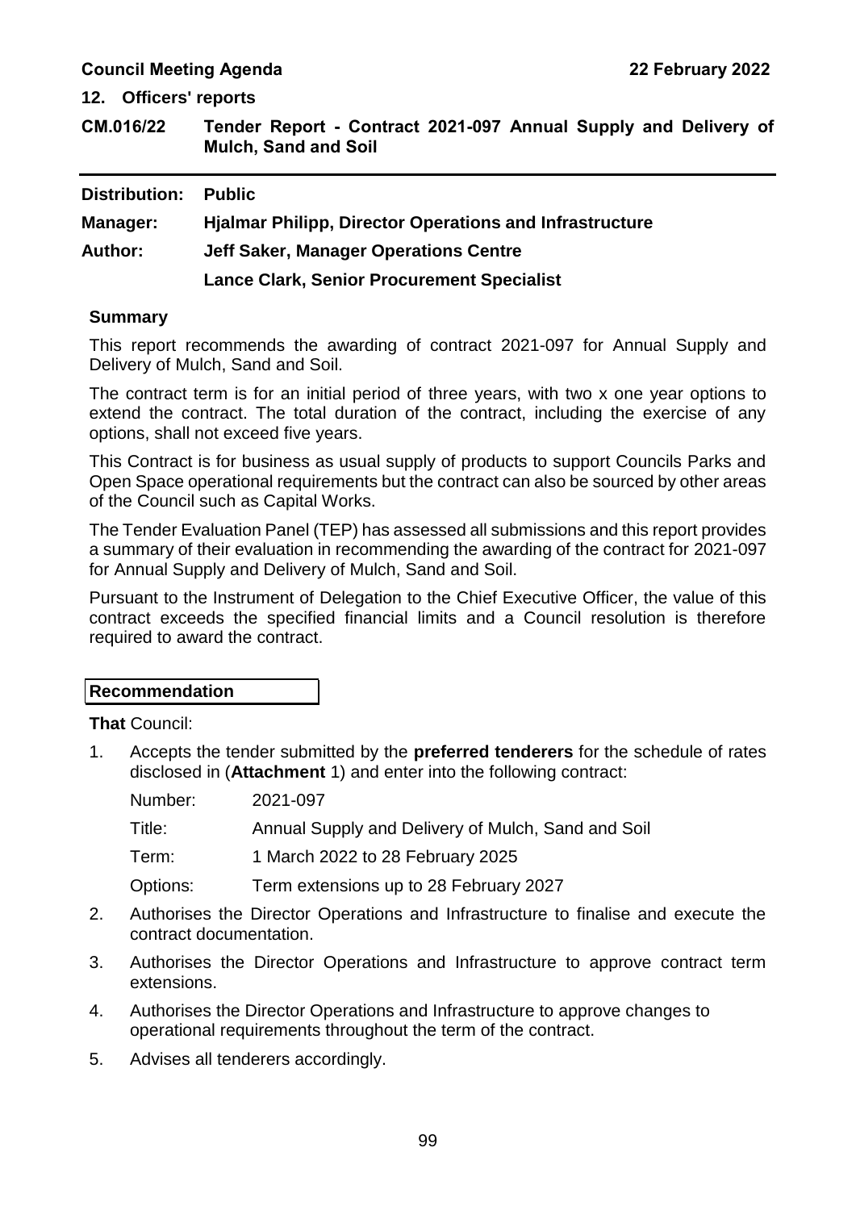## 12. Officers' reports

## CM.016/22 Tender Report - Contract 2021-097 Annual Supply and Delivery of Mulch, Sand and Soil

**Distribution:** **Public**

**Manager:** **Hjalmar Philipp, Director Operations and Infrastructure**

**Author:** **Jeff Saker, Manager Operations Centre**

**Lance Clark, Senior Procurement Specialist**

### Summary

This report recommends the awarding of contract 2021-097 for Annual Supply and Delivery of Mulch, Sand and Soil.

The contract term is for an initial period of three years, with two x one year options to extend the contract. The total duration of the contract, including the exercise of any options, shall not exceed five years.

This Contract is for business as usual supply of products to support Councils Parks and Open Space operational requirements but the contract can also be sourced by other areas of the Council such as Capital Works.

The Tender Evaluation Panel (TEP) has assessed all submissions and this report provides a summary of their evaluation in recommending the awarding of the contract for 2021-097 for Annual Supply and Delivery of Mulch, Sand and Soil.

Pursuant to the Instrument of Delegation to the Chief Executive Officer, the value of this contract exceeds the specified financial limits and a Council resolution is therefore required to award the contract.

### Recommendation

**That** Council:

1. Accepts the tender submitted by the **preferred tenderers** for the schedule of rates disclosed in (**Attachment** 1) and enter into the following contract:

   Number: 2021-097

   Title: Annual Supply and Delivery of Mulch, Sand and Soil

   Term: 1 March 2022 to 28 February 2025

   Options: Term extensions up to 28 February 2027

2. Authorises the Director Operations and Infrastructure to finalise and execute the contract documentation.
3. Authorises the Director Operations and Infrastructure to approve contract term extensions.
4. Authorises the Director Operations and Infrastructure to approve changes to operational requirements throughout the term of the contract.
5. Advises all tenderers accordingly.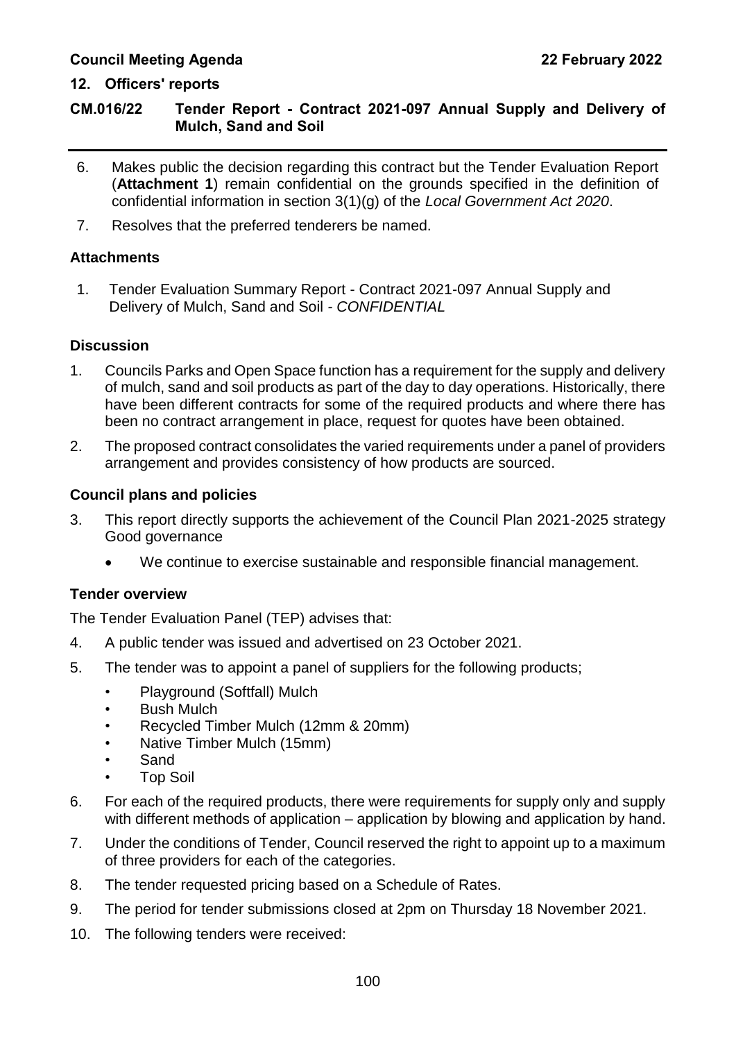## CM.016/22 Tender Report - Contract 2021-097 Annual Supply and Delivery of Mulch, Sand and Soil

6. Makes public the decision regarding this contract but the Tender Evaluation Report (**Attachment 1**) remain confidential on the grounds specified in the definition of confidential information in section 3(1)(g) of the *Local Government Act 2020*.
7. Resolves that the preferred tenderers be named.

### Attachments

1. Tender Evaluation Summary Report - Contract 2021-097 Annual Supply and Delivery of Mulch, Sand and Soil - *CONFIDENTIAL*

### Discussion

1. Councils Parks and Open Space function has a requirement for the supply and delivery of mulch, sand and soil products as part of the day to day operations. Historically, there have been different contracts for some of the required products and where there has been no contract arrangement in place, request for quotes have been obtained.
2. The proposed contract consolidates the varied requirements under a panel of providers arrangement and provides consistency of how products are sourced.

### Council plans and policies

3. This report directly supports the achievement of the Council Plan 2021-2025 strategy Good governance
   - We continue to exercise sustainable and responsible financial management.

### Tender overview

The Tender Evaluation Panel (TEP) advises that:

4. A public tender was issued and advertised on 23 October 2021.
5. The tender was to appoint a panel of suppliers for the following products;
   - Playground (Softfall) Mulch
   - Bush Mulch
   - Recycled Timber Mulch (12mm & 20mm)
   - Native Timber Mulch (15mm)
   - Sand
   - Top Soil
6. For each of the required products, there were requirements for supply only and supply with different methods of application – application by blowing and application by hand.
7. Under the conditions of Tender, Council reserved the right to appoint up to a maximum of three providers for each of the categories.
8. The tender requested pricing based on a Schedule of Rates.
9. The period for tender submissions closed at 2pm on Thursday 18 November 2021.
10. The following tenders were received: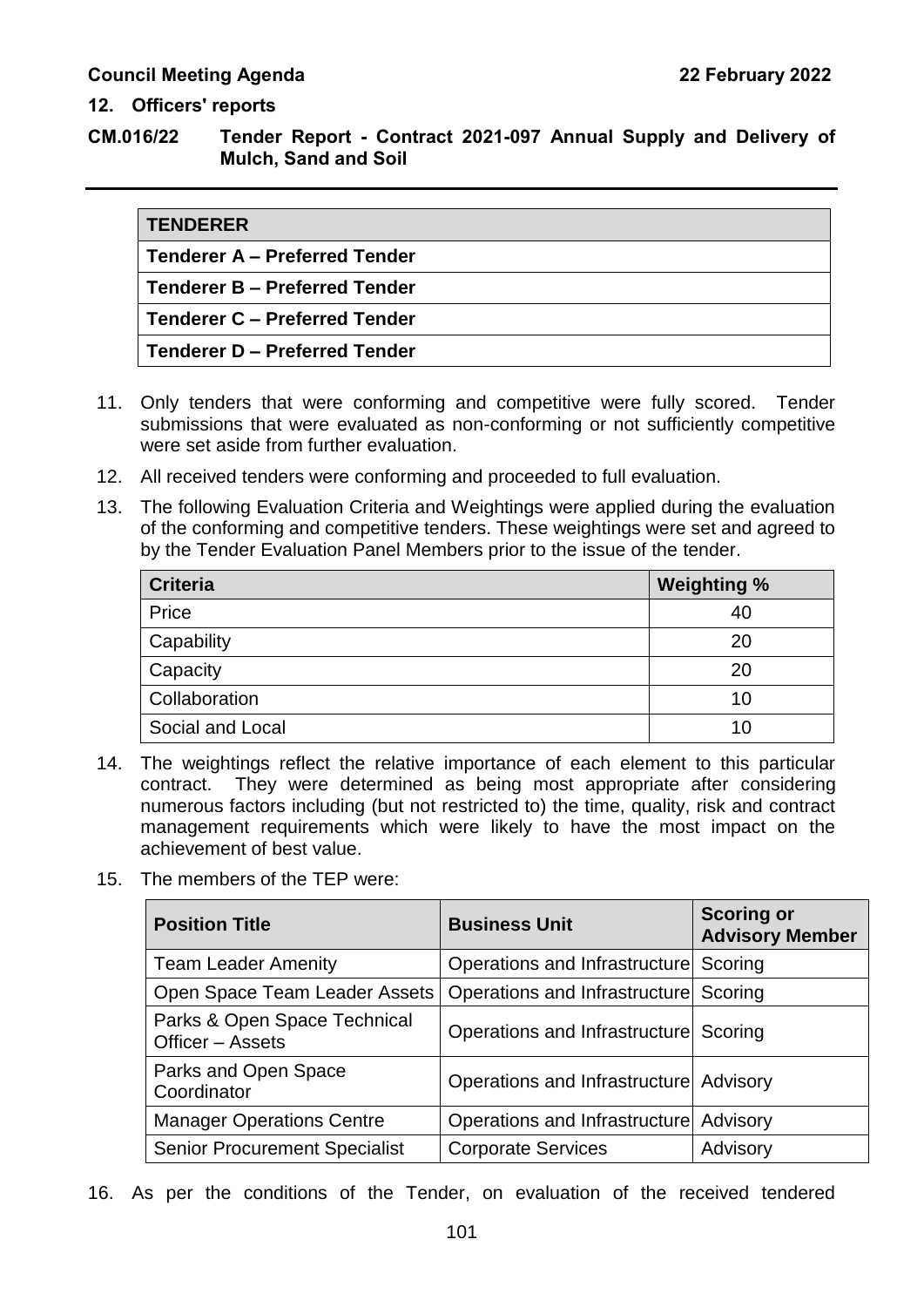**12. Officers' reports**

**CM.016/22 Tender Report - Contract 2021-097 Annual Supply and Delivery of Mulch, Sand and Soil**

| **TENDERER** |
|---|
| **Tenderer A – Preferred Tender** |
| **Tenderer B – Preferred Tender** |
| **Tenderer C – Preferred Tender** |
| **Tenderer D – Preferred Tender** |

11. Only tenders that were conforming and competitive were fully scored. Tender submissions that were evaluated as non-conforming or not sufficiently competitive were set aside from further evaluation.

12. All received tenders were conforming and proceeded to full evaluation.

13. The following Evaluation Criteria and Weightings were applied during the evaluation of the conforming and competitive tenders. These weightings were set and agreed to by the Tender Evaluation Panel Members prior to the issue of the tender.

| **Criteria** | **Weighting %** |
|---|---|
| Price | 40 |
| Capability | 20 |
| Capacity | 20 |
| Collaboration | 10 |
| Social and Local | 10 |

14. The weightings reflect the relative importance of each element to this particular contract. They were determined as being most appropriate after considering numerous factors including (but not restricted to) the time, quality, risk and contract management requirements which were likely to have the most impact on the achievement of best value.

15. The members of the TEP were:

| **Position Title** | **Business Unit** | **Scoring or Advisory Member** |
|---|---|---|
| Team Leader Amenity | Operations and Infrastructure | Scoring |
| Open Space Team Leader Assets | Operations and Infrastructure | Scoring |
| Parks & Open Space Technical Officer – Assets | Operations and Infrastructure | Scoring |
| Parks and Open Space Coordinator | Operations and Infrastructure | Advisory |
| Manager Operations Centre | Operations and Infrastructure | Advisory |
| Senior Procurement Specialist | Corporate Services | Advisory |

16. As per the conditions of the Tender, on evaluation of the received tendered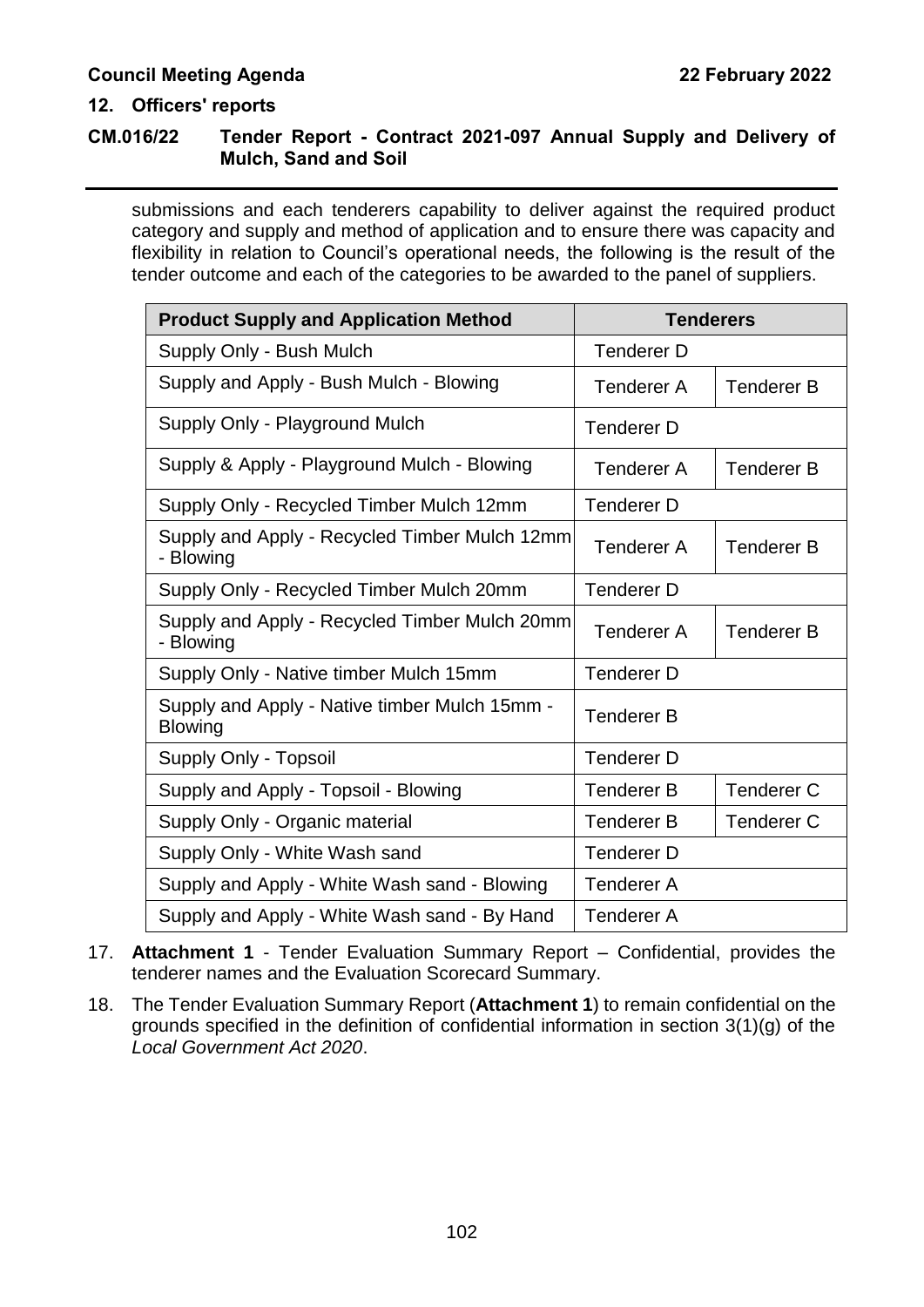submissions and each tenderers capability to deliver against the required product category and supply and method of application and to ensure there was capacity and flexibility in relation to Council's operational needs, the following is the result of the tender outcome and each of the categories to be awarded to the panel of suppliers.

| Product Supply and Application Method | Tenderers | |
|---|---|---|
| Supply Only - Bush Mulch | Tenderer D | |
| Supply and Apply - Bush Mulch - Blowing | Tenderer A | Tenderer B |
| Supply Only - Playground Mulch | Tenderer D | |
| Supply & Apply - Playground Mulch - Blowing | Tenderer A | Tenderer B |
| Supply Only - Recycled Timber Mulch 12mm | Tenderer D | |
| Supply and Apply - Recycled Timber Mulch 12mm - Blowing | Tenderer A | Tenderer B |
| Supply Only - Recycled Timber Mulch 20mm | Tenderer D | |
| Supply and Apply - Recycled Timber Mulch 20mm - Blowing | Tenderer A | Tenderer B |
| Supply Only - Native timber Mulch 15mm | Tenderer D | |
| Supply and Apply - Native timber Mulch 15mm - Blowing | Tenderer B | |
| Supply Only - Topsoil | Tenderer D | |
| Supply and Apply - Topsoil - Blowing | Tenderer B | Tenderer C |
| Supply Only - Organic material | Tenderer B | Tenderer C |
| Supply Only - White Wash sand | Tenderer D | |
| Supply and Apply - White Wash sand - Blowing | Tenderer A | |
| Supply and Apply - White Wash sand - By Hand | Tenderer A | |

17. **Attachment 1** - Tender Evaluation Summary Report – Confidential, provides the tenderer names and the Evaluation Scorecard Summary.

18. The Tender Evaluation Summary Report (**Attachment 1**) to remain confidential on the grounds specified in the definition of confidential information in section 3(1)(g) of the *Local Government Act 2020*.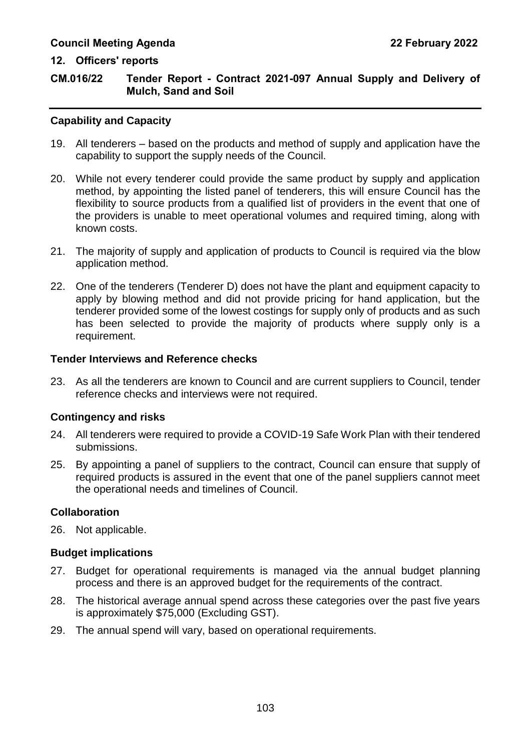## Capability and Capacity

19. All tenderers – based on the products and method of supply and application have the capability to support the supply needs of the Council.

20. While not every tenderer could provide the same product by supply and application method, by appointing the listed panel of tenderers, this will ensure Council has the flexibility to source products from a qualified list of providers in the event that one of the providers is unable to meet operational volumes and required timing, along with known costs.

21. The majority of supply and application of products to Council is required via the blow application method.

22. One of the tenderers (Tenderer D) does not have the plant and equipment capacity to apply by blowing method and did not provide pricing for hand application, but the tenderer provided some of the lowest costings for supply only of products and as such has been selected to provide the majority of products where supply only is a requirement.

## Tender Interviews and Reference checks

23. As all the tenderers are known to Council and are current suppliers to Council, tender reference checks and interviews were not required.

## Contingency and risks

24. All tenderers were required to provide a COVID-19 Safe Work Plan with their tendered submissions.

25. By appointing a panel of suppliers to the contract, Council can ensure that supply of required products is assured in the event that one of the panel suppliers cannot meet the operational needs and timelines of Council.

## Collaboration

26. Not applicable.

## Budget implications

27. Budget for operational requirements is managed via the annual budget planning process and there is an approved budget for the requirements of the contract.

28. The historical average annual spend across these categories over the past five years is approximately $75,000 (Excluding GST).

29. The annual spend will vary, based on operational requirements.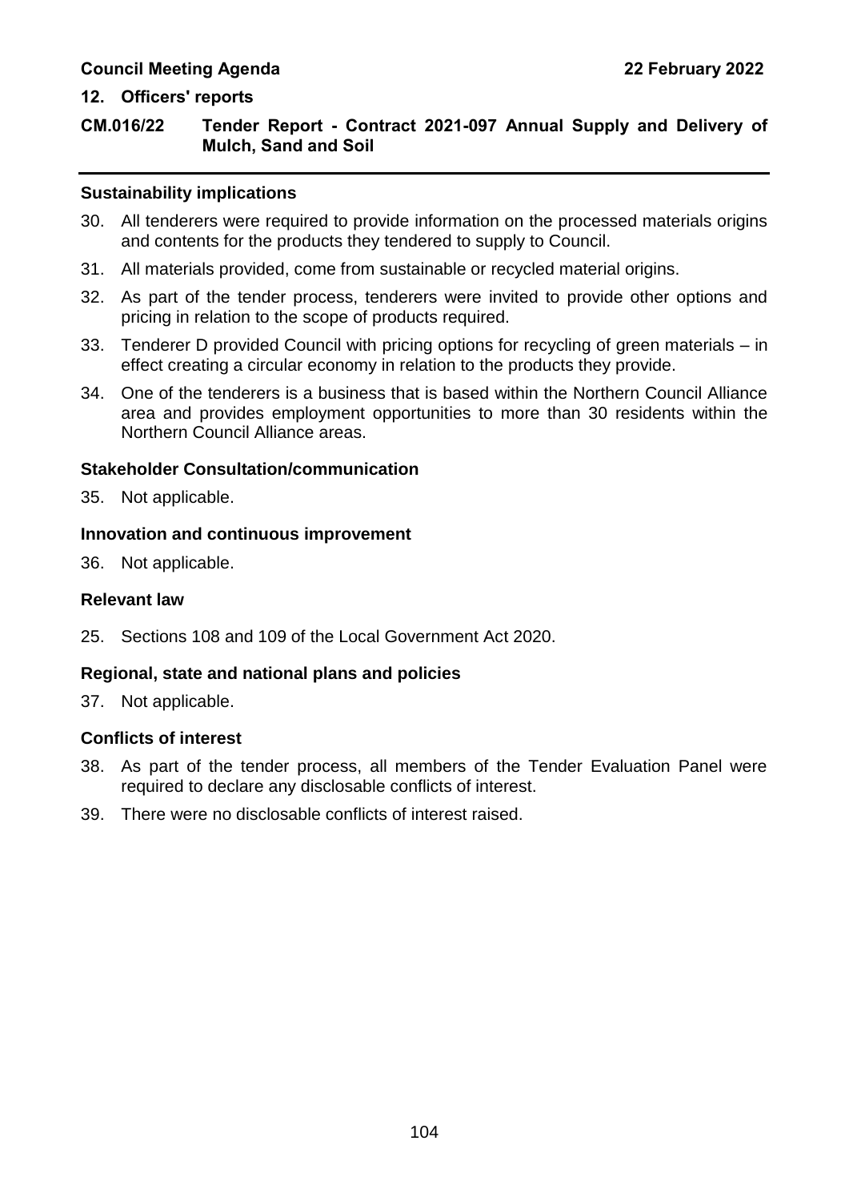## 12. Officers' reports

## CM.016/22 Tender Report - Contract 2021-097 Annual Supply and Delivery of Mulch, Sand and Soil

### Sustainability implications

30. All tenderers were required to provide information on the processed materials origins and contents for the products they tendered to supply to Council.
31. All materials provided, come from sustainable or recycled material origins.
32. As part of the tender process, tenderers were invited to provide other options and pricing in relation to the scope of products required.
33. Tenderer D provided Council with pricing options for recycling of green materials – in effect creating a circular economy in relation to the products they provide.
34. One of the tenderers is a business that is based within the Northern Council Alliance area and provides employment opportunities to more than 30 residents within the Northern Council Alliance areas.

### Stakeholder Consultation/communication

35. Not applicable.

### Innovation and continuous improvement

36. Not applicable.

### Relevant law

25. Sections 108 and 109 of the Local Government Act 2020.

### Regional, state and national plans and policies

37. Not applicable.

### Conflicts of interest

38. As part of the tender process, all members of the Tender Evaluation Panel were required to declare any disclosable conflicts of interest.
39. There were no disclosable conflicts of interest raised.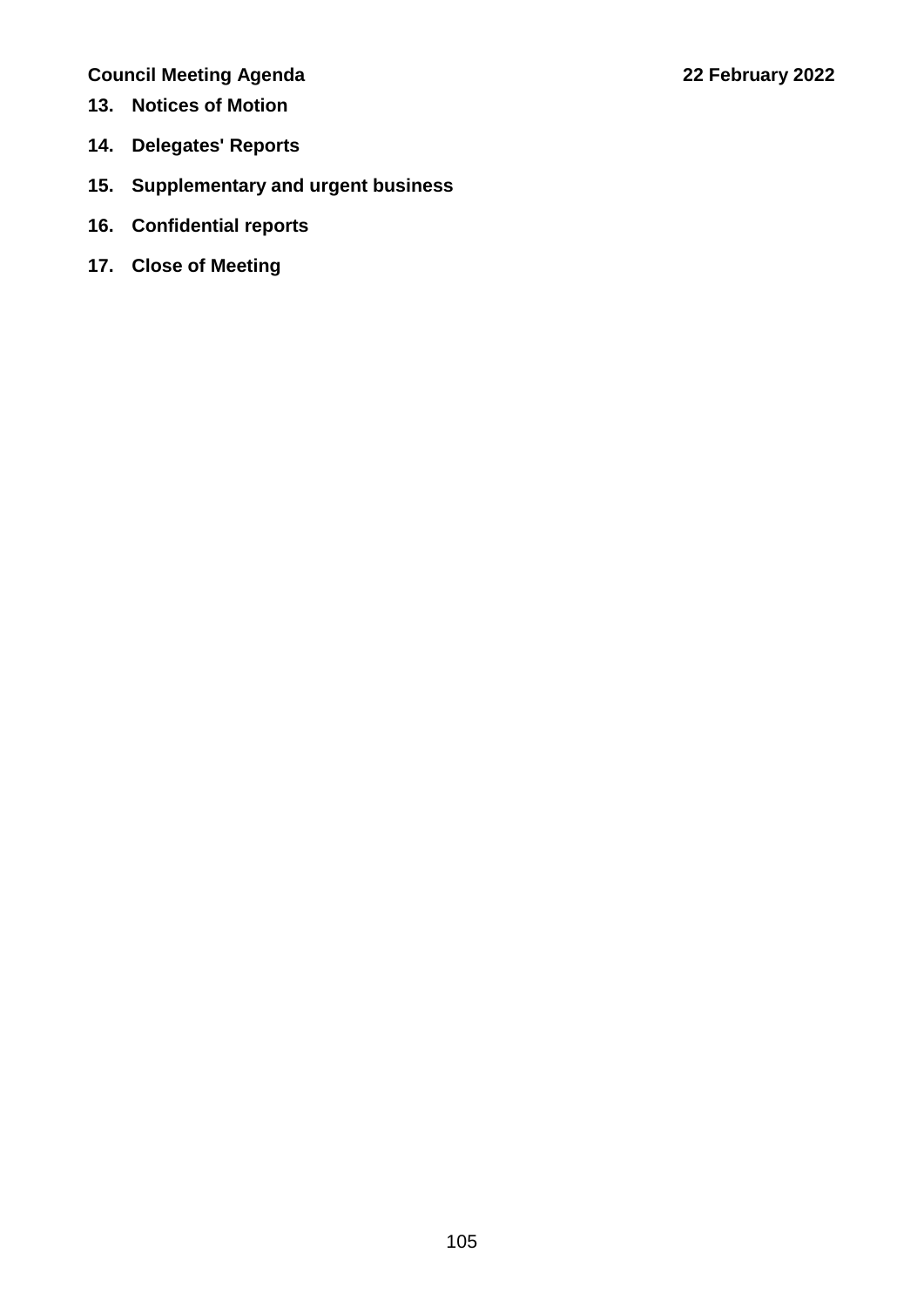**13. Notices of Motion**

**14. Delegates' Reports**

**15. Supplementary and urgent business**

**16. Confidential reports**

**17. Close of Meeting**